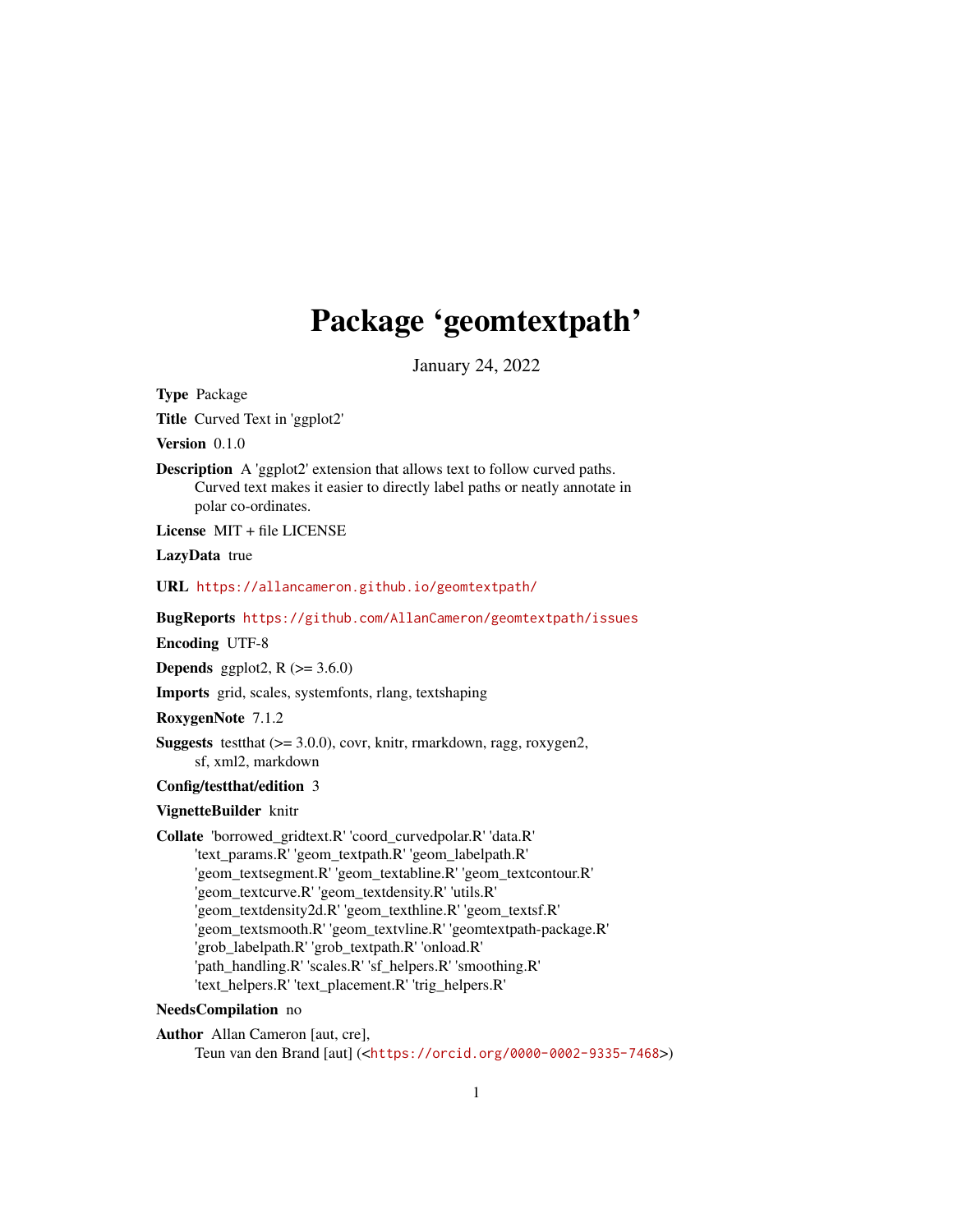# Package 'geomtextpath'

January 24, 2022

**Type** Package

**Title** Curved Text in 'ggplot2'

**Version** 0.1.0

**Description** A 'ggplot2' extension that allows text to follow curved paths. Curved text makes it easier to directly label paths or neatly annotate in polar co-ordinates.

**License** MIT + file LICENSE

**LazyData** true

**URL** https://allancameron.github.io/geomtextpath/

**BugReports** https://github.com/AllanCameron/geomtextpath/issues

**Encoding** UTF-8

**Depends** ggplot2, R (>= 3.6.0)

**Imports** grid, scales, systemfonts, rlang, textshaping

**RoxygenNote** 7.1.2

**Suggests** testthat (>= 3.0.0), covr, knitr, rmarkdown, ragg, roxygen2, sf, xml2, markdown

**Config/testthat/edition** 3

**VignetteBuilder** knitr

**Collate** 'borrowed_gridtext.R' 'coord_curvedpolar.R' 'data.R' 'text_params.R' 'geom_textpath.R' 'geom_labelpath.R' 'geom_textsegment.R' 'geom_textabline.R' 'geom_textcontour.R' 'geom_textcurve.R' 'geom_textdensity.R' 'utils.R' 'geom_textdensity2d.R' 'geom_texthline.R' 'geom_textsf.R' 'geom_textsmooth.R' 'geom_textvline.R' 'geomtextpath-package.R' 'grob_labelpath.R' 'grob_textpath.R' 'onload.R' 'path_handling.R' 'scales.R' 'sf_helpers.R' 'smoothing.R' 'text_helpers.R' 'text_placement.R' 'trig_helpers.R'

**NeedsCompilation** no

**Author** Allan Cameron [aut, cre], Teun van den Brand [aut] (<https://orcid.org/0000-0002-9335-7468>)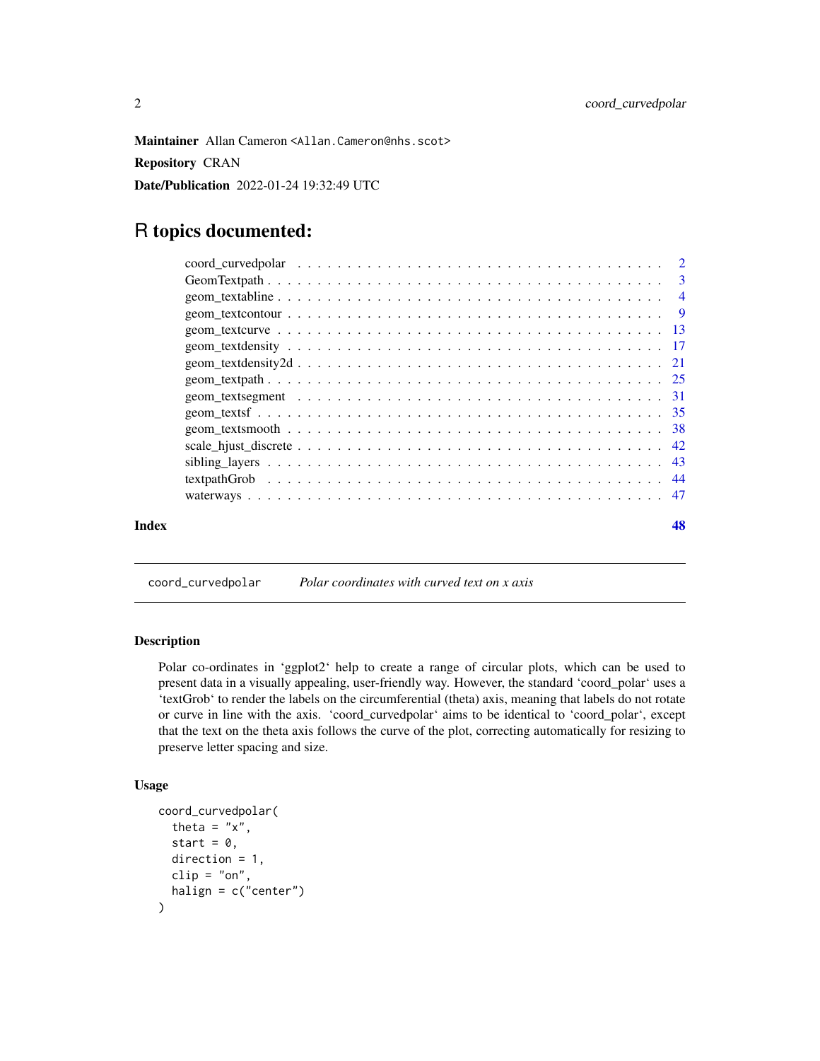**Maintainer** Allan Cameron <Allan.Cameron@nhs.scot>

**Repository** CRAN

**Date/Publication** 2022-01-24 19:32:49 UTC

# R topics documented:

- coord_curvedpolar . . . . . . . . . . . . . . . . . . . . . . . . . . . . . . . . . . . . 2
- GeomTextpath . . . . . . . . . . . . . . . . . . . . . . . . . . . . . . . . . . . . . . 3
- geom_textabline . . . . . . . . . . . . . . . . . . . . . . . . . . . . . . . . . . . . . 4
- geom_textcontour . . . . . . . . . . . . . . . . . . . . . . . . . . . . . . . . . . . . 9
- geom_textcurve . . . . . . . . . . . . . . . . . . . . . . . . . . . . . . . . . . . . . 13
- geom_textdensity . . . . . . . . . . . . . . . . . . . . . . . . . . . . . . . . . . . . 17
- geom_textdensity2d . . . . . . . . . . . . . . . . . . . . . . . . . . . . . . . . . . . 21
- geom_textpath . . . . . . . . . . . . . . . . . . . . . . . . . . . . . . . . . . . . . . 25
- geom_textsegment . . . . . . . . . . . . . . . . . . . . . . . . . . . . . . . . . . . . 31
- geom_textsf . . . . . . . . . . . . . . . . . . . . . . . . . . . . . . . . . . . . . . . 35
- geom_textsmooth . . . . . . . . . . . . . . . . . . . . . . . . . . . . . . . . . . . . . 38
- scale_hjust_discrete . . . . . . . . . . . . . . . . . . . . . . . . . . . . . . . . . . . 42
- sibling_layers . . . . . . . . . . . . . . . . . . . . . . . . . . . . . . . . . . . . . . 43
- textpathGrob . . . . . . . . . . . . . . . . . . . . . . . . . . . . . . . . . . . . . . . 44
- waterways . . . . . . . . . . . . . . . . . . . . . . . . . . . . . . . . . . . . . . . . . 47

**Index** **48**

---

## coord_curvedpolar — *Polar coordinates with curved text on x axis*

---

### Description

Polar co-ordinates in 'ggplot2' help to create a range of circular plots, which can be used to present data in a visually appealing, user-friendly way. However, the standard 'coord_polar' uses a 'textGrob' to render the labels on the circumferential (theta) axis, meaning that labels do not rotate or curve in line with the axis. 'coord_curvedpolar' aims to be identical to 'coord_polar', except that the text on the theta axis follows the curve of the plot, correcting automatically for resizing to preserve letter spacing and size.

### Usage

```
coord_curvedpolar(
  theta = "x",
  start = 0,
  direction = 1,
  clip = "on",
  halign = c("center")
)
```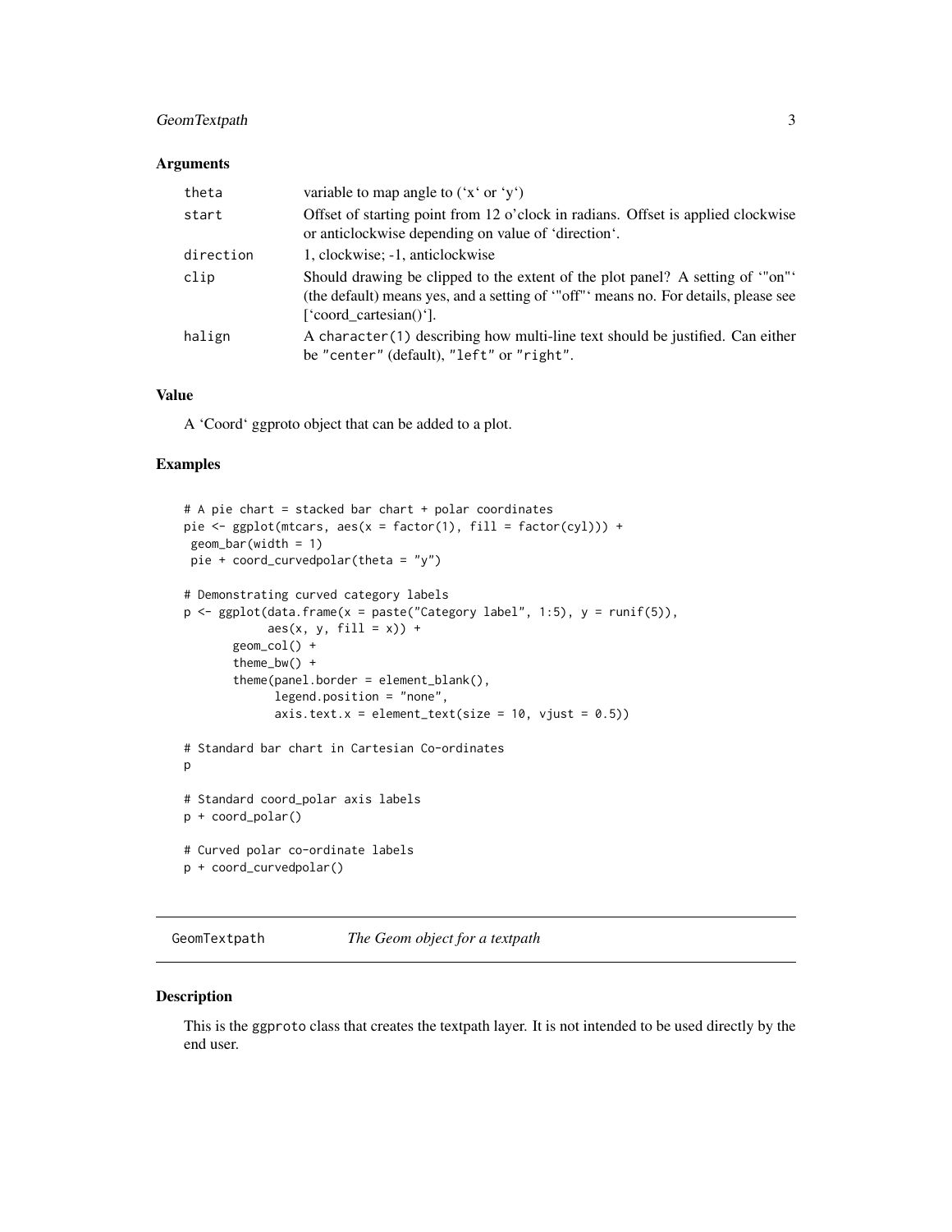### Arguments

| | |
|---|---|
| theta | variable to map angle to (‘x‘ or ‘y‘) |
| start | Offset of starting point from 12 o’clock in radians. Offset is applied clockwise or anticlockwise depending on value of ‘direction‘. |
| direction | 1, clockwise; -1, anticlockwise |
| clip | Should drawing be clipped to the extent of the plot panel? A setting of ‘"on"‘ (the default) means yes, and a setting of ‘"off"‘ means no. For details, please see [‘coord_cartesian()‘]. |
| halign | A `character(1)` describing how multi-line text should be justified. Can either be `"center"` (default), `"left"` or `"right"`. |

### Value

A ‘Coord‘ ggproto object that can be added to a plot.

### Examples

```
# A pie chart = stacked bar chart + polar coordinates
pie <- ggplot(mtcars, aes(x = factor(1), fill = factor(cyl))) +
 geom_bar(width = 1)
 pie + coord_curvedpolar(theta = "y")

# Demonstrating curved category labels
p <- ggplot(data.frame(x = paste("Category label", 1:5), y = runif(5)),
            aes(x, y, fill = x)) +
       geom_col() +
       theme_bw() +
       theme(panel.border = element_blank(),
             legend.position = "none",
             axis.text.x = element_text(size = 10, vjust = 0.5))

# Standard bar chart in Cartesian Co-ordinates
p

# Standard coord_polar axis labels
p + coord_polar()

# Curved polar co-ordinate labels
p + coord_curvedpolar()
```

---

## GeomTextpath &nbsp;&nbsp;&nbsp;&nbsp; *The Geom object for a textpath*

### Description

This is the ggproto class that creates the textpath layer. It is not intended to be used directly by the end user.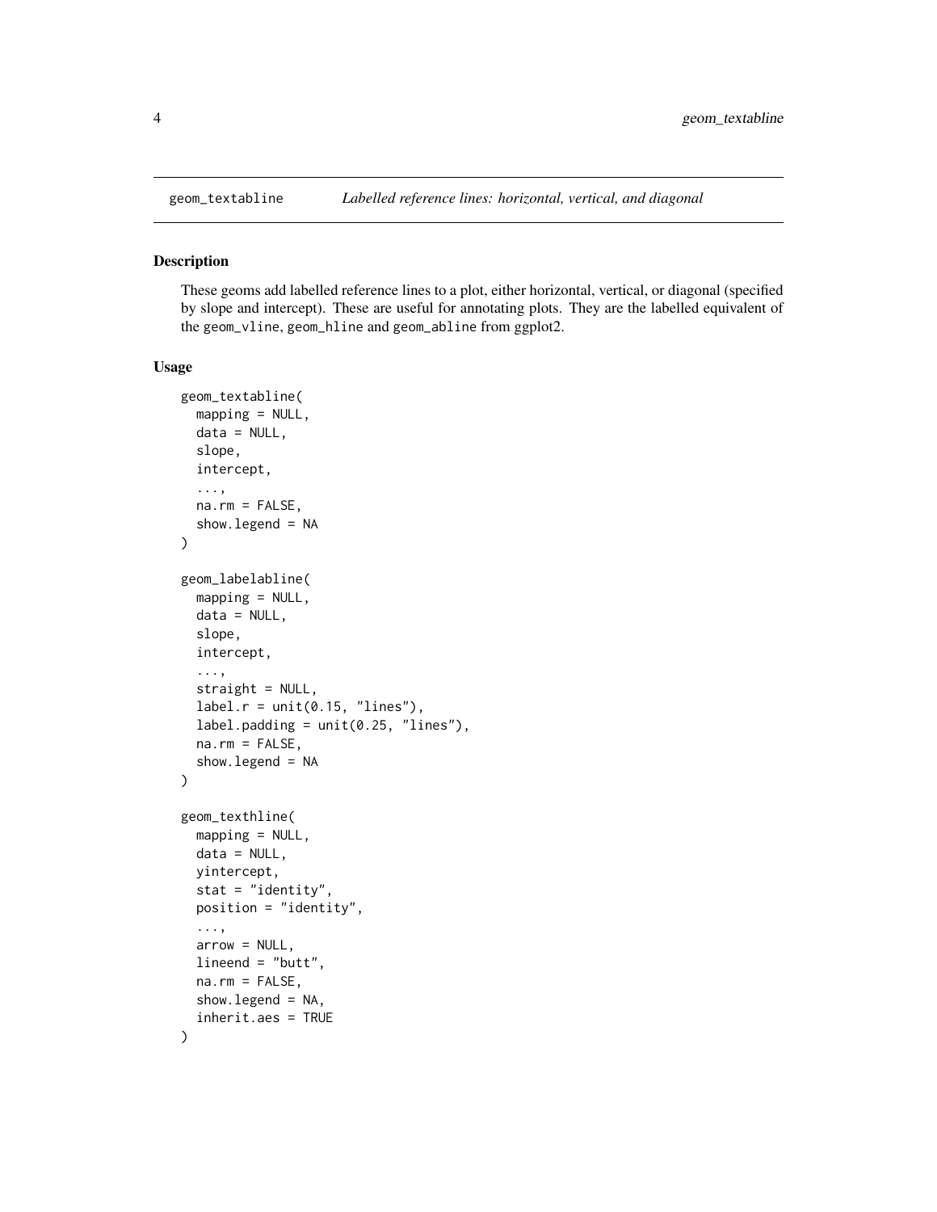geom_textabline *Labelled reference lines: horizontal, vertical, and diagonal*

## Description

These geoms add labelled reference lines to a plot, either horizontal, vertical, or diagonal (specified by slope and intercept). These are useful for annotating plots. They are the labelled equivalent of the `geom_vline`, `geom_hline` and `geom_abline` from ggplot2.

## Usage

```
geom_textabline(
  mapping = NULL,
  data = NULL,
  slope,
  intercept,
  ...,
  na.rm = FALSE,
  show.legend = NA
)

geom_labelabline(
  mapping = NULL,
  data = NULL,
  slope,
  intercept,
  ...,
  straight = NULL,
  label.r = unit(0.15, "lines"),
  label.padding = unit(0.25, "lines"),
  na.rm = FALSE,
  show.legend = NA
)

geom_texthline(
  mapping = NULL,
  data = NULL,
  yintercept,
  stat = "identity",
  position = "identity",
  ...,
  arrow = NULL,
  lineend = "butt",
  na.rm = FALSE,
  show.legend = NA,
  inherit.aes = TRUE
)
```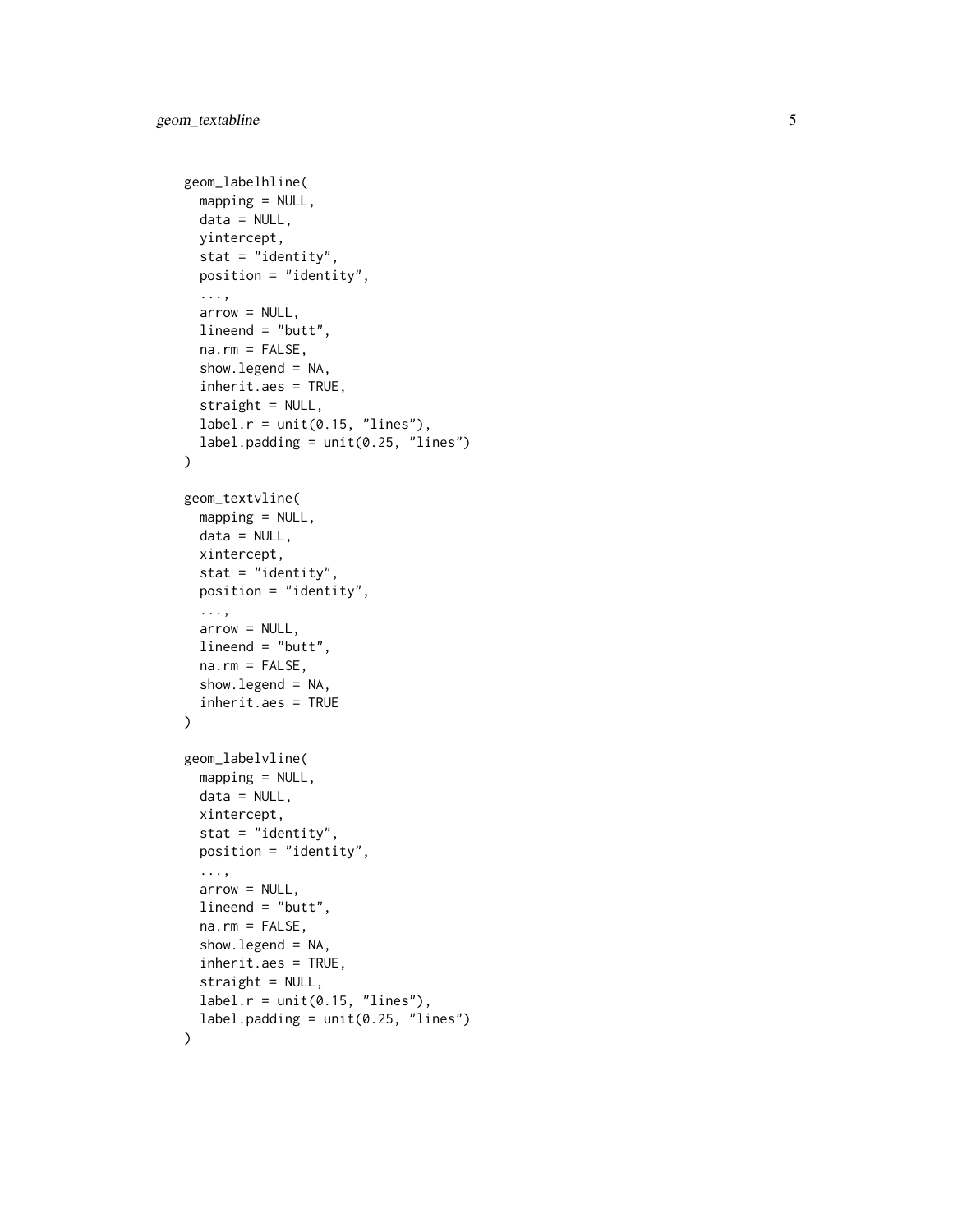```
geom_labelhline(
  mapping = NULL,
  data = NULL,
  yintercept,
  stat = "identity",
  position = "identity",
  ...,
  arrow = NULL,
  lineend = "butt",
  na.rm = FALSE,
  show.legend = NA,
  inherit.aes = TRUE,
  straight = NULL,
  label.r = unit(0.15, "lines"),
  label.padding = unit(0.25, "lines")
)

geom_textvline(
  mapping = NULL,
  data = NULL,
  xintercept,
  stat = "identity",
  position = "identity",
  ...,
  arrow = NULL,
  lineend = "butt",
  na.rm = FALSE,
  show.legend = NA,
  inherit.aes = TRUE
)

geom_labelvline(
  mapping = NULL,
  data = NULL,
  xintercept,
  stat = "identity",
  position = "identity",
  ...,
  arrow = NULL,
  lineend = "butt",
  na.rm = FALSE,
  show.legend = NA,
  inherit.aes = TRUE,
  straight = NULL,
  label.r = unit(0.15, "lines"),
  label.padding = unit(0.25, "lines")
)
```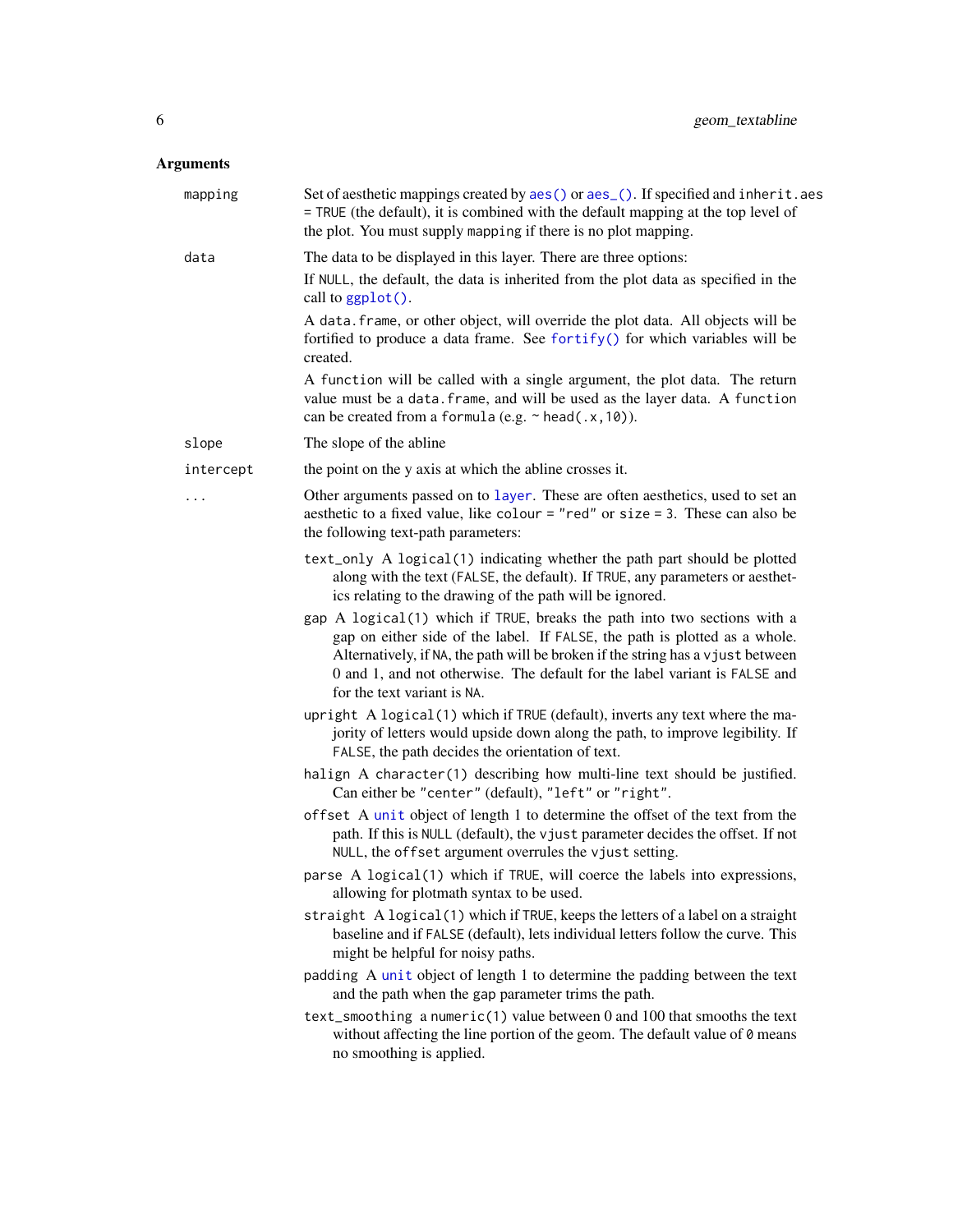## Arguments

| | |
|---|---|
| `mapping` | Set of aesthetic mappings created by `aes()` or `aes_()`. If specified and `inherit.aes = TRUE` (the default), it is combined with the default mapping at the top level of the plot. You must supply `mapping` if there is no plot mapping. |
| `data` | The data to be displayed in this layer. There are three options:<br><br>If `NULL`, the default, the data is inherited from the plot data as specified in the call to `ggplot()`.<br><br>A `data.frame`, or other object, will override the plot data. All objects will be fortified to produce a data frame. See `fortify()` for which variables will be created.<br><br>A `function` will be called with a single argument, the plot data. The return value must be a `data.frame`, and will be used as the layer data. A `function` can be created from a `formula` (e.g. `~ head(.x, 10)`). |
| `slope` | The slope of the abline |
| `intercept` | the point on the y axis at which the abline crosses it. |
| `...` | Other arguments passed on to `layer`. These are often aesthetics, used to set an aesthetic to a fixed value, like `colour = "red"` or `size = 3`. These can also be the following text-path parameters: |

- `text_only` A `logical(1)` indicating whether the path part should be plotted along with the text (`FALSE`, the default). If `TRUE`, any parameters or aesthetics relating to the drawing of the path will be ignored.
- `gap` A `logical(1)` which if `TRUE`, breaks the path into two sections with a gap on either side of the label. If `FALSE`, the path is plotted as a whole. Alternatively, if `NA`, the path will be broken if the string has a `vjust` between 0 and 1, and not otherwise. The default for the label variant is `FALSE` and for the text variant is `NA`.
- `upright` A `logical(1)` which if `TRUE` (default), inverts any text where the majority of letters would upside down along the path, to improve legibility. If `FALSE`, the path decides the orientation of text.
- `halign` A `character(1)` describing how multi-line text should be justified. Can either be `"center"` (default), `"left"` or `"right"`.
- `offset` A `unit` object of length 1 to determine the offset of the text from the path. If this is `NULL` (default), the `vjust` parameter decides the offset. If not `NULL`, the `offset` argument overrules the `vjust` setting.
- `parse` A `logical(1)` which if `TRUE`, will coerce the labels into expressions, allowing for plotmath syntax to be used.
- `straight` A `logical(1)` which if `TRUE`, keeps the letters of a label on a straight baseline and if `FALSE` (default), lets individual letters follow the curve. This might be helpful for noisy paths.
- `padding` A `unit` object of length 1 to determine the padding between the text and the path when the `gap` parameter trims the path.
- `text_smoothing` a `numeric(1)` value between 0 and 100 that smooths the text without affecting the line portion of the geom. The default value of `0` means no smoothing is applied.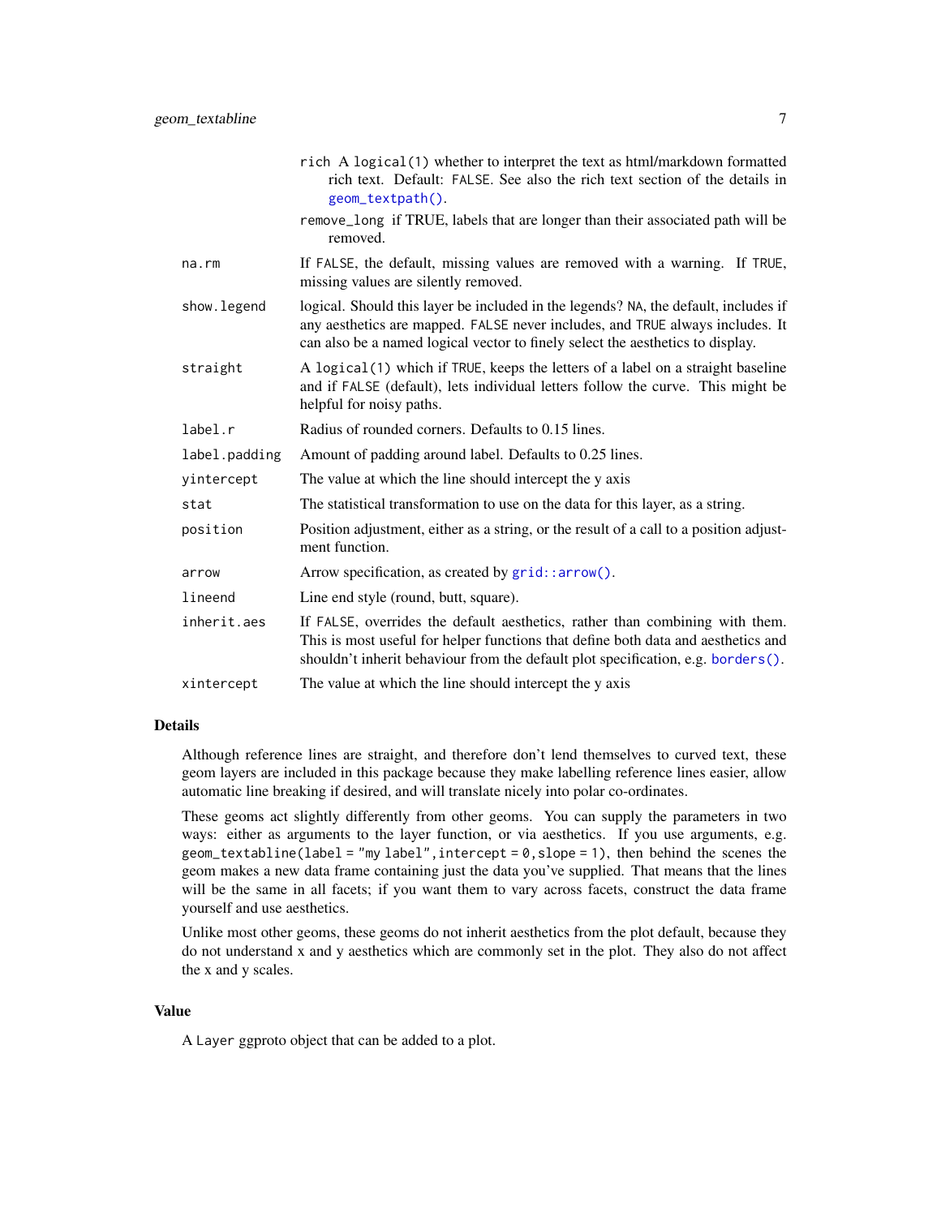| | |
|---|---|
| | `rich` A `logical(1)` whether to interpret the text as html/markdown formatted rich text. Default: `FALSE`. See also the rich text section of the details in `geom_textpath()`. |
| | `remove_long` if TRUE, labels that are longer than their associated path will be removed. |
| `na.rm` | If `FALSE`, the default, missing values are removed with a warning. If `TRUE`, missing values are silently removed. |
| `show.legend` | logical. Should this layer be included in the legends? `NA`, the default, includes if any aesthetics are mapped. `FALSE` never includes, and `TRUE` always includes. It can also be a named logical vector to finely select the aesthetics to display. |
| `straight` | A `logical(1)` which if `TRUE`, keeps the letters of a label on a straight baseline and if `FALSE` (default), lets individual letters follow the curve. This might be helpful for noisy paths. |
| `label.r` | Radius of rounded corners. Defaults to 0.15 lines. |
| `label.padding` | Amount of padding around label. Defaults to 0.25 lines. |
| `yintercept` | The value at which the line should intercept the y axis |
| `stat` | The statistical transformation to use on the data for this layer, as a string. |
| `position` | Position adjustment, either as a string, or the result of a call to a position adjustment function. |
| `arrow` | Arrow specification, as created by `grid::arrow()`. |
| `lineend` | Line end style (round, butt, square). |
| `inherit.aes` | If `FALSE`, overrides the default aesthetics, rather than combining with them. This is most useful for helper functions that define both data and aesthetics and shouldn't inherit behaviour from the default plot specification, e.g. `borders()`. |
| `xintercept` | The value at which the line should intercept the y axis |

## Details

Although reference lines are straight, and therefore don't lend themselves to curved text, these geom layers are included in this package because they make labelling reference lines easier, allow automatic line breaking if desired, and will translate nicely into polar co-ordinates.

These geoms act slightly differently from other geoms. You can supply the parameters in two ways: either as arguments to the layer function, or via aesthetics. If you use arguments, e.g. `geom_textabline(label = "my label", intercept = 0, slope = 1)`, then behind the scenes the geom makes a new data frame containing just the data you've supplied. That means that the lines will be the same in all facets; if you want them to vary across facets, construct the data frame yourself and use aesthetics.

Unlike most other geoms, these geoms do not inherit aesthetics from the plot default, because they do not understand x and y aesthetics which are commonly set in the plot. They also do not affect the x and y scales.

## Value

A `Layer` ggproto object that can be added to a plot.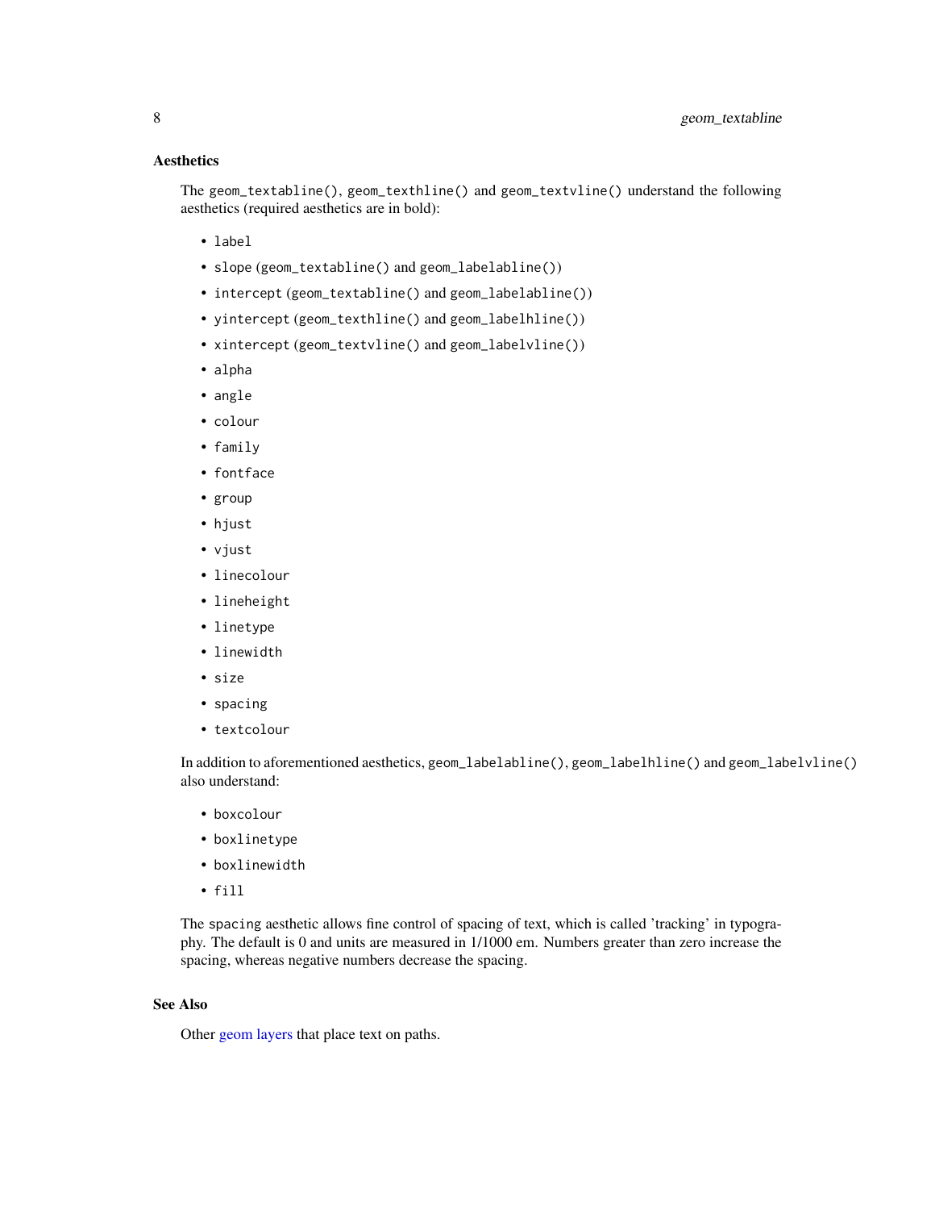### Aesthetics

The `geom_textabline()`, `geom_texthline()` and `geom_textvline()` understand the following aesthetics (required aesthetics are in bold):

- `label`
- `slope` (`geom_textabline()` and `geom_labelabline()`)
- `intercept` (`geom_textabline()` and `geom_labelabline()`)
- `yintercept` (`geom_texthline()` and `geom_labelhline()`)
- `xintercept` (`geom_textvline()` and `geom_labelvline()`)
- `alpha`
- `angle`
- `colour`
- `family`
- `fontface`
- `group`
- `hjust`
- `vjust`
- `linecolour`
- `lineheight`
- `linetype`
- `linewidth`
- `size`
- `spacing`
- `textcolour`

In addition to aforementioned aesthetics, `geom_labelabline()`, `geom_labelhline()` and `geom_labelvline()` also understand:

- `boxcolour`
- `boxlinetype`
- `boxlinewidth`
- `fill`

The `spacing` aesthetic allows fine control of spacing of text, which is called 'tracking' in typography. The default is 0 and units are measured in 1/1000 em. Numbers greater than zero increase the spacing, whereas negative numbers decrease the spacing.

### See Also

Other geom layers that place text on paths.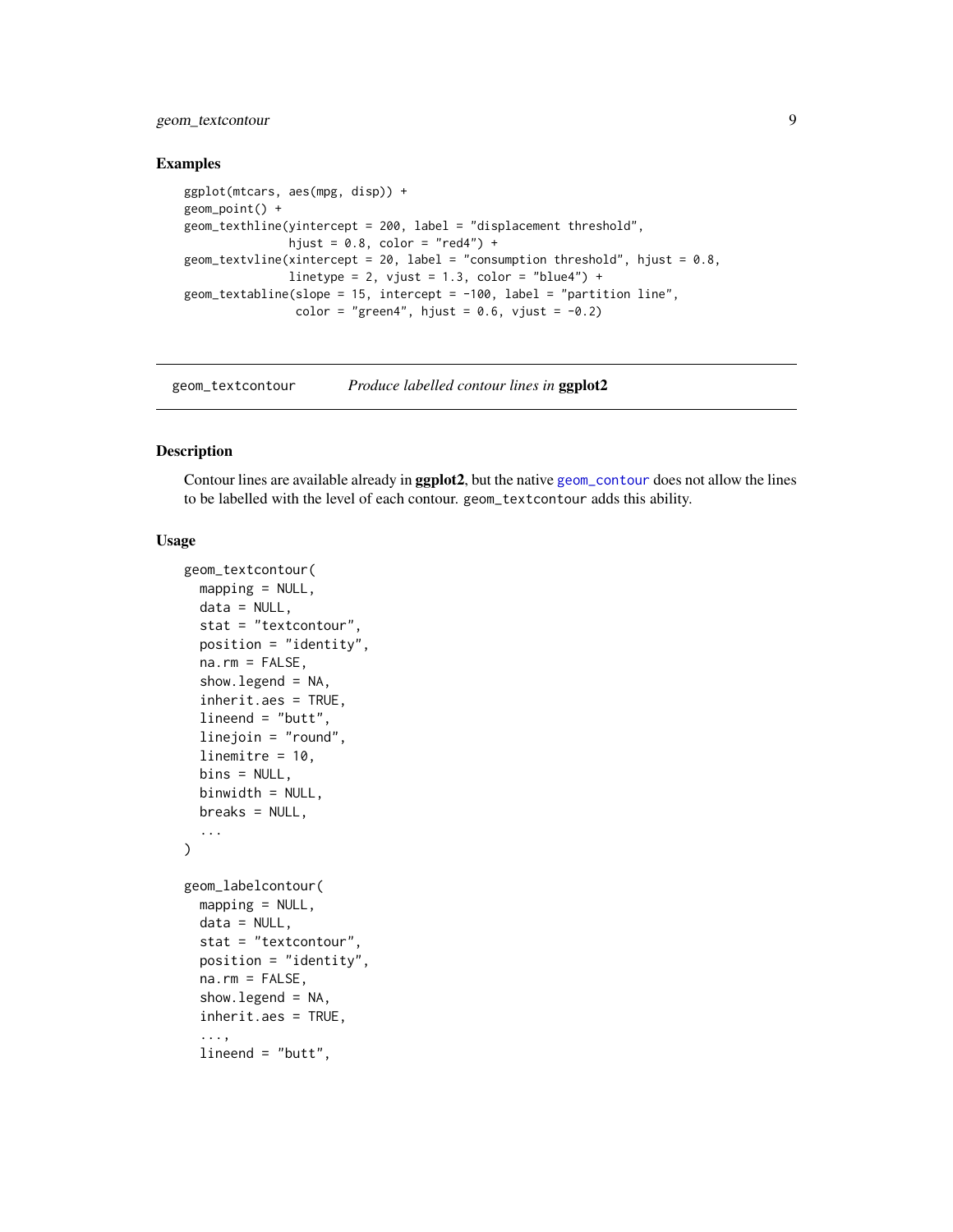## Examples

```
ggplot(mtcars, aes(mpg, disp)) +
geom_point() +
geom_texthline(yintercept = 200, label = "displacement threshold",
               hjust = 0.8, color = "red4") +
geom_textvline(xintercept = 20, label = "consumption threshold", hjust = 0.8,
               linetype = 2, vjust = 1.3, color = "blue4") +
geom_textabline(slope = 15, intercept = -100, label = "partition line",
                color = "green4", hjust = 0.6, vjust = -0.2)
```

---

# geom_textcontour — *Produce labelled contour lines in* **ggplot2**

## Description

Contour lines are available already in **ggplot2**, but the native geom_contour does not allow the lines to be labelled with the level of each contour. geom_textcontour adds this ability.

## Usage

```
geom_textcontour(
  mapping = NULL,
  data = NULL,
  stat = "textcontour",
  position = "identity",
  na.rm = FALSE,
  show.legend = NA,
  inherit.aes = TRUE,
  lineend = "butt",
  linejoin = "round",
  linemitre = 10,
  bins = NULL,
  binwidth = NULL,
  breaks = NULL,
  ...
)

geom_labelcontour(
  mapping = NULL,
  data = NULL,
  stat = "textcontour",
  position = "identity",
  na.rm = FALSE,
  show.legend = NA,
  inherit.aes = TRUE,
  ...,
  lineend = "butt",
```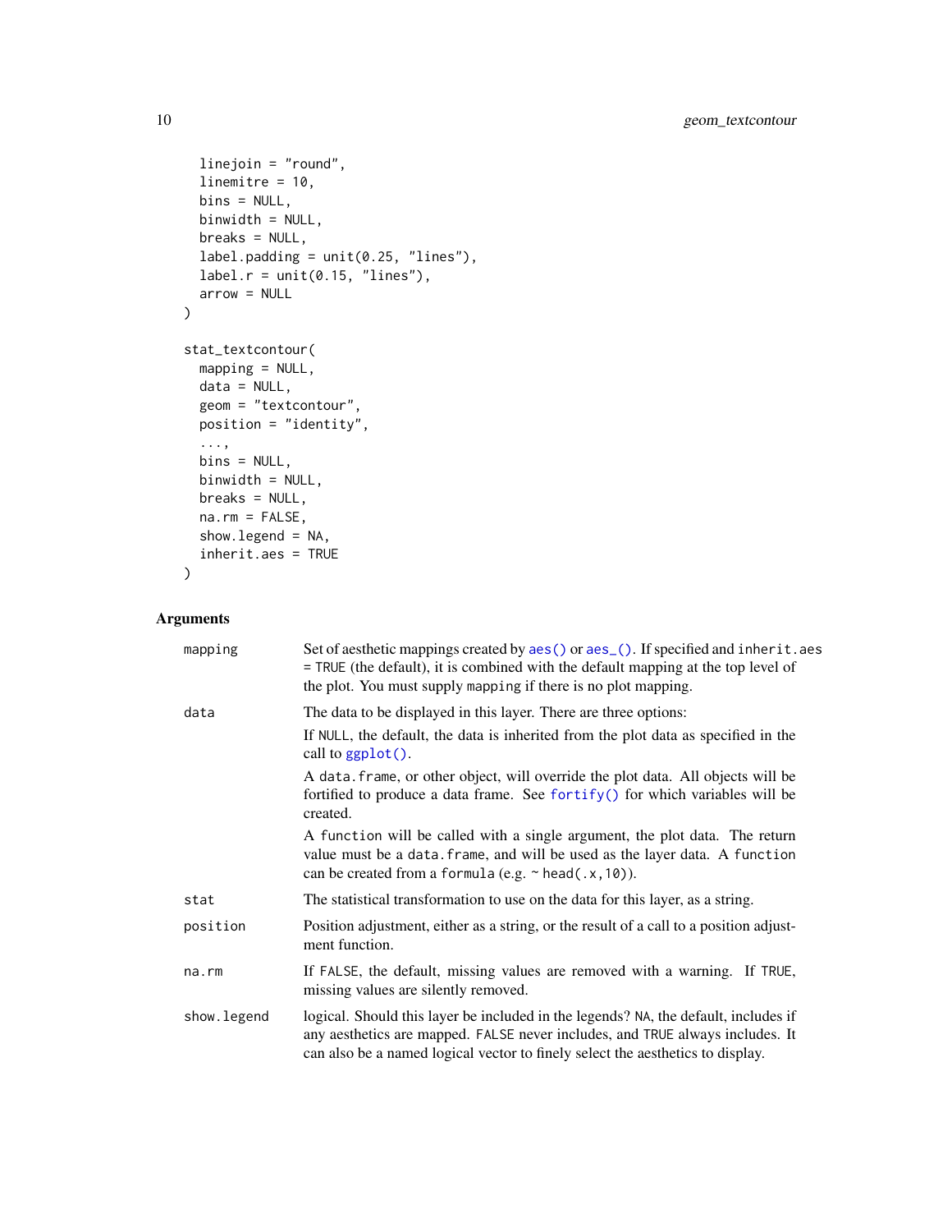```
  linejoin = "round",
  linemitre = 10,
  bins = NULL,
  binwidth = NULL,
  breaks = NULL,
  label.padding = unit(0.25, "lines"),
  label.r = unit(0.15, "lines"),
  arrow = NULL
)

stat_textcontour(
  mapping = NULL,
  data = NULL,
  geom = "textcontour",
  position = "identity",
  ...,
  bins = NULL,
  binwidth = NULL,
  breaks = NULL,
  na.rm = FALSE,
  show.legend = NA,
  inherit.aes = TRUE
)
```

## Arguments

| | |
|---|---|
| `mapping` | Set of aesthetic mappings created by `aes()` or `aes_()`. If specified and `inherit.aes = TRUE` (the default), it is combined with the default mapping at the top level of the plot. You must supply `mapping` if there is no plot mapping. |
| `data` | The data to be displayed in this layer. There are three options:<br><br>If `NULL`, the default, the data is inherited from the plot data as specified in the call to `ggplot()`.<br><br>A `data.frame`, or other object, will override the plot data. All objects will be fortified to produce a data frame. See `fortify()` for which variables will be created.<br><br>A `function` will be called with a single argument, the plot data. The return value must be a `data.frame`, and will be used as the layer data. A `function` can be created from a `formula` (e.g. `~ head(.x,10)`). |
| `stat` | The statistical transformation to use on the data for this layer, as a string. |
| `position` | Position adjustment, either as a string, or the result of a call to a position adjustment function. |
| `na.rm` | If `FALSE`, the default, missing values are removed with a warning. If `TRUE`, missing values are silently removed. |
| `show.legend` | logical. Should this layer be included in the legends? `NA`, the default, includes if any aesthetics are mapped. `FALSE` never includes, and `TRUE` always includes. It can also be a named logical vector to finely select the aesthetics to display. |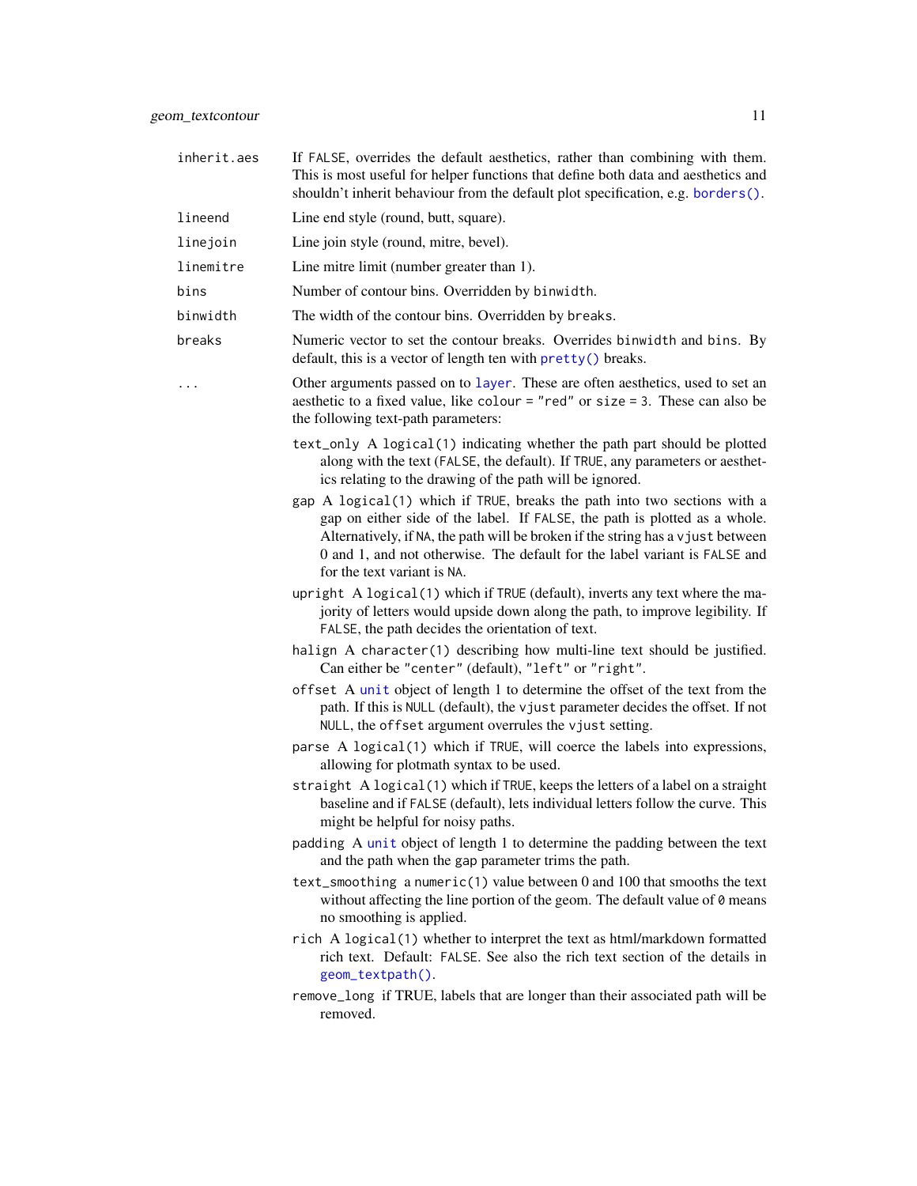| | |
|---|---|
| `inherit.aes` | If `FALSE`, overrides the default aesthetics, rather than combining with them. This is most useful for helper functions that define both data and aesthetics and shouldn't inherit behaviour from the default plot specification, e.g. `borders()`. |
| `lineend` | Line end style (round, butt, square). |
| `linejoin` | Line join style (round, mitre, bevel). |
| `linemitre` | Line mitre limit (number greater than 1). |
| `bins` | Number of contour bins. Overridden by `binwidth`. |
| `binwidth` | The width of the contour bins. Overridden by `breaks`. |
| `breaks` | Numeric vector to set the contour breaks. Overrides `binwidth` and `bins`. By default, this is a vector of length ten with `pretty()` breaks. |
| `...` | Other arguments passed on to `layer`. These are often aesthetics, used to set an aesthetic to a fixed value, like `colour = "red"` or `size = 3`. These can also be the following text-path parameters: |

- `text_only` A `logical(1)` indicating whether the path part should be plotted along with the text (`FALSE`, the default). If `TRUE`, any parameters or aesthetics relating to the drawing of the path will be ignored.
- `gap` A `logical(1)` which if `TRUE`, breaks the path into two sections with a gap on either side of the label. If `FALSE`, the path is plotted as a whole. Alternatively, if `NA`, the path will be broken if the string has a `vjust` between 0 and 1, and not otherwise. The default for the label variant is `FALSE` and for the text variant is `NA`.
- `upright` A `logical(1)` which if `TRUE` (default), inverts any text where the majority of letters would upside down along the path, to improve legibility. If `FALSE`, the path decides the orientation of text.
- `halign` A `character(1)` describing how multi-line text should be justified. Can either be `"center"` (default), `"left"` or `"right"`.
- `offset` A `unit` object of length 1 to determine the offset of the text from the path. If this is `NULL` (default), the `vjust` parameter decides the offset. If not `NULL`, the `offset` argument overrules the `vjust` setting.
- `parse` A `logical(1)` which if `TRUE`, will coerce the labels into expressions, allowing for plotmath syntax to be used.
- `straight` A `logical(1)` which if `TRUE`, keeps the letters of a label on a straight baseline and if `FALSE` (default), lets individual letters follow the curve. This might be helpful for noisy paths.
- `padding` A `unit` object of length 1 to determine the padding between the text and the path when the `gap` parameter trims the path.
- `text_smoothing` a `numeric(1)` value between 0 and 100 that smooths the text without affecting the line portion of the geom. The default value of `0` means no smoothing is applied.
- `rich` A `logical(1)` whether to interpret the text as html/markdown formatted rich text. Default: `FALSE`. See also the rich text section of the details in `geom_textpath()`.
- `remove_long` if TRUE, labels that are longer than their associated path will be removed.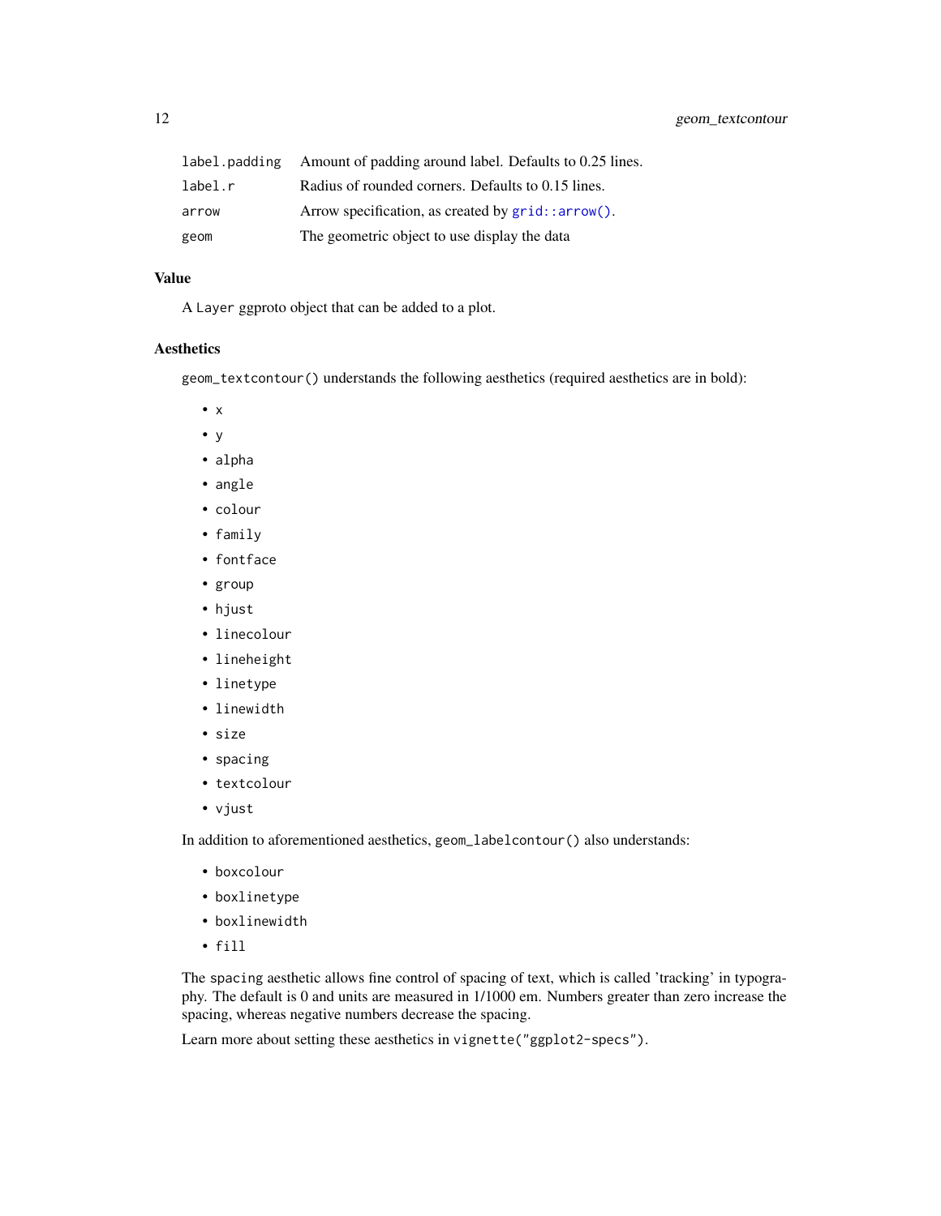| | |
|---|---|
| `label.padding` | Amount of padding around label. Defaults to 0.25 lines. |
| `label.r` | Radius of rounded corners. Defaults to 0.15 lines. |
| `arrow` | Arrow specification, as created by `grid::arrow()`. |
| `geom` | The geometric object to use display the data |

## Value

A `Layer` ggproto object that can be added to a plot.

## Aesthetics

`geom_textcontour()` understands the following aesthetics (required aesthetics are in bold):

- `x`
- `y`
- `alpha`
- `angle`
- `colour`
- `family`
- `fontface`
- `group`
- `hjust`
- `linecolour`
- `lineheight`
- `linetype`
- `linewidth`
- `size`
- `spacing`
- `textcolour`
- `vjust`

In addition to aforementioned aesthetics, `geom_labelcontour()` also understands:

- `boxcolour`
- `boxlinetype`
- `boxlinewidth`
- `fill`

The `spacing` aesthetic allows fine control of spacing of text, which is called 'tracking' in typography. The default is 0 and units are measured in 1/1000 em. Numbers greater than zero increase the spacing, whereas negative numbers decrease the spacing.

Learn more about setting these aesthetics in `vignette("ggplot2-specs")`.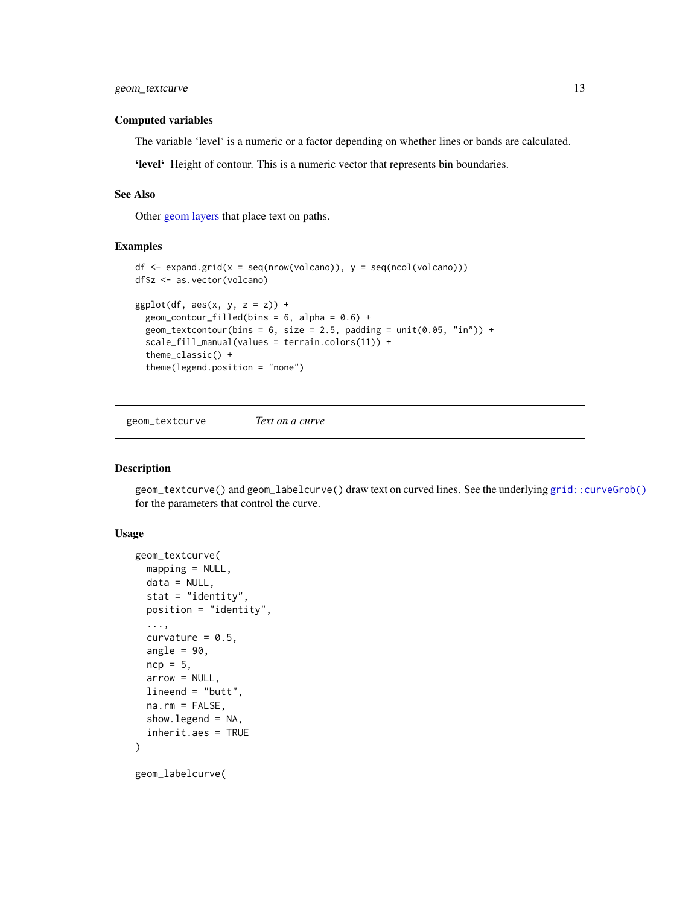### Computed variables

The variable ‘level‘ is a numeric or a factor depending on whether lines or bands are calculated.

**‘level‘** Height of contour. This is a numeric vector that represents bin boundaries.

### See Also

Other geom layers that place text on paths.

### Examples

```
df <- expand.grid(x = seq(nrow(volcano)), y = seq(ncol(volcano)))
df$z <- as.vector(volcano)

ggplot(df, aes(x, y, z = z)) +
  geom_contour_filled(bins = 6, alpha = 0.6) +
  geom_textcontour(bins = 6, size = 2.5, padding = unit(0.05, "in")) +
  scale_fill_manual(values = terrain.colors(11)) +
  theme_classic() +
  theme(legend.position = "none")
```

---

## geom_textcurve — *Text on a curve*

### Description

`geom_textcurve()` and `geom_labelcurve()` draw text on curved lines. See the underlying `grid::curveGrob()` for the parameters that control the curve.

### Usage

```
geom_textcurve(
  mapping = NULL,
  data = NULL,
  stat = "identity",
  position = "identity",
  ...,
  curvature = 0.5,
  angle = 90,
  ncp = 5,
  arrow = NULL,
  lineend = "butt",
  na.rm = FALSE,
  show.legend = NA,
  inherit.aes = TRUE
)

geom_labelcurve(
```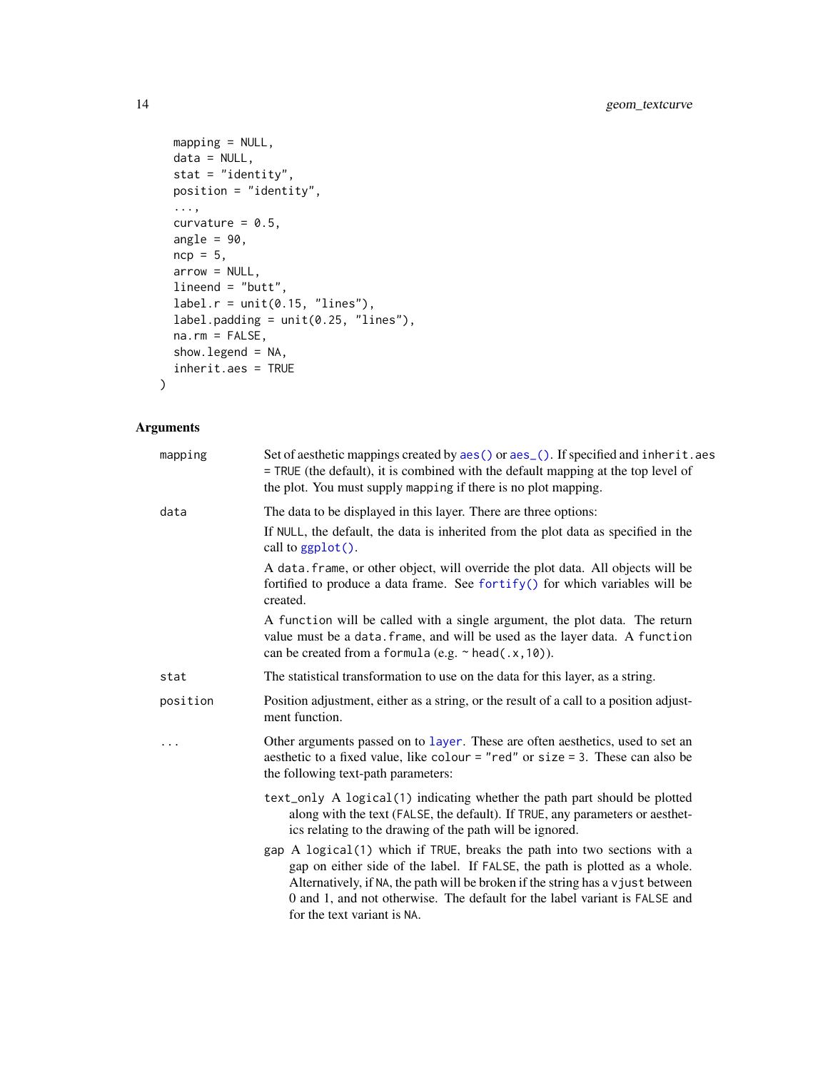```
  mapping = NULL,
  data = NULL,
  stat = "identity",
  position = "identity",
  ...,
  curvature = 0.5,
  angle = 90,
  ncp = 5,
  arrow = NULL,
  lineend = "butt",
  label.r = unit(0.15, "lines"),
  label.padding = unit(0.25, "lines"),
  na.rm = FALSE,
  show.legend = NA,
  inherit.aes = TRUE
)
```

## Arguments

`mapping`
: Set of aesthetic mappings created by `aes()` or `aes_()`. If specified and `inherit.aes = TRUE` (the default), it is combined with the default mapping at the top level of the plot. You must supply `mapping` if there is no plot mapping.

`data`
: The data to be displayed in this layer. There are three options:

  If `NULL`, the default, the data is inherited from the plot data as specified in the call to `ggplot()`.

  A `data.frame`, or other object, will override the plot data. All objects will be fortified to produce a data frame. See `fortify()` for which variables will be created.

  A `function` will be called with a single argument, the plot data. The return value must be a `data.frame`, and will be used as the layer data. A `function` can be created from a `formula` (e.g. `~ head(.x,10)`).

`stat`
: The statistical transformation to use on the data for this layer, as a string.

`position`
: Position adjustment, either as a string, or the result of a call to a position adjustment function.

`...`
: Other arguments passed on to `layer`. These are often aesthetics, used to set an aesthetic to a fixed value, like `colour = "red"` or `size = 3`. These can also be the following text-path parameters:

  - `text_only` A `logical(1)` indicating whether the path part should be plotted along with the text (`FALSE`, the default). If `TRUE`, any parameters or aesthetics relating to the drawing of the path will be ignored.
  - `gap` A `logical(1)` which if `TRUE`, breaks the path into two sections with a gap on either side of the label. If `FALSE`, the path is plotted as a whole. Alternatively, if `NA`, the path will be broken if the string has a `vjust` between 0 and 1, and not otherwise. The default for the label variant is `FALSE` and for the text variant is `NA`.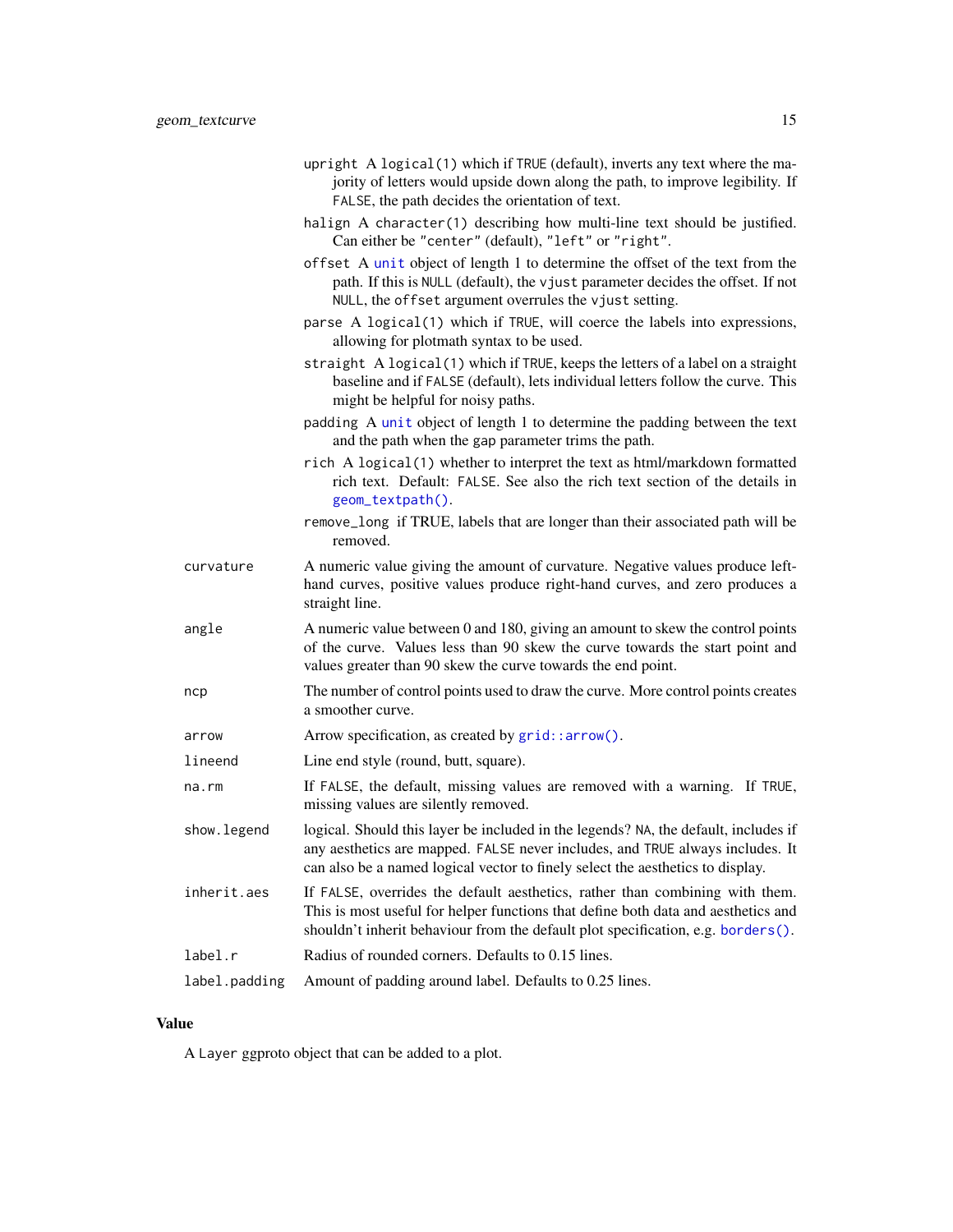- `upright` A `logical(1)` which if `TRUE` (default), inverts any text where the majority of letters would upside down along the path, to improve legibility. If `FALSE`, the path decides the orientation of text.
- `halign` A `character(1)` describing how multi-line text should be justified. Can either be `"center"` (default), `"left"` or `"right"`.
- `offset` A `unit` object of length 1 to determine the offset of the text from the path. If this is `NULL` (default), the `vjust` parameter decides the offset. If not `NULL`, the `offset` argument overrules the `vjust` setting.
- `parse` A `logical(1)` which if `TRUE`, will coerce the labels into expressions, allowing for plotmath syntax to be used.
- `straight` A `logical(1)` which if `TRUE`, keeps the letters of a label on a straight baseline and if `FALSE` (default), lets individual letters follow the curve. This might be helpful for noisy paths.
- `padding` A `unit` object of length 1 to determine the padding between the text and the path when the `gap` parameter trims the path.
- `rich` A `logical(1)` whether to interpret the text as html/markdown formatted rich text. Default: `FALSE`. See also the rich text section of the details in `geom_textpath()`.
- `remove_long` if TRUE, labels that are longer than their associated path will be removed.

| | |
|---|---|
| `curvature` | A numeric value giving the amount of curvature. Negative values produce left-hand curves, positive values produce right-hand curves, and zero produces a straight line. |
| `angle` | A numeric value between 0 and 180, giving an amount to skew the control points of the curve. Values less than 90 skew the curve towards the start point and values greater than 90 skew the curve towards the end point. |
| `ncp` | The number of control points used to draw the curve. More control points creates a smoother curve. |
| `arrow` | Arrow specification, as created by `grid::arrow()`. |
| `lineend` | Line end style (round, butt, square). |
| `na.rm` | If `FALSE`, the default, missing values are removed with a warning. If `TRUE`, missing values are silently removed. |
| `show.legend` | logical. Should this layer be included in the legends? `NA`, the default, includes if any aesthetics are mapped. `FALSE` never includes, and `TRUE` always includes. It can also be a named logical vector to finely select the aesthetics to display. |
| `inherit.aes` | If `FALSE`, overrides the default aesthetics, rather than combining with them. This is most useful for helper functions that define both data and aesthetics and shouldn't inherit behaviour from the default plot specification, e.g. `borders()`. |
| `label.r` | Radius of rounded corners. Defaults to 0.15 lines. |
| `label.padding` | Amount of padding around label. Defaults to 0.25 lines. |

## Value

A `Layer` ggproto object that can be added to a plot.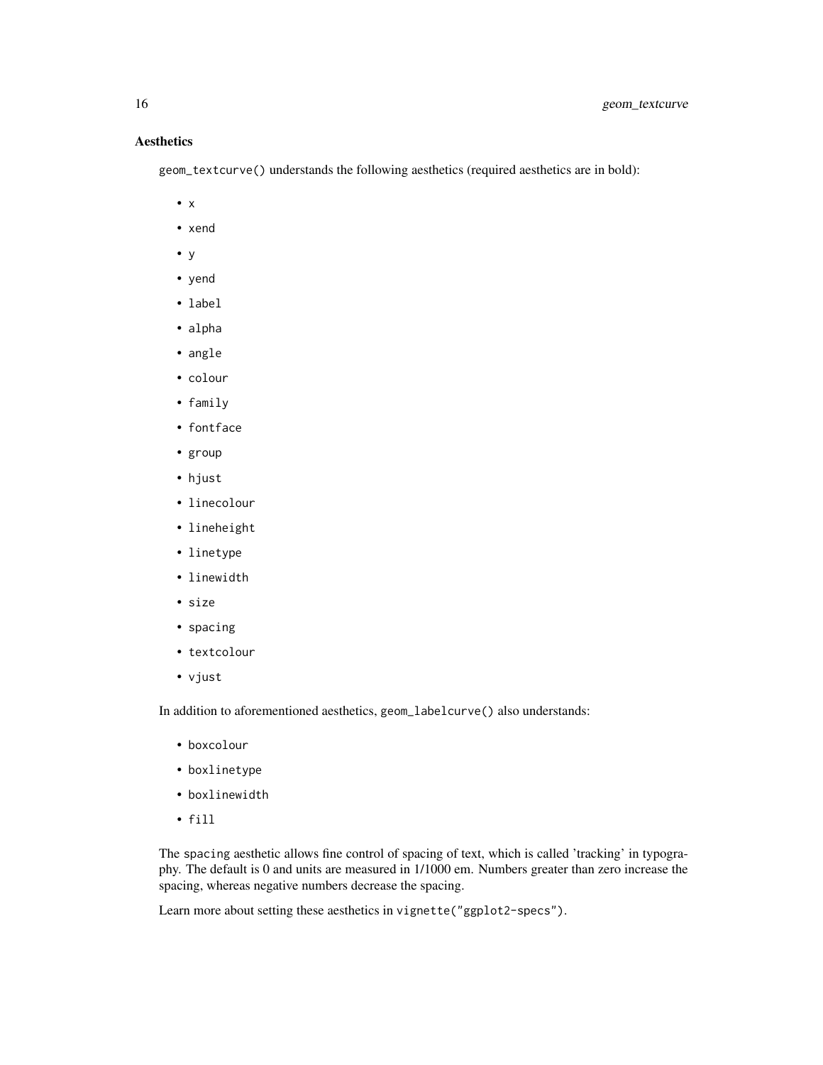### Aesthetics

`geom_textcurve()` understands the following aesthetics (required aesthetics are in bold):

- `x`
- `xend`
- `y`
- `yend`
- `label`
- `alpha`
- `angle`
- `colour`
- `family`
- `fontface`
- `group`
- `hjust`
- `linecolour`
- `lineheight`
- `linetype`
- `linewidth`
- `size`
- `spacing`
- `textcolour`
- `vjust`

In addition to aforementioned aesthetics, `geom_labelcurve()` also understands:

- `boxcolour`
- `boxlinetype`
- `boxlinewidth`
- `fill`

The `spacing` aesthetic allows fine control of spacing of text, which is called 'tracking' in typography. The default is 0 and units are measured in 1/1000 em. Numbers greater than zero increase the spacing, whereas negative numbers decrease the spacing.

Learn more about setting these aesthetics in `vignette("ggplot2-specs")`.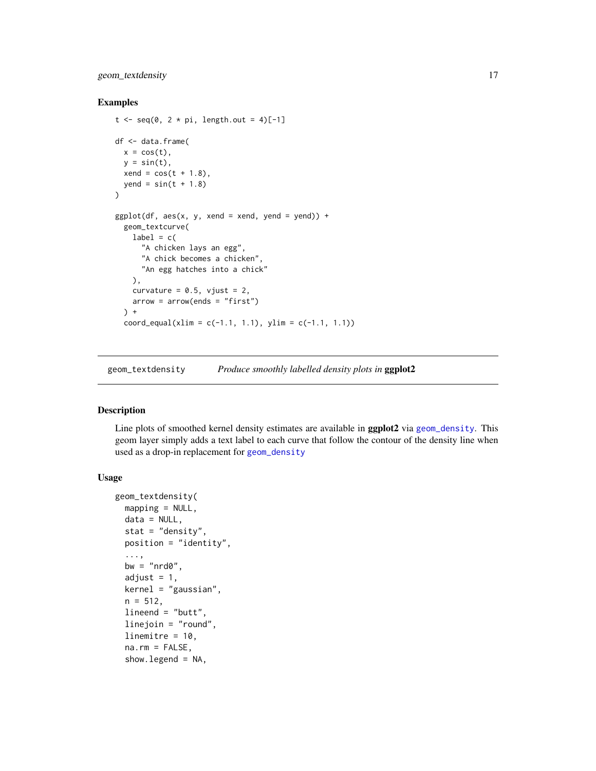## Examples

```
t <- seq(0, 2 * pi, length.out = 4)[-1]

df <- data.frame(
  x = cos(t),
  y = sin(t),
  xend = cos(t + 1.8),
  yend = sin(t + 1.8)
)

ggplot(df, aes(x, y, xend = xend, yend = yend)) +
  geom_textcurve(
    label = c(
      "A chicken lays an egg",
      "A chick becomes a chicken",
      "An egg hatches into a chick"
    ),
    curvature = 0.5, vjust = 2,
    arrow = arrow(ends = "first")
  ) +
  coord_equal(xlim = c(-1.1, 1.1), ylim = c(-1.1, 1.1))
```

---

# geom_textdensity    *Produce smoothly labelled density plots in* **ggplot2**

---

## Description

Line plots of smoothed kernel density estimates are available in **ggplot2** via geom_density. This geom layer simply adds a text label to each curve that follow the contour of the density line when used as a drop-in replacement for geom_density

## Usage

```
geom_textdensity(
  mapping = NULL,
  data = NULL,
  stat = "density",
  position = "identity",
  ...,
  bw = "nrd0",
  adjust = 1,
  kernel = "gaussian",
  n = 512,
  lineend = "butt",
  linejoin = "round",
  linemitre = 10,
  na.rm = FALSE,
  show.legend = NA,
```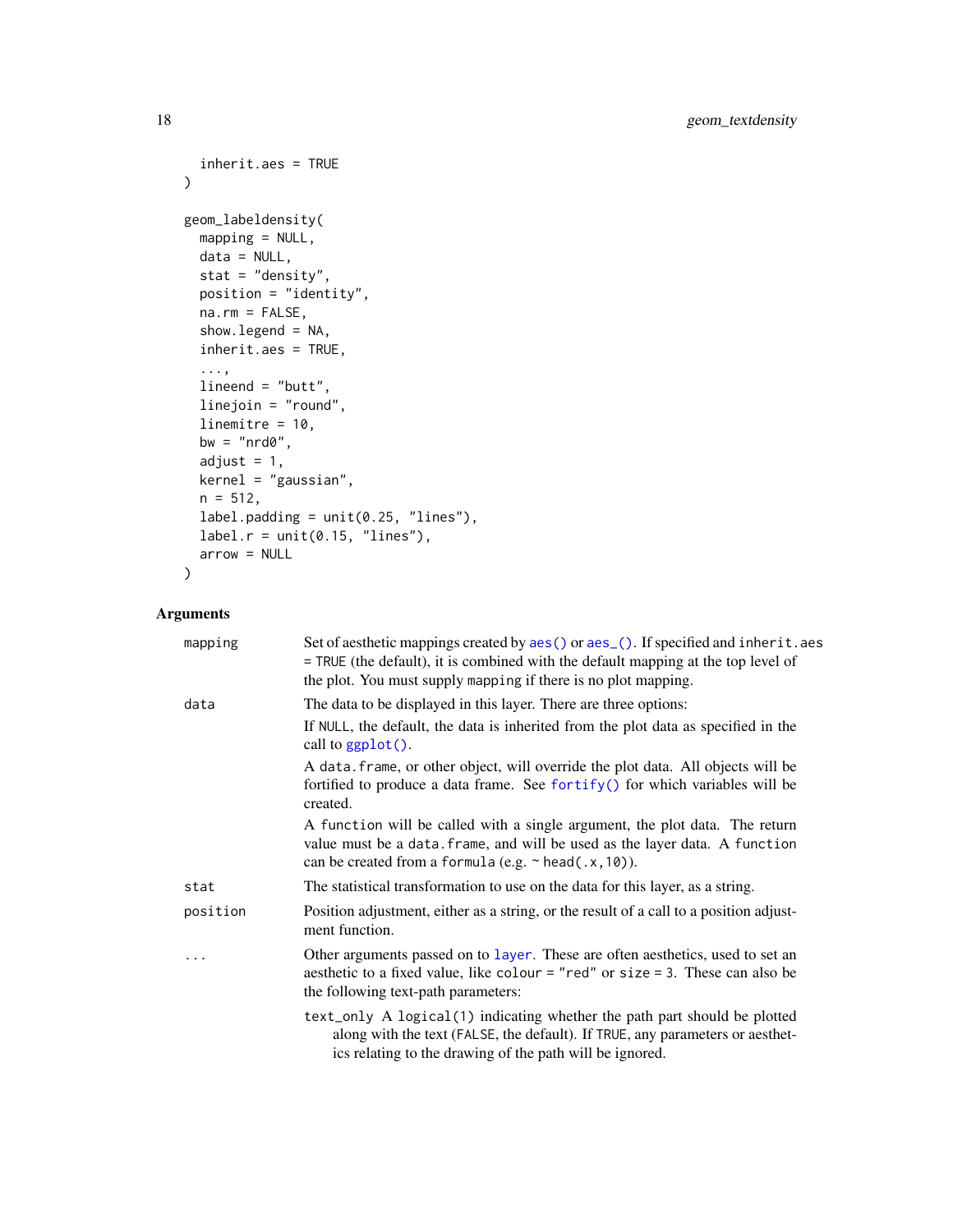```
  inherit.aes = TRUE
)

geom_labeldensity(
  mapping = NULL,
  data = NULL,
  stat = "density",
  position = "identity",
  na.rm = FALSE,
  show.legend = NA,
  inherit.aes = TRUE,
  ...,
  lineend = "butt",
  linejoin = "round",
  linemitre = 10,
  bw = "nrd0",
  adjust = 1,
  kernel = "gaussian",
  n = 512,
  label.padding = unit(0.25, "lines"),
  label.r = unit(0.15, "lines"),
  arrow = NULL
)
```

## Arguments

| | |
|---|---|
| mapping | Set of aesthetic mappings created by `aes()` or `aes_()`. If specified and `inherit.aes = TRUE` (the default), it is combined with the default mapping at the top level of the plot. You must supply `mapping` if there is no plot mapping. |
| data | The data to be displayed in this layer. There are three options:<br>If `NULL`, the default, the data is inherited from the plot data as specified in the call to `ggplot()`.<br>A `data.frame`, or other object, will override the plot data. All objects will be fortified to produce a data frame. See `fortify()` for which variables will be created.<br>A `function` will be called with a single argument, the plot data. The return value must be a `data.frame`, and will be used as the layer data. A `function` can be created from a `formula` (e.g. `~ head(.x,10)`). |
| stat | The statistical transformation to use on the data for this layer, as a string. |
| position | Position adjustment, either as a string, or the result of a call to a position adjustment function. |
| ... | Other arguments passed on to `layer`. These are often aesthetics, used to set an aesthetic to a fixed value, like `colour = "red"` or `size = 3`. These can also be the following text-path parameters:<br>`text_only` A `logical(1)` indicating whether the path part should be plotted along with the text (`FALSE`, the default). If `TRUE`, any parameters or aesthetics relating to the drawing of the path will be ignored. |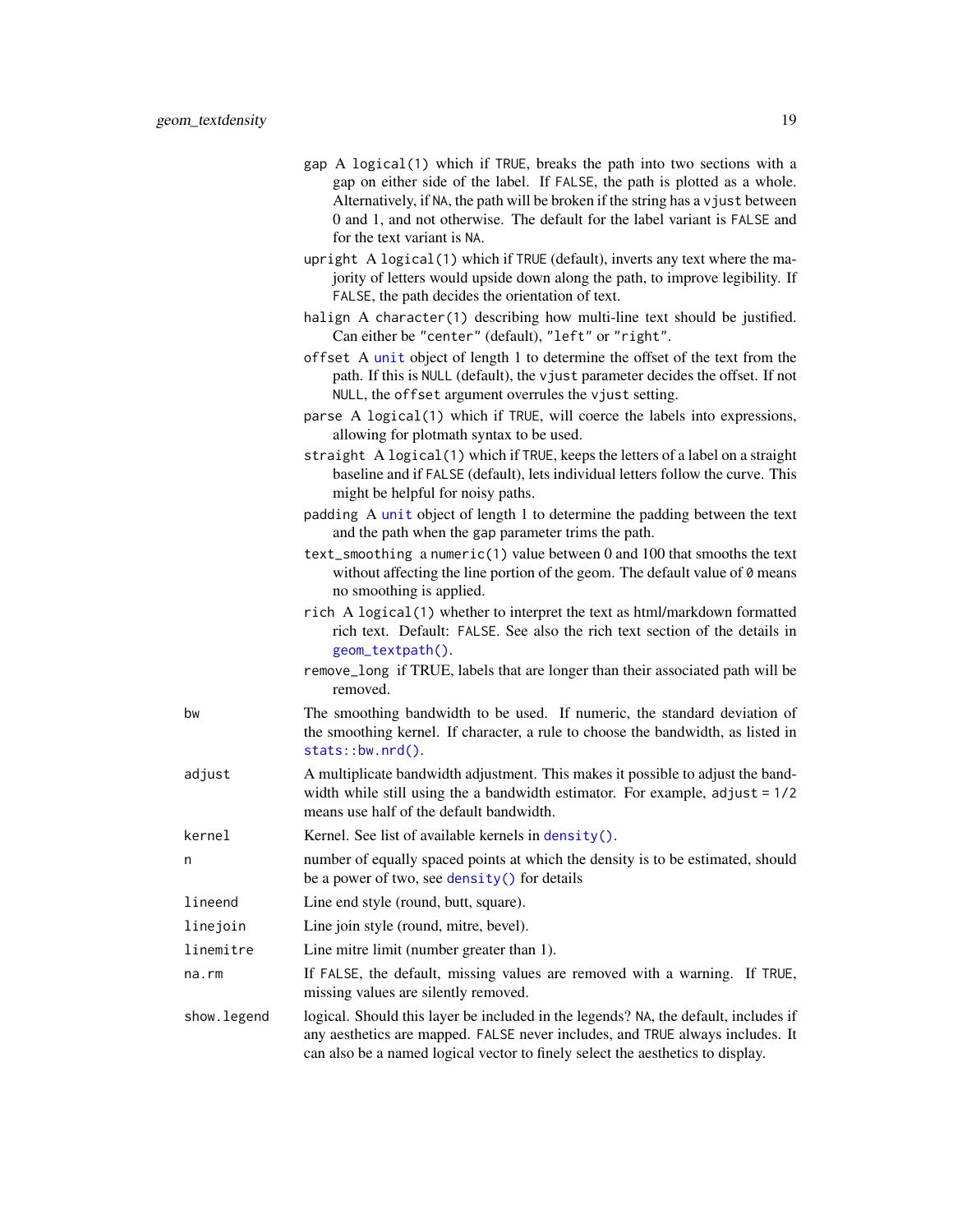`gap` A `logical(1)` which if `TRUE`, breaks the path into two sections with a gap on either side of the label. If `FALSE`, the path is plotted as a whole. Alternatively, if `NA`, the path will be broken if the string has a `vjust` between 0 and 1, and not otherwise. The default for the label variant is `FALSE` and for the text variant is `NA`.

`upright` A `logical(1)` which if `TRUE` (default), inverts any text where the majority of letters would upside down along the path, to improve legibility. If `FALSE`, the path decides the orientation of text.

`halign` A `character(1)` describing how multi-line text should be justified. Can either be `"center"` (default), `"left"` or `"right"`.

`offset` A `unit` object of length 1 to determine the offset of the text from the path. If this is `NULL` (default), the `vjust` parameter decides the offset. If not `NULL`, the `offset` argument overrules the `vjust` setting.

`parse` A `logical(1)` which if `TRUE`, will coerce the labels into expressions, allowing for plotmath syntax to be used.

`straight` A `logical(1)` which if `TRUE`, keeps the letters of a label on a straight baseline and if `FALSE` (default), lets individual letters follow the curve. This might be helpful for noisy paths.

`padding` A `unit` object of length 1 to determine the padding between the text and the path when the `gap` parameter trims the path.

`text_smoothing` a `numeric(1)` value between 0 and 100 that smooths the text without affecting the line portion of the geom. The default value of `0` means no smoothing is applied.

`rich` A `logical(1)` whether to interpret the text as html/markdown formatted rich text. Default: `FALSE`. See also the rich text section of the details in `geom_textpath()`.

`remove_long` if TRUE, labels that are longer than their associated path will be removed.

| | |
|---|---|
| `bw` | The smoothing bandwidth to be used. If numeric, the standard deviation of the smoothing kernel. If character, a rule to choose the bandwidth, as listed in `stats::bw.nrd()`. |
| `adjust` | A multiplicate bandwidth adjustment. This makes it possible to adjust the bandwidth while still using the a bandwidth estimator. For example, `adjust = 1/2` means use half of the default bandwidth. |
| `kernel` | Kernel. See list of available kernels in `density()`. |
| `n` | number of equally spaced points at which the density is to be estimated, should be a power of two, see `density()` for details |
| `lineend` | Line end style (round, butt, square). |
| `linejoin` | Line join style (round, mitre, bevel). |
| `linemitre` | Line mitre limit (number greater than 1). |
| `na.rm` | If `FALSE`, the default, missing values are removed with a warning. If `TRUE`, missing values are silently removed. |
| `show.legend` | logical. Should this layer be included in the legends? `NA`, the default, includes if any aesthetics are mapped. `FALSE` never includes, and `TRUE` always includes. It can also be a named logical vector to finely select the aesthetics to display. |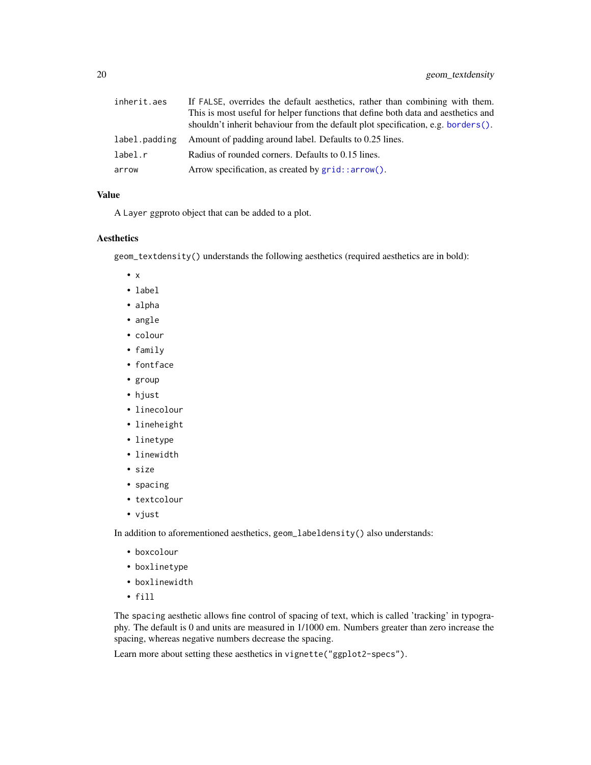| | |
|---|---|
| `inherit.aes` | If `FALSE`, overrides the default aesthetics, rather than combining with them. This is most useful for helper functions that define both data and aesthetics and shouldn't inherit behaviour from the default plot specification, e.g. `borders()`. |
| `label.padding` | Amount of padding around label. Defaults to 0.25 lines. |
| `label.r` | Radius of rounded corners. Defaults to 0.15 lines. |
| `arrow` | Arrow specification, as created by `grid::arrow()`. |

## Value

A `Layer` ggproto object that can be added to a plot.

## Aesthetics

`geom_textdensity()` understands the following aesthetics (required aesthetics are in bold):

- `x`
- `label`
- `alpha`
- `angle`
- `colour`
- `family`
- `fontface`
- `group`
- `hjust`
- `linecolour`
- `lineheight`
- `linetype`
- `linewidth`
- `size`
- `spacing`
- `textcolour`
- `vjust`

In addition to aforementioned aesthetics, `geom_labeldensity()` also understands:

- `boxcolour`
- `boxlinetype`
- `boxlinewidth`
- `fill`

The `spacing` aesthetic allows fine control of spacing of text, which is called 'tracking' in typography. The default is 0 and units are measured in 1/1000 em. Numbers greater than zero increase the spacing, whereas negative numbers decrease the spacing.

Learn more about setting these aesthetics in `vignette("ggplot2-specs")`.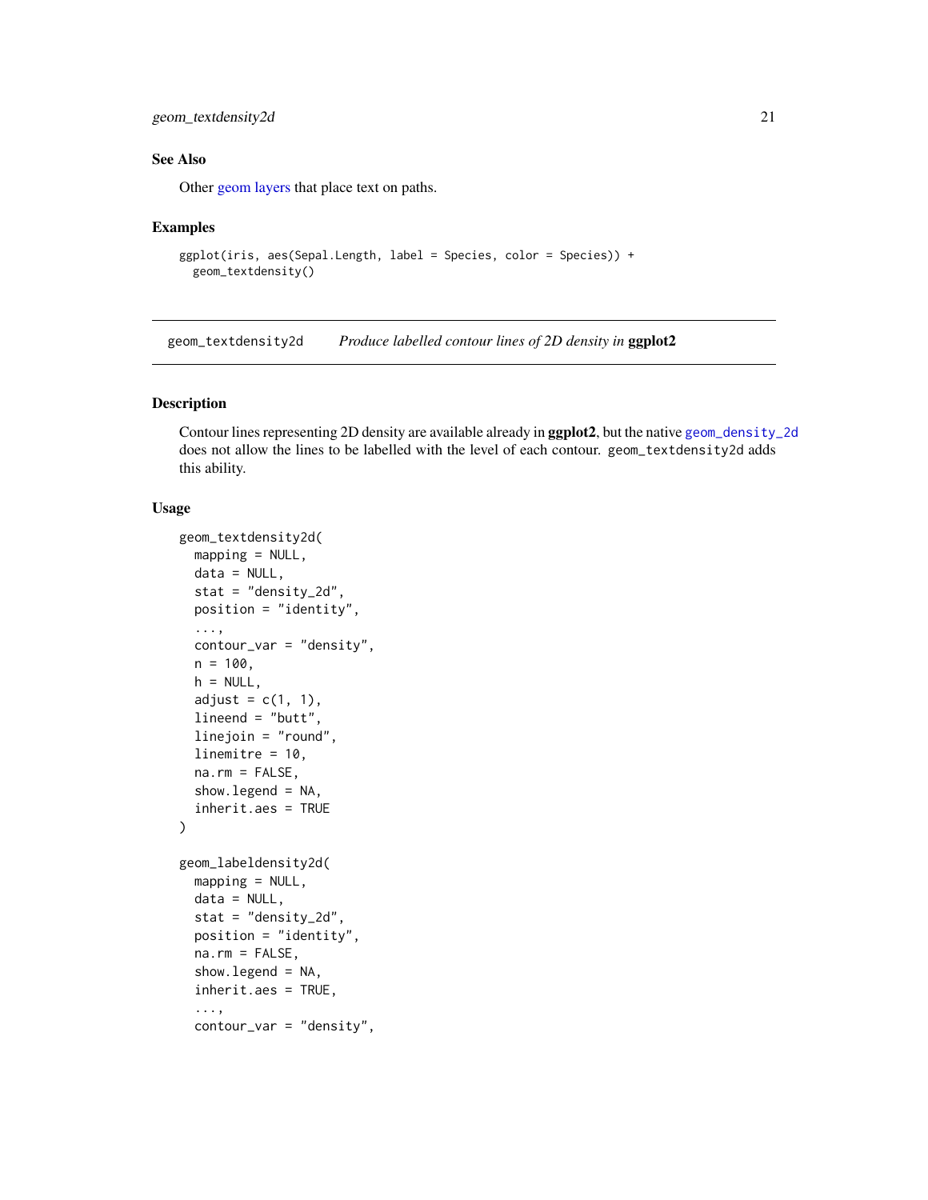### See Also

Other geom layers that place text on paths.

### Examples

```
ggplot(iris, aes(Sepal.Length, label = Species, color = Species)) +
  geom_textdensity()
```

---

## geom_textdensity2d — *Produce labelled contour lines of 2D density in* **ggplot2**

### Description

Contour lines representing 2D density are available already in **ggplot2**, but the native `geom_density_2d` does not allow the lines to be labelled with the level of each contour. `geom_textdensity2d` adds this ability.

### Usage

```
geom_textdensity2d(
  mapping = NULL,
  data = NULL,
  stat = "density_2d",
  position = "identity",
  ...,
  contour_var = "density",
  n = 100,
  h = NULL,
  adjust = c(1, 1),
  lineend = "butt",
  linejoin = "round",
  linemitre = 10,
  na.rm = FALSE,
  show.legend = NA,
  inherit.aes = TRUE
)

geom_labeldensity2d(
  mapping = NULL,
  data = NULL,
  stat = "density_2d",
  position = "identity",
  na.rm = FALSE,
  show.legend = NA,
  inherit.aes = TRUE,
  ...,
  contour_var = "density",
```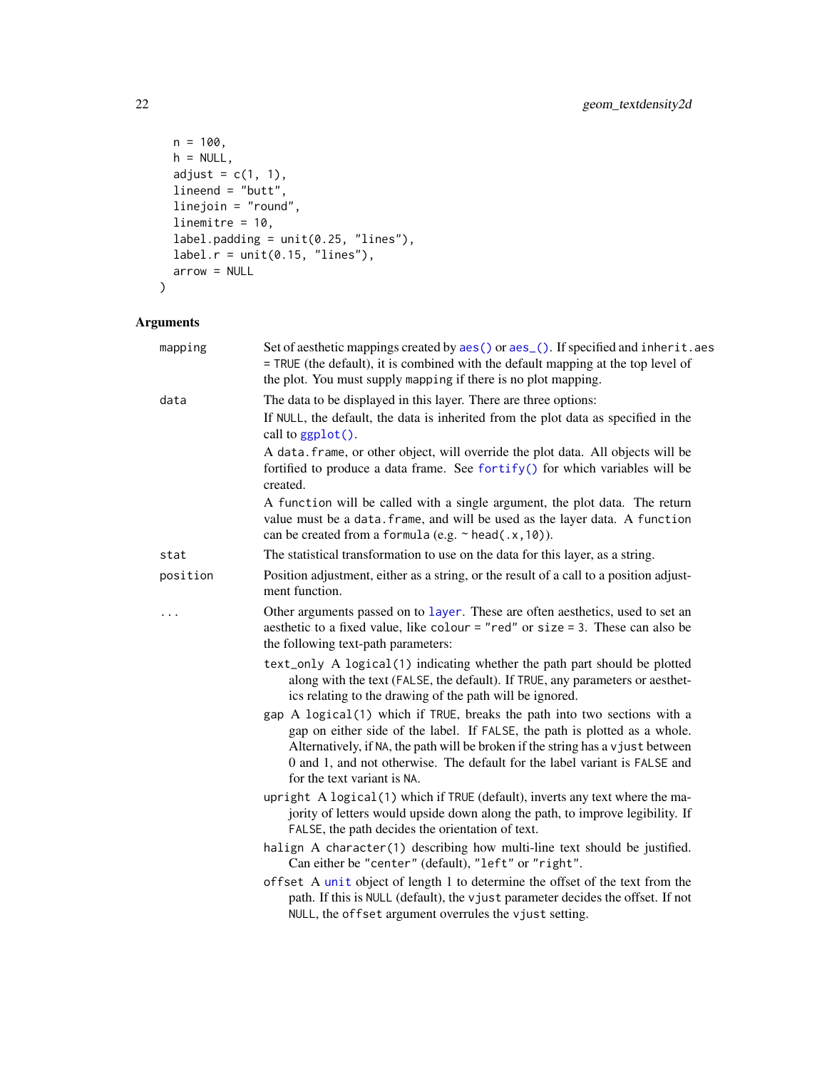```
  n = 100,
  h = NULL,
  adjust = c(1, 1),
  lineend = "butt",
  linejoin = "round",
  linemitre = 10,
  label.padding = unit(0.25, "lines"),
  label.r = unit(0.15, "lines"),
  arrow = NULL
)
```

## Arguments

`mapping` Set of aesthetic mappings created by `aes()` or `aes_()`. If specified and `inherit.aes = TRUE` (the default), it is combined with the default mapping at the top level of the plot. You must supply `mapping` if there is no plot mapping.

`data` The data to be displayed in this layer. There are three options:

If `NULL`, the default, the data is inherited from the plot data as specified in the call to `ggplot()`.

A `data.frame`, or other object, will override the plot data. All objects will be fortified to produce a data frame. See `fortify()` for which variables will be created.

A `function` will be called with a single argument, the plot data. The return value must be a `data.frame`, and will be used as the layer data. A `function` can be created from a `formula` (e.g. `~ head(.x,10)`).

`stat` The statistical transformation to use on the data for this layer, as a string.

`position` Position adjustment, either as a string, or the result of a call to a position adjustment function.

`...` Other arguments passed on to `layer`. These are often aesthetics, used to set an aesthetic to a fixed value, like `colour = "red"` or `size = 3`. These can also be the following text-path parameters:

- `text_only` A `logical(1)` indicating whether the path part should be plotted along with the text (`FALSE`, the default). If `TRUE`, any parameters or aesthetics relating to the drawing of the path will be ignored.
- `gap` A `logical(1)` which if `TRUE`, breaks the path into two sections with a gap on either side of the label. If `FALSE`, the path is plotted as a whole. Alternatively, if `NA`, the path will be broken if the string has a `vjust` between 0 and 1, and not otherwise. The default for the label variant is `FALSE` and for the text variant is `NA`.
- `upright` A `logical(1)` which if `TRUE` (default), inverts any text where the majority of letters would upside down along the path, to improve legibility. If `FALSE`, the path decides the orientation of text.
- `halign` A `character(1)` describing how multi-line text should be justified. Can either be `"center"` (default), `"left"` or `"right"`.
- `offset` A `unit` object of length 1 to determine the offset of the text from the path. If this is `NULL` (default), the `vjust` parameter decides the offset. If not `NULL`, the `offset` argument overrules the `vjust` setting.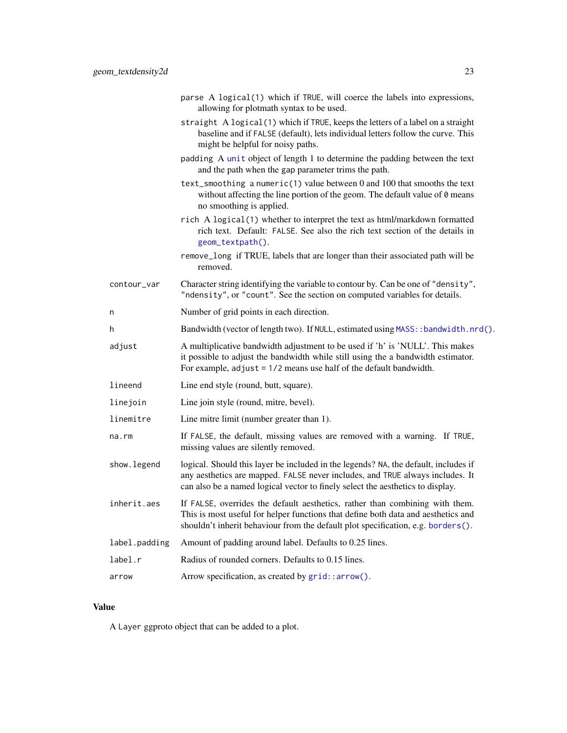parse A `logical(1)` which if `TRUE`, will coerce the labels into expressions, allowing for plotmath syntax to be used.

straight A `logical(1)` which if `TRUE`, keeps the letters of a label on a straight baseline and if `FALSE` (default), lets individual letters follow the curve. This might be helpful for noisy paths.

padding A unit object of length 1 to determine the padding between the text and the path when the gap parameter trims the path.

text_smoothing a `numeric(1)` value between 0 and 100 that smooths the text without affecting the line portion of the geom. The default value of `0` means no smoothing is applied.

rich A `logical(1)` whether to interpret the text as html/markdown formatted rich text. Default: `FALSE`. See also the rich text section of the details in `geom_textpath()`.

remove_long if TRUE, labels that are longer than their associated path will be removed.

| | |
|---|---|
| `contour_var` | Character string identifying the variable to contour by. Can be one of `"density"`, `"ndensity"`, or `"count"`. See the section on computed variables for details. |
| `n` | Number of grid points in each direction. |
| `h` | Bandwidth (vector of length two). If `NULL`, estimated using `MASS::bandwidth.nrd()`. |
| `adjust` | A multiplicative bandwidth adjustment to be used if 'h' is 'NULL'. This makes it possible to adjust the bandwidth while still using the a bandwidth estimator. For example, `adjust = 1/2` means use half of the default bandwidth. |
| `lineend` | Line end style (round, butt, square). |
| `linejoin` | Line join style (round, mitre, bevel). |
| `linemitre` | Line mitre limit (number greater than 1). |
| `na.rm` | If `FALSE`, the default, missing values are removed with a warning. If `TRUE`, missing values are silently removed. |
| `show.legend` | logical. Should this layer be included in the legends? `NA`, the default, includes if any aesthetics are mapped. `FALSE` never includes, and `TRUE` always includes. It can also be a named logical vector to finely select the aesthetics to display. |
| `inherit.aes` | If `FALSE`, overrides the default aesthetics, rather than combining with them. This is most useful for helper functions that define both data and aesthetics and shouldn't inherit behaviour from the default plot specification, e.g. `borders()`. |
| `label.padding` | Amount of padding around label. Defaults to 0.25 lines. |
| `label.r` | Radius of rounded corners. Defaults to 0.15 lines. |
| `arrow` | Arrow specification, as created by `grid::arrow()`. |

## Value

A `Layer` ggproto object that can be added to a plot.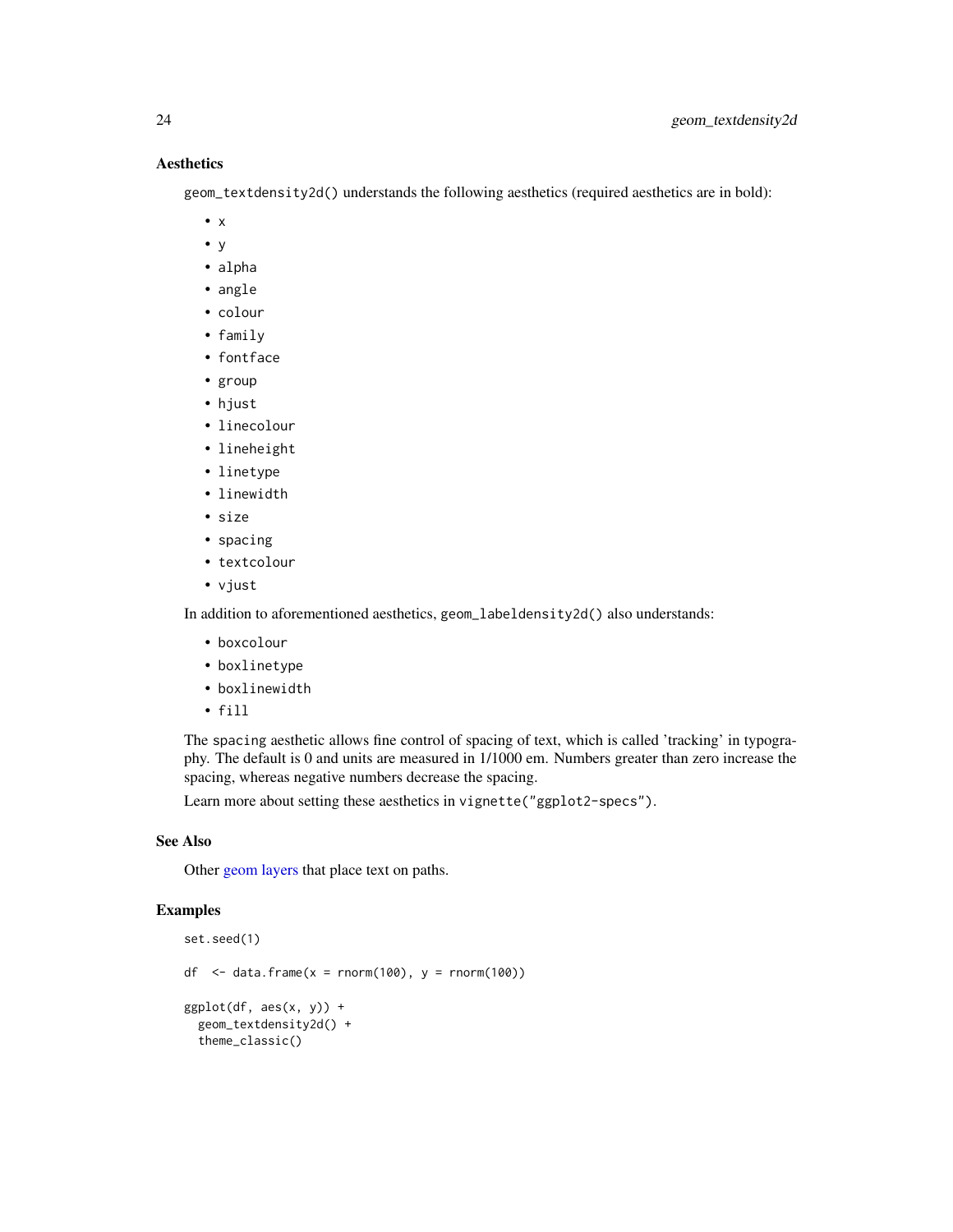### Aesthetics

`geom_textdensity2d()` understands the following aesthetics (required aesthetics are in bold):

- `x`
- `y`
- `alpha`
- `angle`
- `colour`
- `family`
- `fontface`
- `group`
- `hjust`
- `linecolour`
- `lineheight`
- `linetype`
- `linewidth`
- `size`
- `spacing`
- `textcolour`
- `vjust`

In addition to aforementioned aesthetics, `geom_labeldensity2d()` also understands:

- `boxcolour`
- `boxlinetype`
- `boxlinewidth`
- `fill`

The `spacing` aesthetic allows fine control of spacing of text, which is called 'tracking' in typography. The default is 0 and units are measured in 1/1000 em. Numbers greater than zero increase the spacing, whereas negative numbers decrease the spacing.

Learn more about setting these aesthetics in `vignette("ggplot2-specs")`.

### See Also

Other geom layers that place text on paths.

### Examples

```
set.seed(1)

df  <- data.frame(x = rnorm(100), y = rnorm(100))

ggplot(df, aes(x, y)) +
  geom_textdensity2d() +
  theme_classic()
```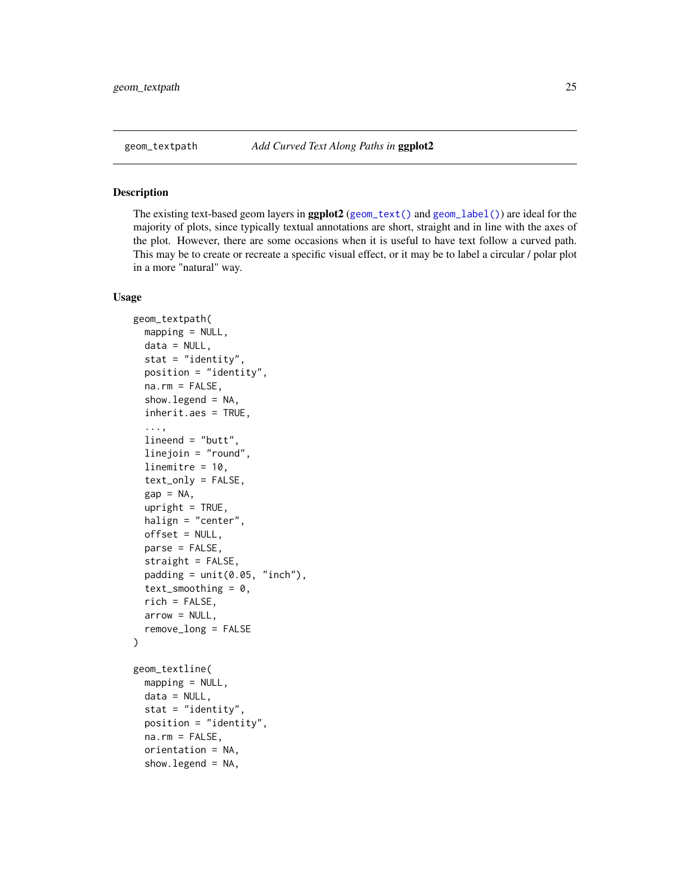geom_textpath — *Add Curved Text Along Paths in* **ggplot2**

## Description

The existing text-based geom layers in **ggplot2** (`geom_text()` and `geom_label()`) are ideal for the majority of plots, since typically textual annotations are short, straight and in line with the axes of the plot. However, there are some occasions when it is useful to have text follow a curved path. This may be to create or recreate a specific visual effect, or it may be to label a circular / polar plot in a more "natural" way.

## Usage

```
geom_textpath(
  mapping = NULL,
  data = NULL,
  stat = "identity",
  position = "identity",
  na.rm = FALSE,
  show.legend = NA,
  inherit.aes = TRUE,
  ...,
  lineend = "butt",
  linejoin = "round",
  linemitre = 10,
  text_only = FALSE,
  gap = NA,
  upright = TRUE,
  halign = "center",
  offset = NULL,
  parse = FALSE,
  straight = FALSE,
  padding = unit(0.05, "inch"),
  text_smoothing = 0,
  rich = FALSE,
  arrow = NULL,
  remove_long = FALSE
)

geom_textline(
  mapping = NULL,
  data = NULL,
  stat = "identity",
  position = "identity",
  na.rm = FALSE,
  orientation = NA,
  show.legend = NA,
```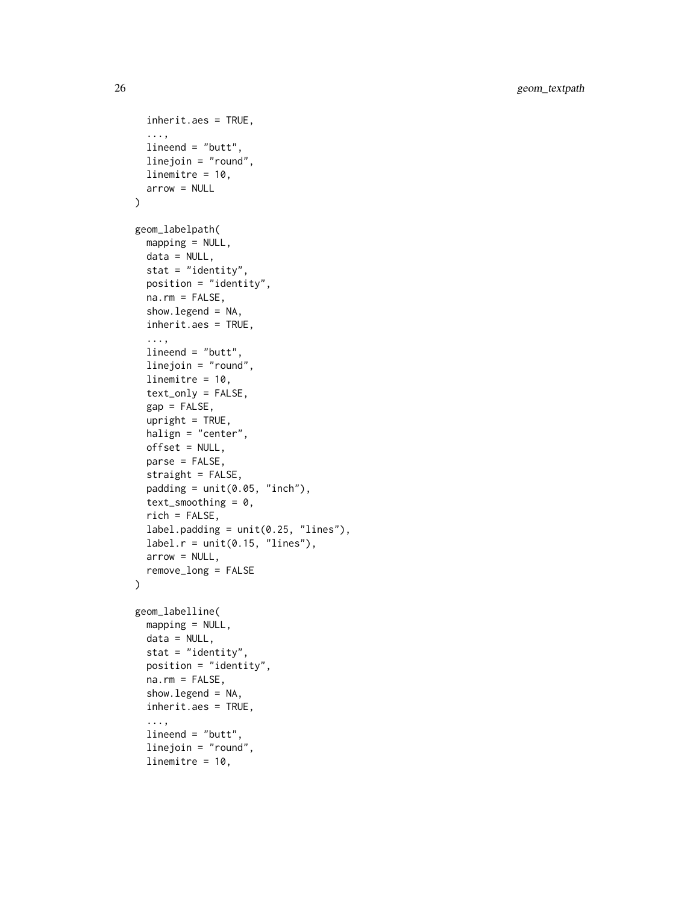```
  inherit.aes = TRUE,
  ...,
  lineend = "butt",
  linejoin = "round",
  linemitre = 10,
  arrow = NULL
)

geom_labelpath(
  mapping = NULL,
  data = NULL,
  stat = "identity",
  position = "identity",
  na.rm = FALSE,
  show.legend = NA,
  inherit.aes = TRUE,
  ...,
  lineend = "butt",
  linejoin = "round",
  linemitre = 10,
  text_only = FALSE,
  gap = FALSE,
  upright = TRUE,
  halign = "center",
  offset = NULL,
  parse = FALSE,
  straight = FALSE,
  padding = unit(0.05, "inch"),
  text_smoothing = 0,
  rich = FALSE,
  label.padding = unit(0.25, "lines"),
  label.r = unit(0.15, "lines"),
  arrow = NULL,
  remove_long = FALSE
)

geom_labelline(
  mapping = NULL,
  data = NULL,
  stat = "identity",
  position = "identity",
  na.rm = FALSE,
  show.legend = NA,
  inherit.aes = TRUE,
  ...,
  lineend = "butt",
  linejoin = "round",
  linemitre = 10,
```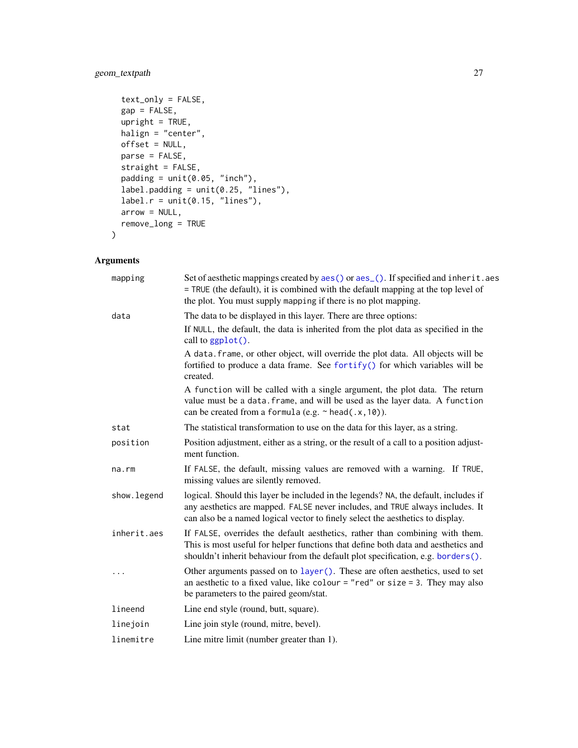```
  text_only = FALSE,
  gap = FALSE,
  upright = TRUE,
  halign = "center",
  offset = NULL,
  parse = FALSE,
  straight = FALSE,
  padding = unit(0.05, "inch"),
  label.padding = unit(0.25, "lines"),
  label.r = unit(0.15, "lines"),
  arrow = NULL,
  remove_long = TRUE
)
```

## Arguments

| | |
|---|---|
| `mapping` | Set of aesthetic mappings created by `aes()` or `aes_()`. If specified and `inherit.aes = TRUE` (the default), it is combined with the default mapping at the top level of the plot. You must supply `mapping` if there is no plot mapping. |
| `data` | The data to be displayed in this layer. There are three options:<br>If `NULL`, the default, the data is inherited from the plot data as specified in the call to `ggplot()`.<br>A `data.frame`, or other object, will override the plot data. All objects will be fortified to produce a data frame. See `fortify()` for which variables will be created.<br>A `function` will be called with a single argument, the plot data. The return value must be a `data.frame`, and will be used as the layer data. A `function` can be created from a `formula` (e.g. `~ head(.x,10)`). |
| `stat` | The statistical transformation to use on the data for this layer, as a string. |
| `position` | Position adjustment, either as a string, or the result of a call to a position adjustment function. |
| `na.rm` | If `FALSE`, the default, missing values are removed with a warning. If `TRUE`, missing values are silently removed. |
| `show.legend` | logical. Should this layer be included in the legends? `NA`, the default, includes if any aesthetics are mapped. `FALSE` never includes, and `TRUE` always includes. It can also be a named logical vector to finely select the aesthetics to display. |
| `inherit.aes` | If `FALSE`, overrides the default aesthetics, rather than combining with them. This is most useful for helper functions that define both data and aesthetics and shouldn't inherit behaviour from the default plot specification, e.g. `borders()`. |
| `...` | Other arguments passed on to `layer()`. These are often aesthetics, used to set an aesthetic to a fixed value, like `colour = "red"` or `size = 3`. They may also be parameters to the paired geom/stat. |
| `lineend` | Line end style (round, butt, square). |
| `linejoin` | Line join style (round, mitre, bevel). |
| `linemitre` | Line mitre limit (number greater than 1). |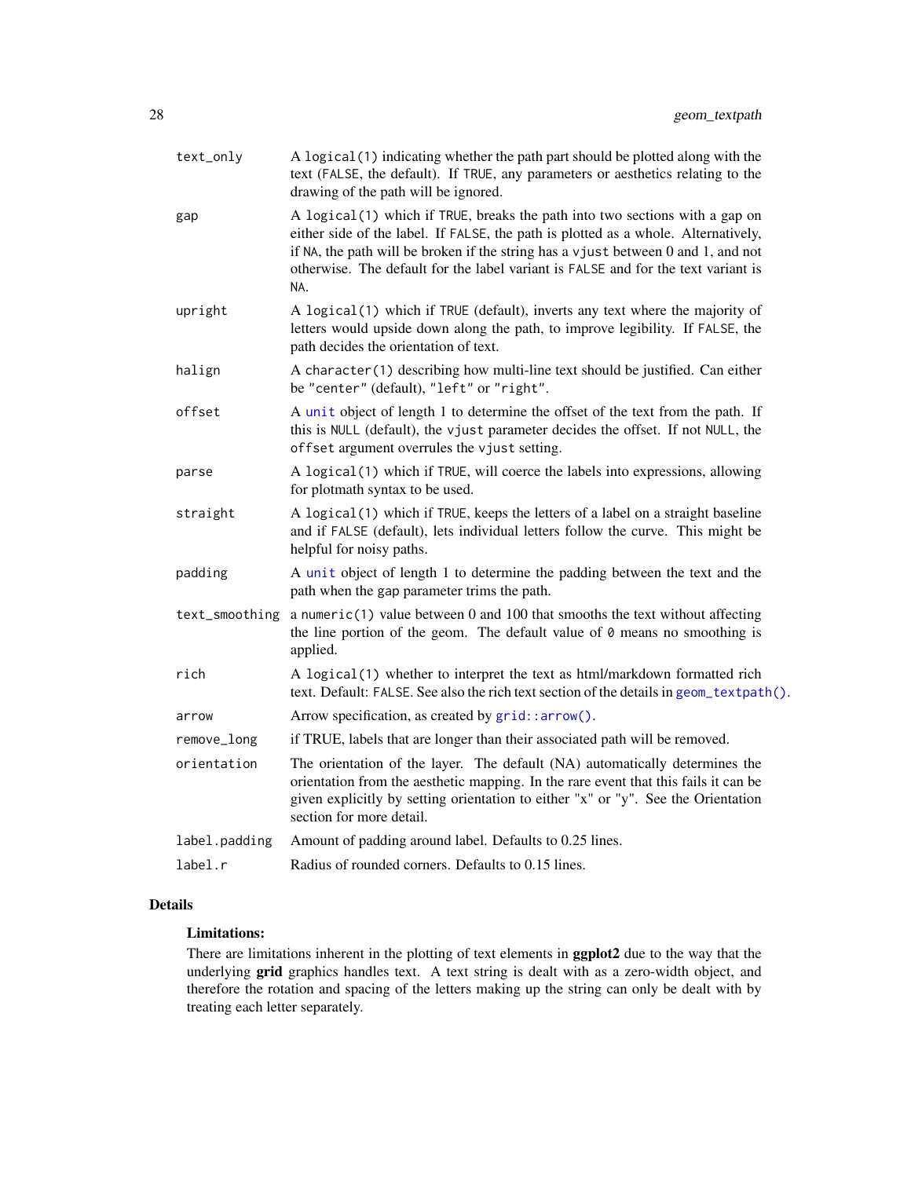| | |
|---|---|
| `text_only` | A `logical(1)` indicating whether the path part should be plotted along with the text (`FALSE`, the default). If `TRUE`, any parameters or aesthetics relating to the drawing of the path will be ignored. |
| `gap` | A `logical(1)` which if `TRUE`, breaks the path into two sections with a gap on either side of the label. If `FALSE`, the path is plotted as a whole. Alternatively, if `NA`, the path will be broken if the string has a `vjust` between 0 and 1, and not otherwise. The default for the label variant is `FALSE` and for the text variant is `NA`. |
| `upright` | A `logical(1)` which if `TRUE` (default), inverts any text where the majority of letters would upside down along the path, to improve legibility. If `FALSE`, the path decides the orientation of text. |
| `halign` | A `character(1)` describing how multi-line text should be justified. Can either be `"center"` (default), `"left"` or `"right"`. |
| `offset` | A `unit` object of length 1 to determine the offset of the text from the path. If this is `NULL` (default), the `vjust` parameter decides the offset. If not `NULL`, the `offset` argument overrules the `vjust` setting. |
| `parse` | A `logical(1)` which if `TRUE`, will coerce the labels into expressions, allowing for plotmath syntax to be used. |
| `straight` | A `logical(1)` which if `TRUE`, keeps the letters of a label on a straight baseline and if `FALSE` (default), lets individual letters follow the curve. This might be helpful for noisy paths. |
| `padding` | A `unit` object of length 1 to determine the padding between the text and the path when the `gap` parameter trims the path. |
| `text_smoothing` | a `numeric(1)` value between 0 and 100 that smooths the text without affecting the line portion of the geom. The default value of `0` means no smoothing is applied. |
| `rich` | A `logical(1)` whether to interpret the text as html/markdown formatted rich text. Default: `FALSE`. See also the rich text section of the details in `geom_textpath()`. |
| `arrow` | Arrow specification, as created by `grid::arrow()`. |
| `remove_long` | if TRUE, labels that are longer than their associated path will be removed. |
| `orientation` | The orientation of the layer. The default (NA) automatically determines the orientation from the aesthetic mapping. In the rare event that this fails it can be given explicitly by setting orientation to either "x" or "y". See the Orientation section for more detail. |
| `label.padding` | Amount of padding around label. Defaults to 0.25 lines. |
| `label.r` | Radius of rounded corners. Defaults to 0.15 lines. |

## Details

### Limitations:

There are limitations inherent in the plotting of text elements in **ggplot2** due to the way that the underlying **grid** graphics handles text. A text string is dealt with as a zero-width object, and therefore the rotation and spacing of the letters making up the string can only be dealt with by treating each letter separately.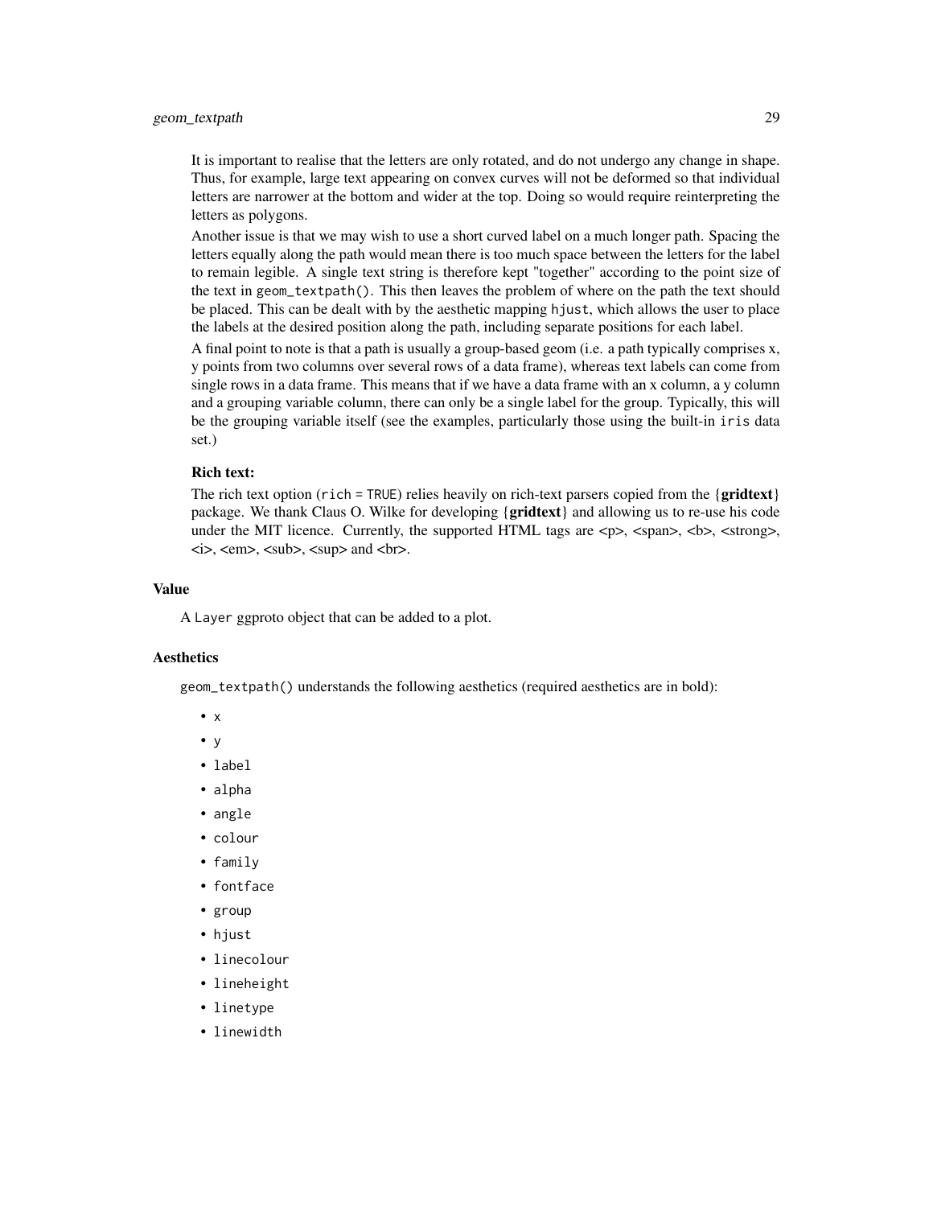It is important to realise that the letters are only rotated, and do not undergo any change in shape. Thus, for example, large text appearing on convex curves will not be deformed so that individual letters are narrower at the bottom and wider at the top. Doing so would require reinterpreting the letters as polygons.

Another issue is that we may wish to use a short curved label on a much longer path. Spacing the letters equally along the path would mean there is too much space between the letters for the label to remain legible. A single text string is therefore kept "together" according to the point size of the text in `geom_textpath()`. This then leaves the problem of where on the path the text should be placed. This can be dealt with by the aesthetic mapping `hjust`, which allows the user to place the labels at the desired position along the path, including separate positions for each label.

A final point to note is that a path is usually a group-based geom (i.e. a path typically comprises x, y points from two columns over several rows of a data frame), whereas text labels can come from single rows in a data frame. This means that if we have a data frame with an x column, a y column and a grouping variable column, there can only be a single label for the group. Typically, this will be the grouping variable itself (see the examples, particularly those using the built-in `iris` data set.)

**Rich text:**

The rich text option (`rich = TRUE`) relies heavily on rich-text parsers copied from the {**gridtext**} package. We thank Claus O. Wilke for developing {**gridtext**} and allowing us to re-use his code under the MIT licence. Currently, the supported HTML tags are <p>, <span>, <b>, <strong>, <i>, <em>, <sub>, <sup> and <br>.

### Value

A `Layer` ggproto object that can be added to a plot.

### Aesthetics

`geom_textpath()` understands the following aesthetics (required aesthetics are in bold):

- `x`
- `y`
- `label`
- `alpha`
- `angle`
- `colour`
- `family`
- `fontface`
- `group`
- `hjust`
- `linecolour`
- `lineheight`
- `linetype`
- `linewidth`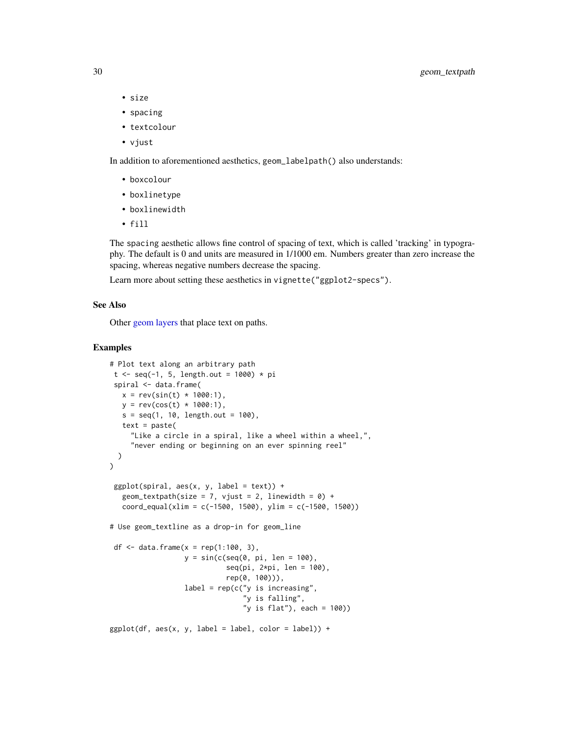- `size`
- `spacing`
- `textcolour`
- `vjust`

In addition to aforementioned aesthetics, `geom_labelpath()` also understands:

- `boxcolour`
- `boxlinetype`
- `boxlinewidth`
- `fill`

The `spacing` aesthetic allows fine control of spacing of text, which is called 'tracking' in typography. The default is 0 and units are measured in 1/1000 em. Numbers greater than zero increase the spacing, whereas negative numbers decrease the spacing.

Learn more about setting these aesthetics in `vignette("ggplot2-specs")`.

### See Also

Other geom layers that place text on paths.

### Examples

```
# Plot text along an arbitrary path
 t <- seq(-1, 5, length.out = 1000) * pi
 spiral <- data.frame(
   x = rev(sin(t) * 1000:1),
   y = rev(cos(t) * 1000:1),
   s = seq(1, 10, length.out = 100),
   text = paste(
     "Like a circle in a spiral, like a wheel within a wheel,",
     "never ending or beginning on an ever spinning reel"
  )
)

 ggplot(spiral, aes(x, y, label = text)) +
   geom_textpath(size = 7, vjust = 2, linewidth = 0) +
   coord_equal(xlim = c(-1500, 1500), ylim = c(-1500, 1500))

# Use geom_textline as a drop-in for geom_line

 df <- data.frame(x = rep(1:100, 3),
                  y = sin(c(seq(0, pi, len = 100),
                            seq(pi, 2*pi, len = 100),
                            rep(0, 100))),
                  label = rep(c("y is increasing",
                                "y is falling",
                                "y is flat"), each = 100))

ggplot(df, aes(x, y, label = label, color = label)) +
```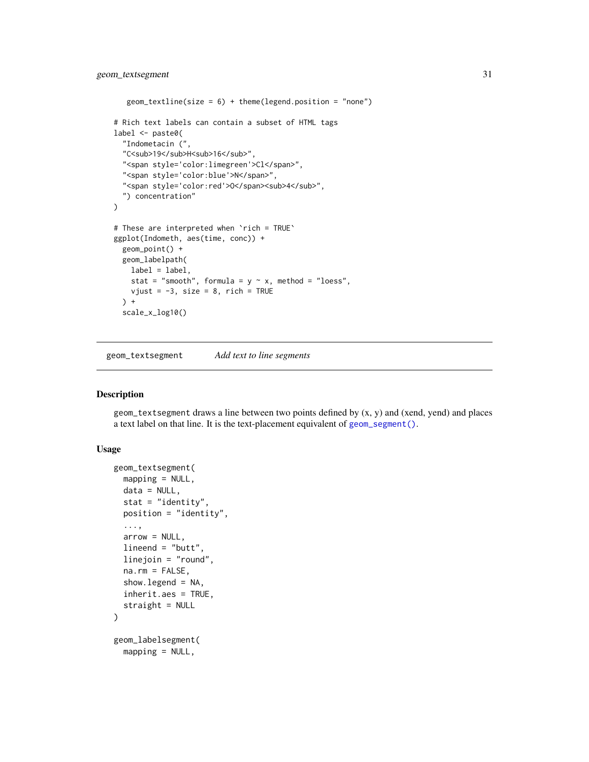```
    geom_textline(size = 6) + theme(legend.position = "none")

# Rich text labels can contain a subset of HTML tags
label <- paste0(
  "Indometacin (",
  "C<sub>19</sub>H<sub>16</sub>",
  "<span style='color:limegreen'>Cl</span>",
  "<span style='color:blue'>N</span>",
  "<span style='color:red'>O</span><sub>4</sub>",
  ") concentration"
)

# These are interpreted when `rich = TRUE`
ggplot(Indometh, aes(time, conc)) +
  geom_point() +
  geom_labelpath(
    label = label,
    stat = "smooth", formula = y ~ x, method = "loess",
    vjust = -3, size = 8, rich = TRUE
  ) +
  scale_x_log10()
```

---

`geom_textsegment` *Add text to line segments*

---

## Description

geom_textsegment draws a line between two points defined by (x, y) and (xend, yend) and places a text label on that line. It is the text-placement equivalent of `geom_segment()`.

## Usage

```
geom_textsegment(
  mapping = NULL,
  data = NULL,
  stat = "identity",
  position = "identity",
  ...,
  arrow = NULL,
  lineend = "butt",
  linejoin = "round",
  na.rm = FALSE,
  show.legend = NA,
  inherit.aes = TRUE,
  straight = NULL
)

geom_labelsegment(
  mapping = NULL,
```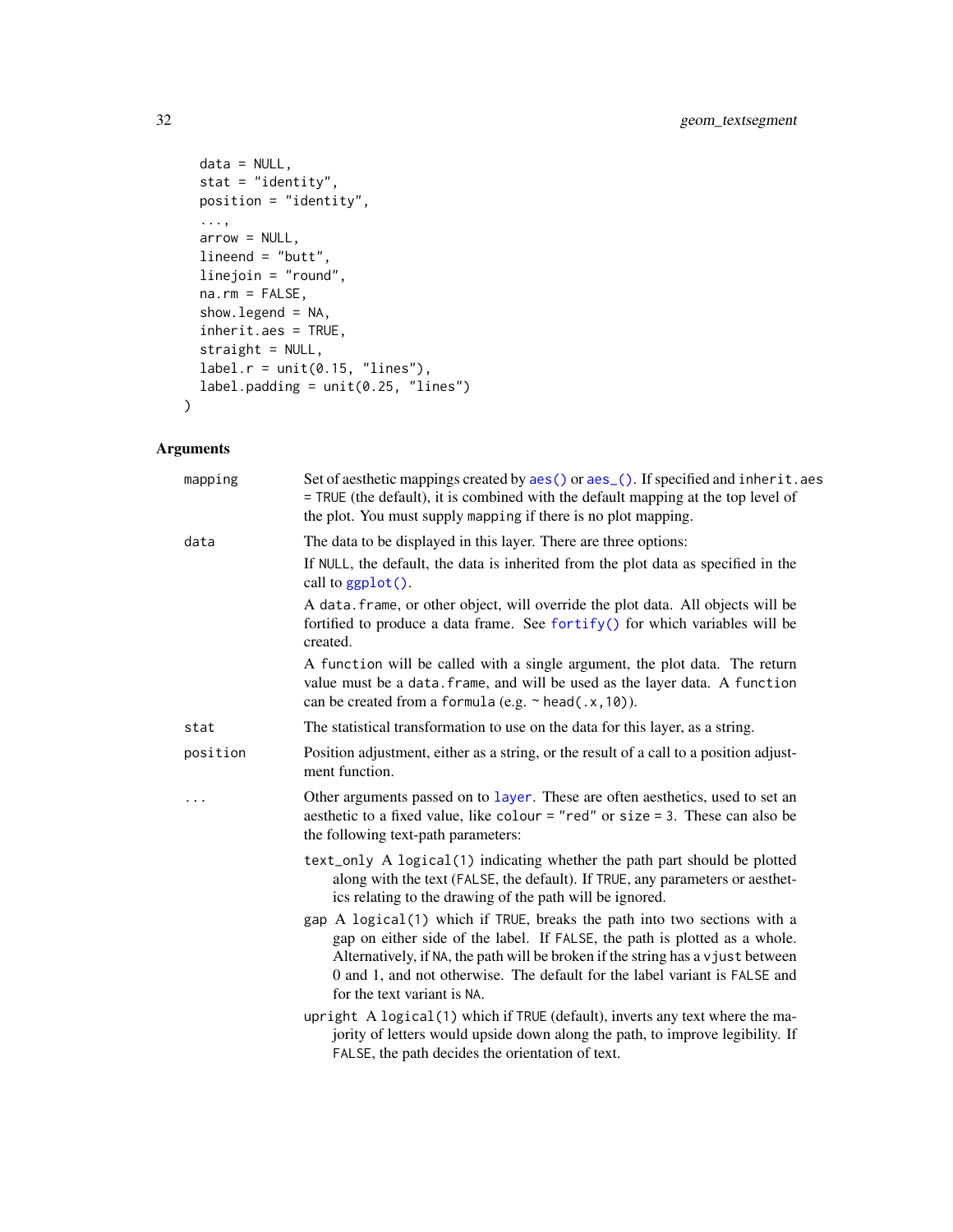```
  data = NULL,
  stat = "identity",
  position = "identity",
  ...,
  arrow = NULL,
  lineend = "butt",
  linejoin = "round",
  na.rm = FALSE,
  show.legend = NA,
  inherit.aes = TRUE,
  straight = NULL,
  label.r = unit(0.15, "lines"),
  label.padding = unit(0.25, "lines")
)
```

## Arguments

**mapping** — Set of aesthetic mappings created by `aes()` or `aes_()`. If specified and `inherit.aes = TRUE` (the default), it is combined with the default mapping at the top level of the plot. You must supply `mapping` if there is no plot mapping.

**data** — The data to be displayed in this layer. There are three options:

If `NULL`, the default, the data is inherited from the plot data as specified in the call to `ggplot()`.

A `data.frame`, or other object, will override the plot data. All objects will be fortified to produce a data frame. See `fortify()` for which variables will be created.

A `function` will be called with a single argument, the plot data. The return value must be a `data.frame`, and will be used as the layer data. A `function` can be created from a `formula` (e.g. `~ head(.x,10)`).

**stat** — The statistical transformation to use on the data for this layer, as a string.

**position** — Position adjustment, either as a string, or the result of a call to a position adjustment function.

**...** — Other arguments passed on to `layer`. These are often aesthetics, used to set an aesthetic to a fixed value, like `colour = "red"` or `size = 3`. These can also be the following text-path parameters:

- `text_only` A `logical(1)` indicating whether the path part should be plotted along with the text (`FALSE`, the default). If `TRUE`, any parameters or aesthetics relating to the drawing of the path will be ignored.
- `gap` A `logical(1)` which if `TRUE`, breaks the path into two sections with a gap on either side of the label. If `FALSE`, the path is plotted as a whole. Alternatively, if `NA`, the path will be broken if the string has a `vjust` between 0 and 1, and not otherwise. The default for the label variant is `FALSE` and for the text variant is `NA`.
- `upright` A `logical(1)` which if `TRUE` (default), inverts any text where the majority of letters would upside down along the path, to improve legibility. If `FALSE`, the path decides the orientation of text.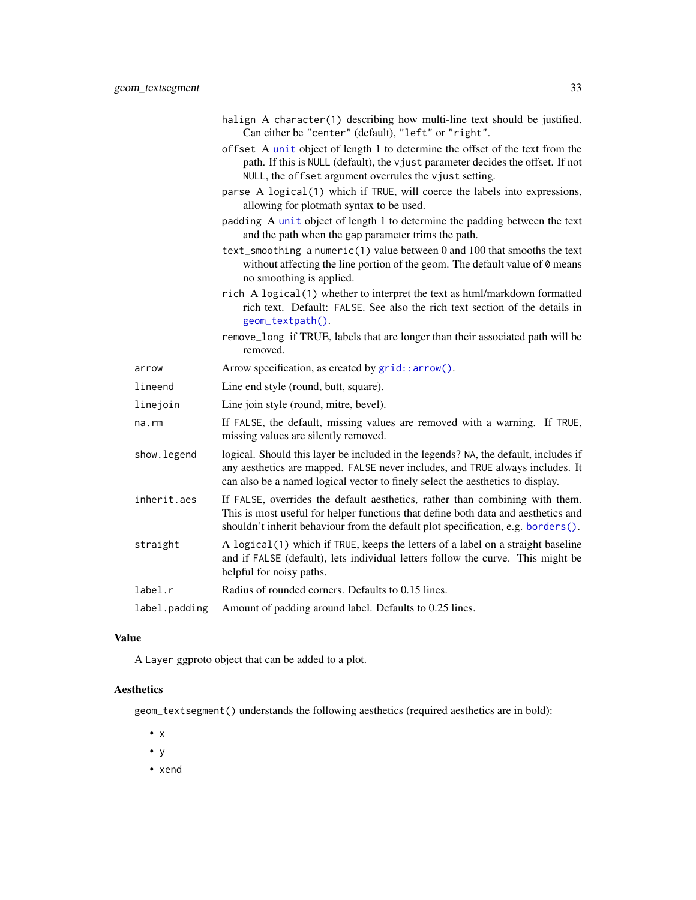- `halign` A `character(1)` describing how multi-line text should be justified. Can either be `"center"` (default), `"left"` or `"right"`.
- `offset` A `unit` object of length 1 to determine the offset of the text from the path. If this is `NULL` (default), the `vjust` parameter decides the offset. If not `NULL`, the `offset` argument overrules the `vjust` setting.
- `parse` A `logical(1)` which if `TRUE`, will coerce the labels into expressions, allowing for plotmath syntax to be used.
- `padding` A `unit` object of length 1 to determine the padding between the text and the path when the `gap` parameter trims the path.
- `text_smoothing` a `numeric(1)` value between 0 and 100 that smooths the text without affecting the line portion of the geom. The default value of `0` means no smoothing is applied.
- `rich` A `logical(1)` whether to interpret the text as html/markdown formatted rich text. Default: `FALSE`. See also the rich text section of the details in `geom_textpath()`.
- `remove_long` if TRUE, labels that are longer than their associated path will be removed.

| | |
|---|---|
| `arrow` | Arrow specification, as created by `grid::arrow()`. |
| `lineend` | Line end style (round, butt, square). |
| `linejoin` | Line join style (round, mitre, bevel). |
| `na.rm` | If `FALSE`, the default, missing values are removed with a warning. If `TRUE`, missing values are silently removed. |
| `show.legend` | logical. Should this layer be included in the legends? `NA`, the default, includes if any aesthetics are mapped. `FALSE` never includes, and `TRUE` always includes. It can also be a named logical vector to finely select the aesthetics to display. |
| `inherit.aes` | If `FALSE`, overrides the default aesthetics, rather than combining with them. This is most useful for helper functions that define both data and aesthetics and shouldn't inherit behaviour from the default plot specification, e.g. `borders()`. |
| `straight` | A `logical(1)` which if `TRUE`, keeps the letters of a label on a straight baseline and if `FALSE` (default), lets individual letters follow the curve. This might be helpful for noisy paths. |
| `label.r` | Radius of rounded corners. Defaults to 0.15 lines. |
| `label.padding` | Amount of padding around label. Defaults to 0.25 lines. |

### Value

A `Layer` ggproto object that can be added to a plot.

### Aesthetics

`geom_textsegment()` understands the following aesthetics (required aesthetics are in bold):

- `x`
- `y`
- `xend`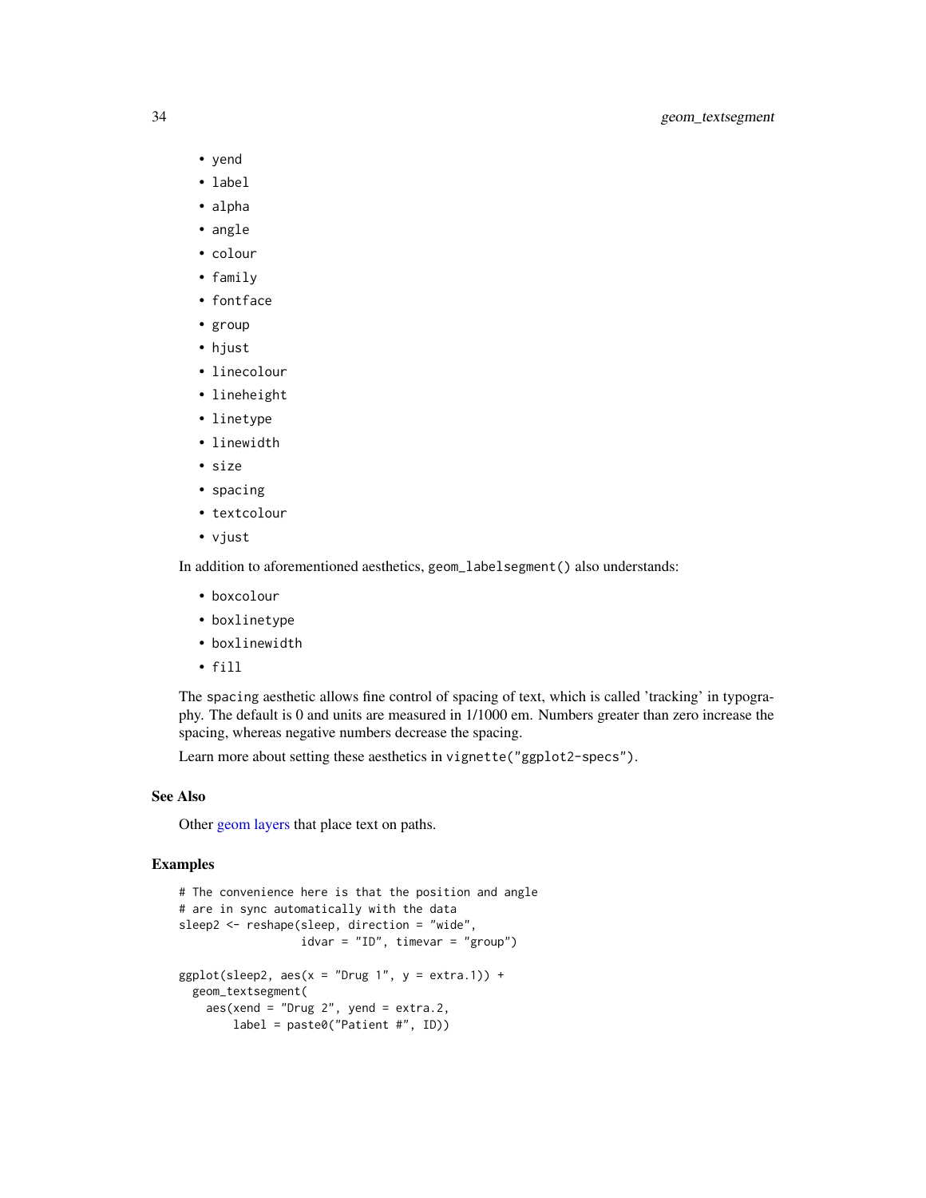- yend
- label
- alpha
- angle
- colour
- family
- fontface
- group
- hjust
- linecolour
- lineheight
- linetype
- linewidth
- size
- spacing
- textcolour
- vjust

In addition to aforementioned aesthetics, geom_labelsegment() also understands:

- boxcolour
- boxlinetype
- boxlinewidth
- fill

The spacing aesthetic allows fine control of spacing of text, which is called 'tracking' in typography. The default is 0 and units are measured in 1/1000 em. Numbers greater than zero increase the spacing, whereas negative numbers decrease the spacing.

Learn more about setting these aesthetics in vignette("ggplot2-specs").

## See Also

Other geom layers that place text on paths.

## Examples

```
# The convenience here is that the position and angle
# are in sync automatically with the data
sleep2 <- reshape(sleep, direction = "wide",
                  idvar = "ID", timevar = "group")

ggplot(sleep2, aes(x = "Drug 1", y = extra.1)) +
  geom_textsegment(
    aes(xend = "Drug 2", yend = extra.2,
        label = paste0("Patient #", ID))
```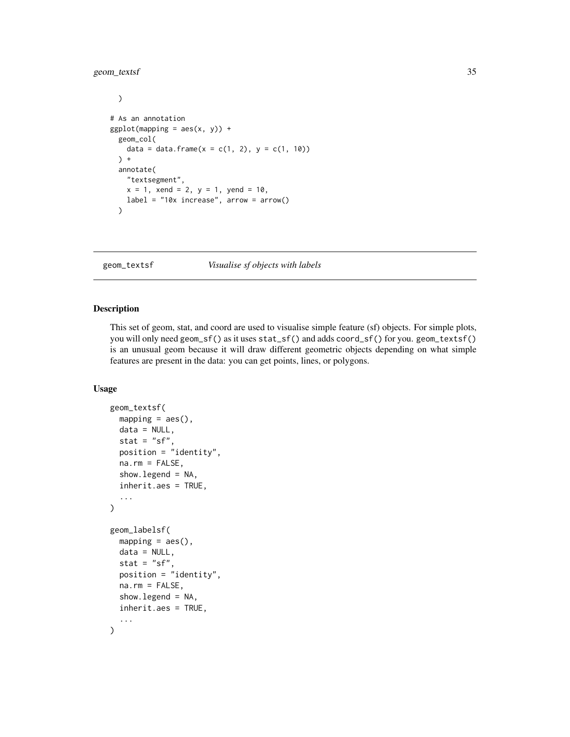```
  )

# As an annotation
ggplot(mapping = aes(x, y)) +
  geom_col(
    data = data.frame(x = c(1, 2), y = c(1, 10))
  ) +
  annotate(
    "textsegment",
    x = 1, xend = 2, y = 1, yend = 10,
    label = "10x increase", arrow = arrow()
  )
```

---

## geom_textsf — *Visualise sf objects with labels*

---

### Description

This set of geom, stat, and coord are used to visualise simple feature (sf) objects. For simple plots, you will only need `geom_sf()` as it uses `stat_sf()` and adds `coord_sf()` for you. `geom_textsf()` is an unusual geom because it will draw different geometric objects depending on what simple features are present in the data: you can get points, lines, or polygons.

### Usage

```
geom_textsf(
  mapping = aes(),
  data = NULL,
  stat = "sf",
  position = "identity",
  na.rm = FALSE,
  show.legend = NA,
  inherit.aes = TRUE,
  ...
)

geom_labelsf(
  mapping = aes(),
  data = NULL,
  stat = "sf",
  position = "identity",
  na.rm = FALSE,
  show.legend = NA,
  inherit.aes = TRUE,
  ...
)
```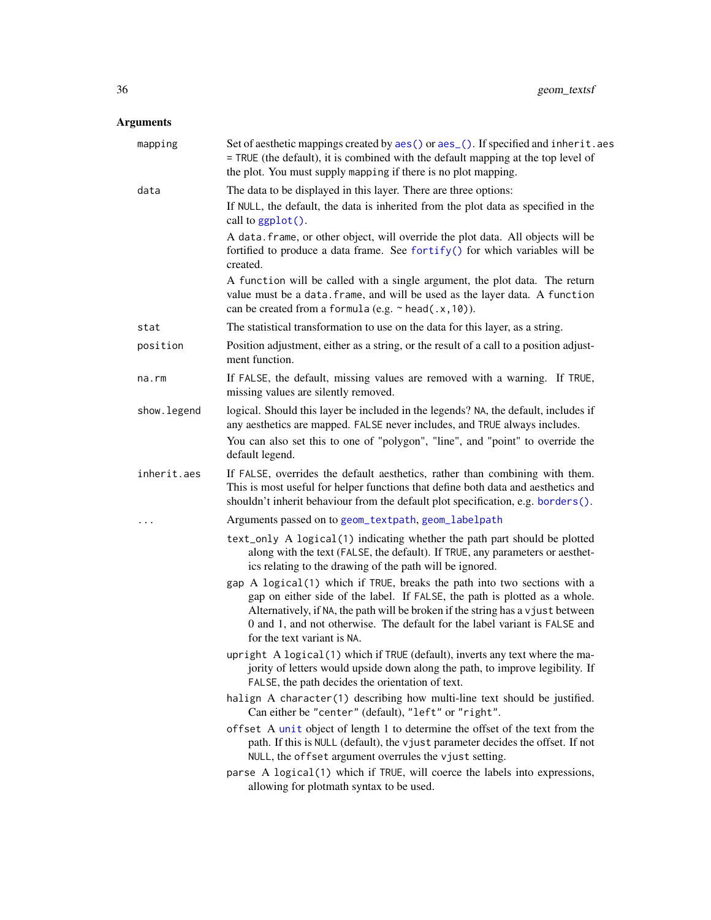## Arguments

| | |
|---|---|
| `mapping` | Set of aesthetic mappings created by `aes()` or `aes_()`. If specified and `inherit.aes = TRUE` (the default), it is combined with the default mapping at the top level of the plot. You must supply `mapping` if there is no plot mapping. |
| `data` | The data to be displayed in this layer. There are three options: <br> If `NULL`, the default, the data is inherited from the plot data as specified in the call to `ggplot()`. <br> A `data.frame`, or other object, will override the plot data. All objects will be fortified to produce a data frame. See `fortify()` for which variables will be created. <br> A `function` will be called with a single argument, the plot data. The return value must be a `data.frame`, and will be used as the layer data. A `function` can be created from a `formula` (e.g. `~ head(.x,10)`). |
| `stat` | The statistical transformation to use on the data for this layer, as a string. |
| `position` | Position adjustment, either as a string, or the result of a call to a position adjustment function. |
| `na.rm` | If `FALSE`, the default, missing values are removed with a warning. If `TRUE`, missing values are silently removed. |
| `show.legend` | logical. Should this layer be included in the legends? `NA`, the default, includes if any aesthetics are mapped. `FALSE` never includes, and `TRUE` always includes. <br> You can also set this to one of "polygon", "line", and "point" to override the default legend. |
| `inherit.aes` | If `FALSE`, overrides the default aesthetics, rather than combining with them. This is most useful for helper functions that define both data and aesthetics and shouldn't inherit behaviour from the default plot specification, e.g. `borders()`. |
| `...` | Arguments passed on to `geom_textpath`, `geom_labelpath` <br> `text_only` A `logical(1)` indicating whether the path part should be plotted along with the text (`FALSE`, the default). If `TRUE`, any parameters or aesthetics relating to the drawing of the path will be ignored. <br> `gap` A `logical(1)` which if `TRUE`, breaks the path into two sections with a gap on either side of the label. If `FALSE`, the path is plotted as a whole. Alternatively, if `NA`, the path will be broken if the string has a `vjust` between 0 and 1, and not otherwise. The default for the label variant is `FALSE` and for the text variant is `NA`. <br> `upright` A `logical(1)` which if `TRUE` (default), inverts any text where the majority of letters would upside down along the path, to improve legibility. If `FALSE`, the path decides the orientation of text. <br> `halign` A `character(1)` describing how multi-line text should be justified. Can either be `"center"` (default), `"left"` or `"right"`. <br> `offset` A `unit` object of length 1 to determine the offset of the text from the path. If this is `NULL` (default), the `vjust` parameter decides the offset. If not `NULL`, the `offset` argument overrules the `vjust` setting. <br> `parse` A `logical(1)` which if `TRUE`, will coerce the labels into expressions, allowing for plotmath syntax to be used. |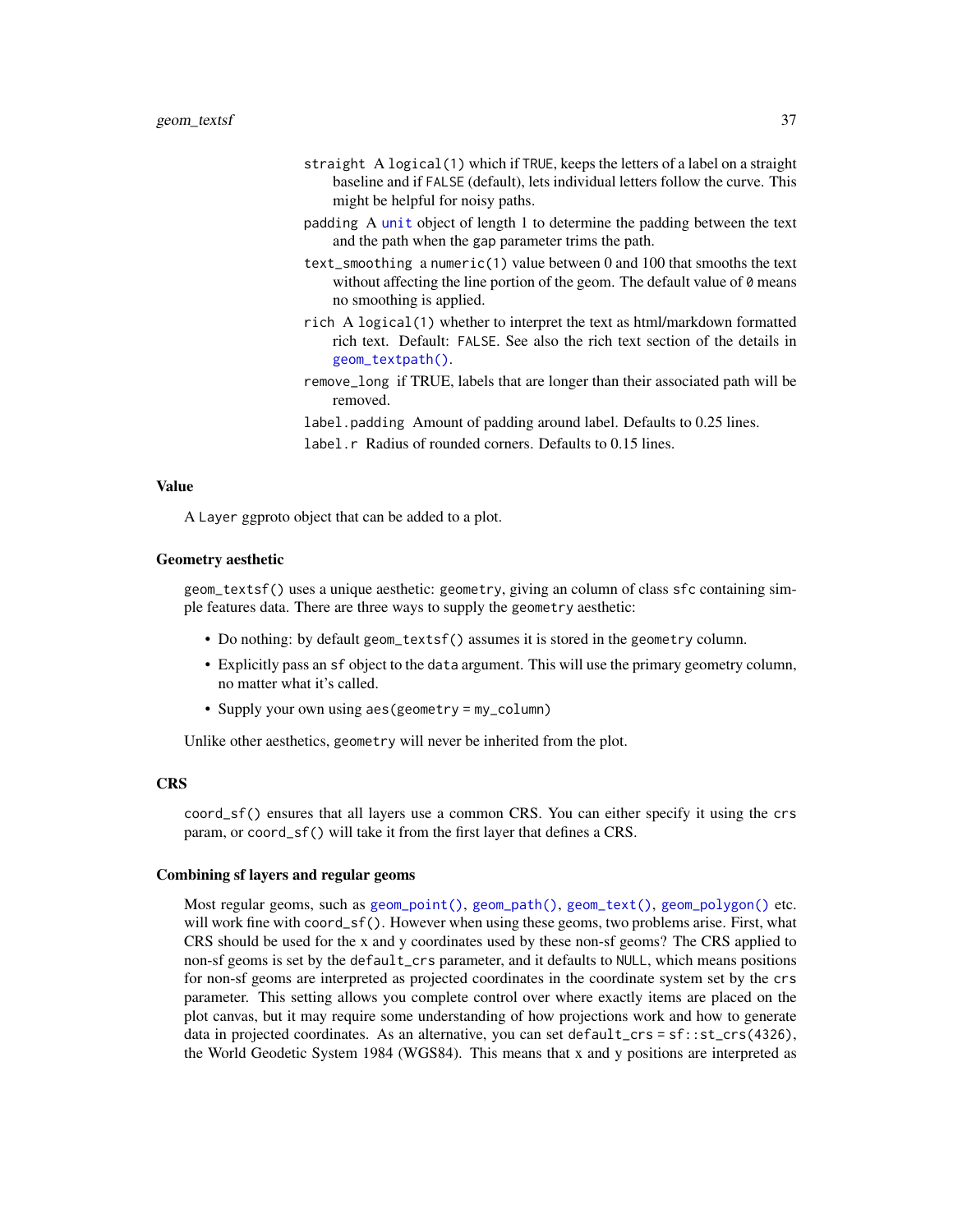- `straight` A `logical(1)` which if `TRUE`, keeps the letters of a label on a straight baseline and if `FALSE` (default), lets individual letters follow the curve. This might be helpful for noisy paths.
- `padding` A `unit` object of length 1 to determine the padding between the text and the path when the `gap` parameter trims the path.
- `text_smoothing` a `numeric(1)` value between 0 and 100 that smooths the text without affecting the line portion of the geom. The default value of `0` means no smoothing is applied.
- `rich` A `logical(1)` whether to interpret the text as html/markdown formatted rich text. Default: `FALSE`. See also the rich text section of the details in `geom_textpath()`.
- `remove_long` if TRUE, labels that are longer than their associated path will be removed.
- `label.padding` Amount of padding around label. Defaults to 0.25 lines.
- `label.r` Radius of rounded corners. Defaults to 0.15 lines.

## Value

A `Layer` ggproto object that can be added to a plot.

## Geometry aesthetic

`geom_textsf()` uses a unique aesthetic: `geometry`, giving an column of class `sfc` containing simple features data. There are three ways to supply the `geometry` aesthetic:

- Do nothing: by default `geom_textsf()` assumes it is stored in the `geometry` column.
- Explicitly pass an `sf` object to the `data` argument. This will use the primary geometry column, no matter what it's called.
- Supply your own using `aes(geometry = my_column)`

Unlike other aesthetics, `geometry` will never be inherited from the plot.

## CRS

`coord_sf()` ensures that all layers use a common CRS. You can either specify it using the `crs` param, or `coord_sf()` will take it from the first layer that defines a CRS.

## Combining sf layers and regular geoms

Most regular geoms, such as `geom_point()`, `geom_path()`, `geom_text()`, `geom_polygon()` etc. will work fine with `coord_sf()`. However when using these geoms, two problems arise. First, what CRS should be used for the x and y coordinates used by these non-sf geoms? The CRS applied to non-sf geoms is set by the `default_crs` parameter, and it defaults to `NULL`, which means positions for non-sf geoms are interpreted as projected coordinates in the coordinate system set by the `crs` parameter. This setting allows you complete control over where exactly items are placed on the plot canvas, but it may require some understanding of how projections work and how to generate data in projected coordinates. As an alternative, you can set `default_crs = sf::st_crs(4326)`, the World Geodetic System 1984 (WGS84). This means that x and y positions are interpreted as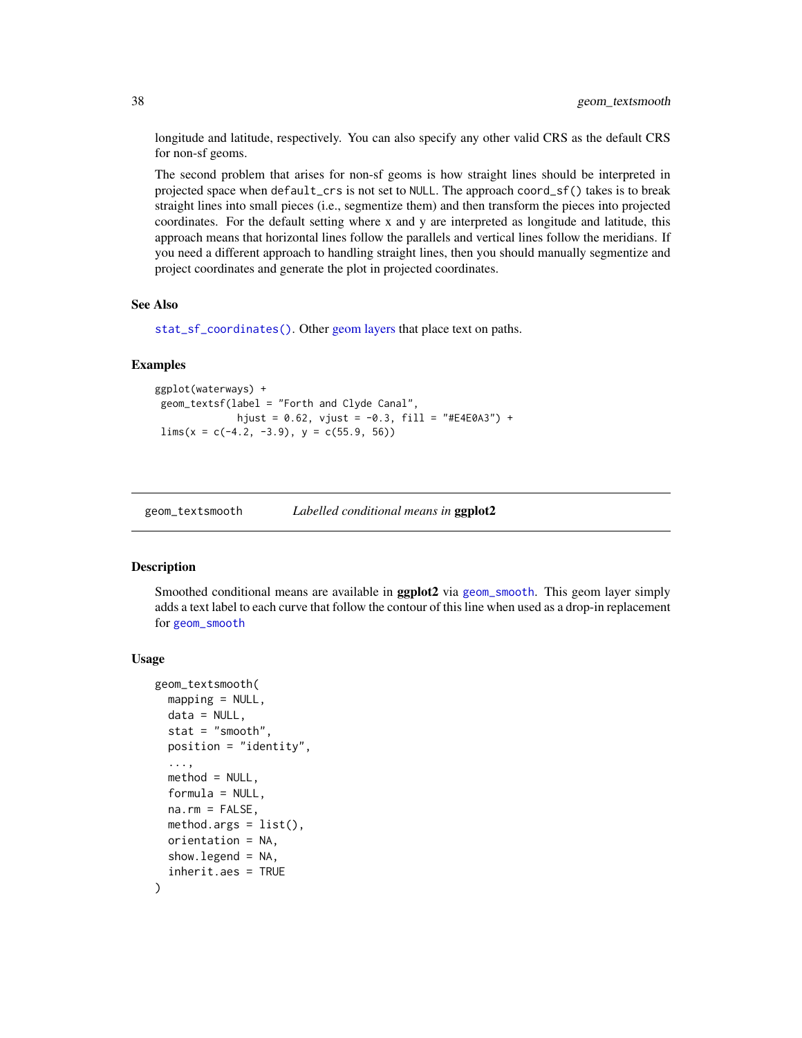longitude and latitude, respectively. You can also specify any other valid CRS as the default CRS for non-sf geoms.

The second problem that arises for non-sf geoms is how straight lines should be interpreted in projected space when `default_crs` is not set to `NULL`. The approach `coord_sf()` takes is to break straight lines into small pieces (i.e., segmentize them) and then transform the pieces into projected coordinates. For the default setting where x and y are interpreted as longitude and latitude, this approach means that horizontal lines follow the parallels and vertical lines follow the meridians. If you need a different approach to handling straight lines, then you should manually segmentize and project coordinates and generate the plot in projected coordinates.

### See Also

`stat_sf_coordinates()`. Other geom layers that place text on paths.

### Examples

```
ggplot(waterways) +
 geom_textsf(label = "Forth and Clyde Canal",
             hjust = 0.62, vjust = -0.3, fill = "#E4E0A3") +
 lims(x = c(-4.2, -3.9), y = c(55.9, 56))
```

---

## geom_textsmooth — *Labelled conditional means in* **ggplot2**

### Description

Smoothed conditional means are available in **ggplot2** via `geom_smooth`. This geom layer simply adds a text label to each curve that follow the contour of this line when used as a drop-in replacement for `geom_smooth`

### Usage

```
geom_textsmooth(
  mapping = NULL,
  data = NULL,
  stat = "smooth",
  position = "identity",
  ...,
  method = NULL,
  formula = NULL,
  na.rm = FALSE,
  method.args = list(),
  orientation = NA,
  show.legend = NA,
  inherit.aes = TRUE
)
```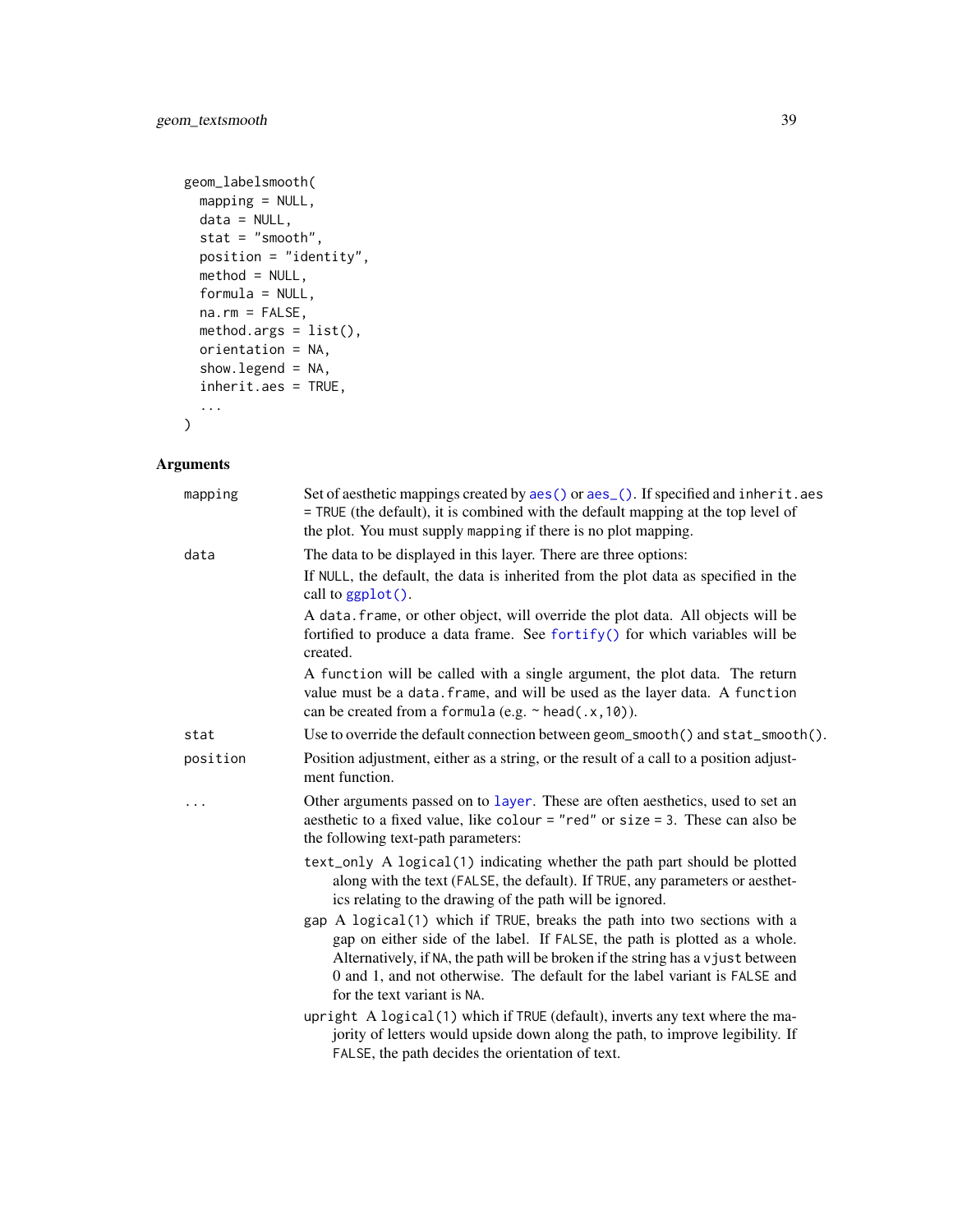```
geom_labelsmooth(
  mapping = NULL,
  data = NULL,
  stat = "smooth",
  position = "identity",
  method = NULL,
  formula = NULL,
  na.rm = FALSE,
  method.args = list(),
  orientation = NA,
  show.legend = NA,
  inherit.aes = TRUE,
  ...
)
```

## Arguments

`mapping` Set of aesthetic mappings created by `aes()` or `aes_()`. If specified and `inherit.aes = TRUE` (the default), it is combined with the default mapping at the top level of the plot. You must supply `mapping` if there is no plot mapping.

`data` The data to be displayed in this layer. There are three options:

If `NULL`, the default, the data is inherited from the plot data as specified in the call to `ggplot()`.

A `data.frame`, or other object, will override the plot data. All objects will be fortified to produce a data frame. See `fortify()` for which variables will be created.

A `function` will be called with a single argument, the plot data. The return value must be a `data.frame`, and will be used as the layer data. A `function` can be created from a `formula` (e.g. `~ head(.x, 10)`).

`stat` Use to override the default connection between `geom_smooth()` and `stat_smooth()`.

`position` Position adjustment, either as a string, or the result of a call to a position adjustment function.

`...` Other arguments passed on to `layer`. These are often aesthetics, used to set an aesthetic to a fixed value, like `colour = "red"` or `size = 3`. These can also be the following text-path parameters:

- `text_only` A `logical(1)` indicating whether the path part should be plotted along with the text (`FALSE`, the default). If `TRUE`, any parameters or aesthetics relating to the drawing of the path will be ignored.
- `gap` A `logical(1)` which if `TRUE`, breaks the path into two sections with a gap on either side of the label. If `FALSE`, the path is plotted as a whole. Alternatively, if `NA`, the path will be broken if the string has a `vjust` between 0 and 1, and not otherwise. The default for the label variant is `FALSE` and for the text variant is `NA`.
- `upright` A `logical(1)` which if `TRUE` (default), inverts any text where the majority of letters would upside down along the path, to improve legibility. If `FALSE`, the path decides the orientation of text.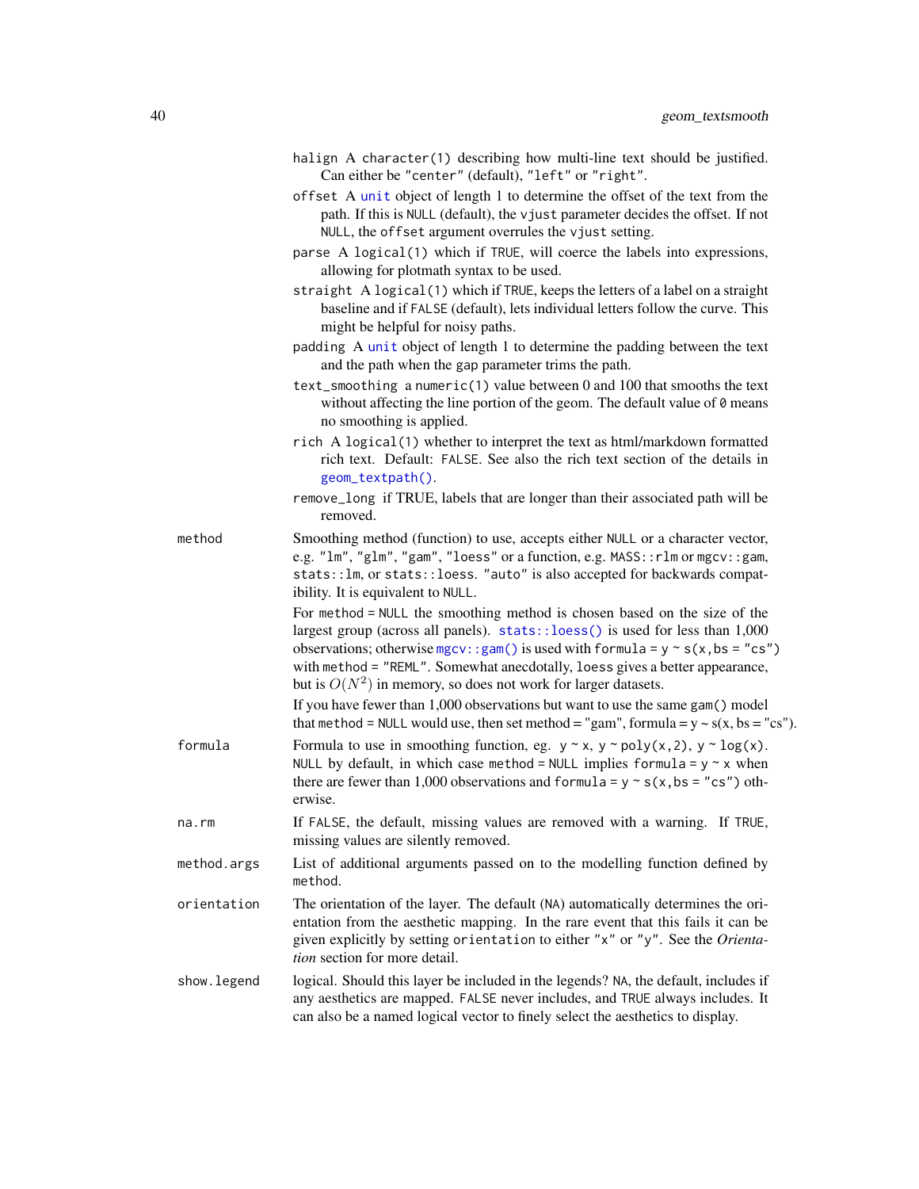halign A `character(1)` describing how multi-line text should be justified. Can either be `"center"` (default), `"left"` or `"right"`.

offset A unit object of length 1 to determine the offset of the text from the path. If this is `NULL` (default), the `vjust` parameter decides the offset. If not `NULL`, the `offset` argument overrules the `vjust` setting.

parse A `logical(1)` which if `TRUE`, will coerce the labels into expressions, allowing for plotmath syntax to be used.

straight A `logical(1)` which if `TRUE`, keeps the letters of a label on a straight baseline and if `FALSE` (default), lets individual letters follow the curve. This might be helpful for noisy paths.

padding A unit object of length 1 to determine the padding between the text and the path when the gap parameter trims the path.

text_smoothing a `numeric(1)` value between 0 and 100 that smooths the text without affecting the line portion of the geom. The default value of `0` means no smoothing is applied.

rich A `logical(1)` whether to interpret the text as html/markdown formatted rich text. Default: `FALSE`. See also the rich text section of the details in `geom_textpath()`.

remove_long if TRUE, labels that are longer than their associated path will be removed.

**method** Smoothing method (function) to use, accepts either `NULL` or a character vector, e.g. `"lm"`, `"glm"`, `"gam"`, `"loess"` or a function, e.g. `MASS::rlm` or `mgcv::gam`, `stats::lm`, or `stats::loess`. `"auto"` is also accepted for backwards compatibility. It is equivalent to `NULL`.

For `method = NULL` the smoothing method is chosen based on the size of the largest group (across all panels). `stats::loess()` is used for less than 1,000 observations; otherwise `mgcv::gam()` is used with `formula = y ~ s(x, bs = "cs")` with `method = "REML"`. Somewhat anecdotally, `loess` gives a better appearance, but is $O(N^2)$ in memory, so does not work for larger datasets.

If you have fewer than 1,000 observations but want to use the same `gam()` model that `method = NULL` would use, then set `method = "gam", formula = y ~ s(x, bs = "cs")`.

**formula** Formula to use in smoothing function, eg. `y ~ x`, `y ~ poly(x, 2)`, `y ~ log(x)`. `NULL` by default, in which case `method = NULL` implies `formula = y ~ x` when there are fewer than 1,000 observations and `formula = y ~ s(x, bs = "cs")` otherwise.

**na.rm** If `FALSE`, the default, missing values are removed with a warning. If `TRUE`, missing values are silently removed.

**method.args** List of additional arguments passed on to the modelling function defined by `method`.

**orientation** The orientation of the layer. The default (`NA`) automatically determines the orientation from the aesthetic mapping. In the rare event that this fails it can be given explicitly by setting `orientation` to either `"x"` or `"y"`. See the *Orientation* section for more detail.

**show.legend** logical. Should this layer be included in the legends? `NA`, the default, includes if any aesthetics are mapped. `FALSE` never includes, and `TRUE` always includes. It can also be a named logical vector to finely select the aesthetics to display.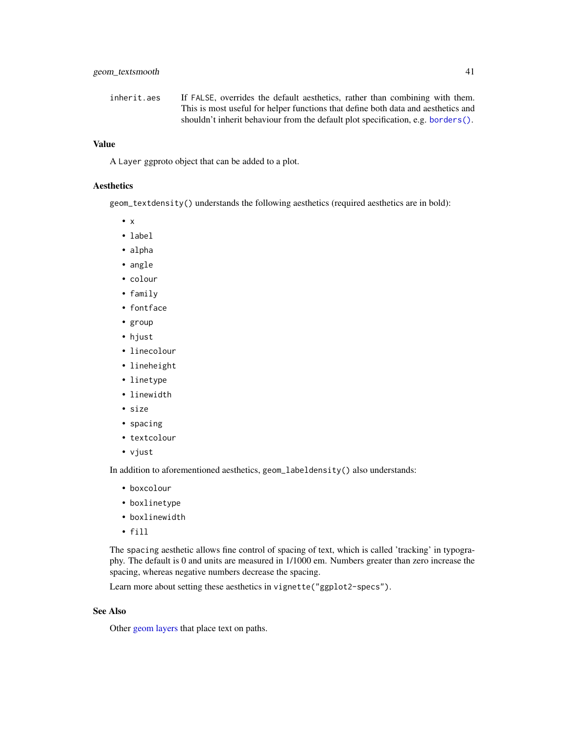inherit.aes If FALSE, overrides the default aesthetics, rather than combining with them. This is most useful for helper functions that define both data and aesthetics and shouldn't inherit behaviour from the default plot specification, e.g. borders().

## Value

A Layer ggproto object that can be added to a plot.

## Aesthetics

geom_textdensity() understands the following aesthetics (required aesthetics are in bold):

- x
- label
- alpha
- angle
- colour
- family
- fontface
- group
- hjust
- linecolour
- lineheight
- linetype
- linewidth
- size
- spacing
- textcolour
- vjust

In addition to aforementioned aesthetics, geom_labeldensity() also understands:

- boxcolour
- boxlinetype
- boxlinewidth
- fill

The spacing aesthetic allows fine control of spacing of text, which is called 'tracking' in typography. The default is 0 and units are measured in 1/1000 em. Numbers greater than zero increase the spacing, whereas negative numbers decrease the spacing.

Learn more about setting these aesthetics in vignette("ggplot2-specs").

## See Also

Other geom layers that place text on paths.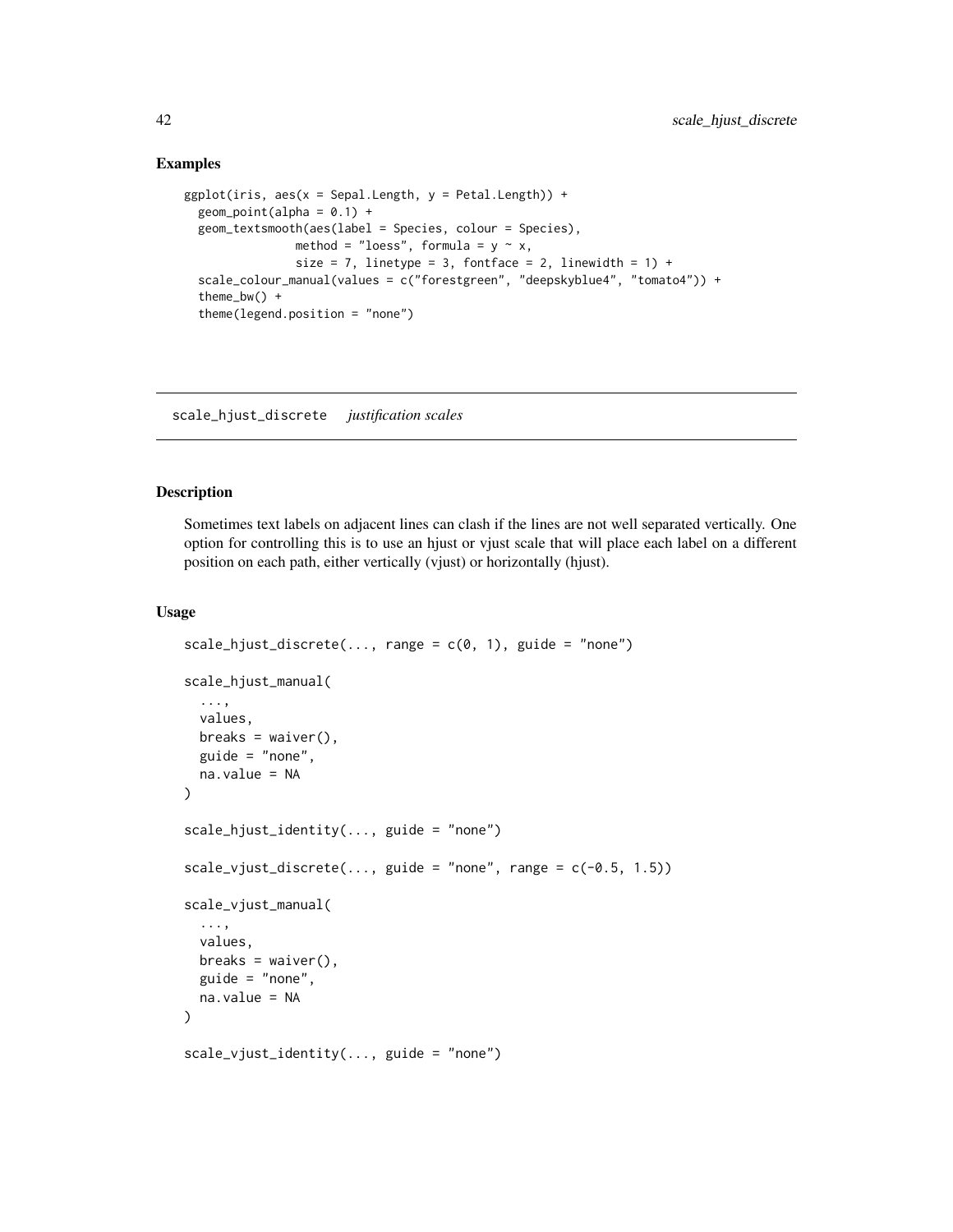## Examples

```
ggplot(iris, aes(x = Sepal.Length, y = Petal.Length)) +
  geom_point(alpha = 0.1) +
  geom_textsmooth(aes(label = Species, colour = Species),
                  method = "loess", formula = y ~ x,
                  size = 7, linetype = 3, fontface = 2, linewidth = 1) +
  scale_colour_manual(values = c("forestgreen", "deepskyblue4", "tomato4")) +
  theme_bw() +
  theme(legend.position = "none")
```

---

# scale_hjust_discrete *justification scales*

---

## Description

Sometimes text labels on adjacent lines can clash if the lines are not well separated vertically. One option for controlling this is to use an hjust or vjust scale that will place each label on a different position on each path, either vertically (vjust) or horizontally (hjust).

## Usage

```
scale_hjust_discrete(..., range = c(0, 1), guide = "none")

scale_hjust_manual(
  ...,
  values,
  breaks = waiver(),
  guide = "none",
  na.value = NA
)

scale_hjust_identity(..., guide = "none")

scale_vjust_discrete(..., guide = "none", range = c(-0.5, 1.5))

scale_vjust_manual(
  ...,
  values,
  breaks = waiver(),
  guide = "none",
  na.value = NA
)

scale_vjust_identity(..., guide = "none")
```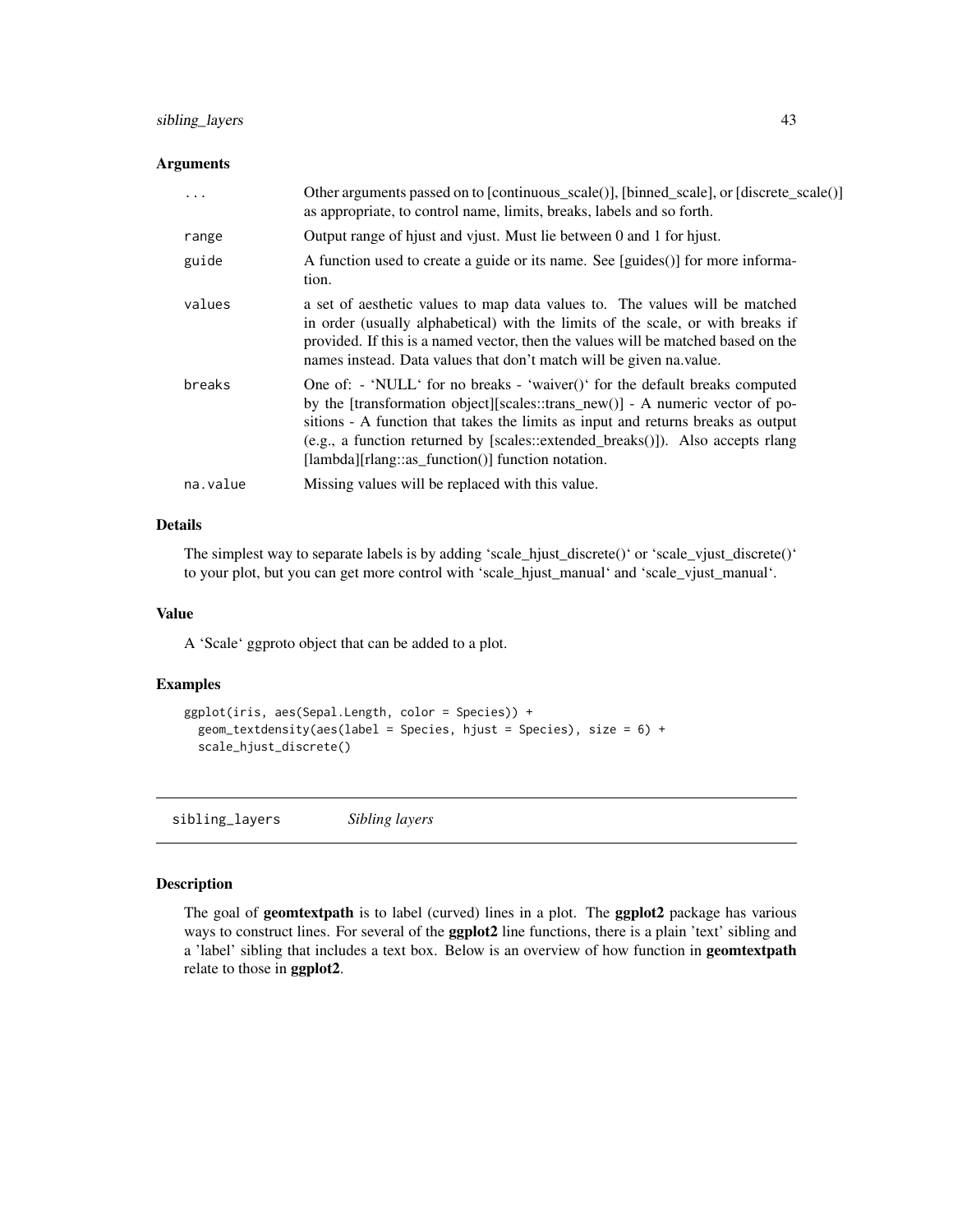### Arguments

| | |
|---|---|
| ... | Other arguments passed on to [continuous_scale()], [binned_scale], or [discrete_scale()] as appropriate, to control name, limits, breaks, labels and so forth. |
| range | Output range of hjust and vjust. Must lie between 0 and 1 for hjust. |
| guide | A function used to create a guide or its name. See [guides()] for more information. |
| values | a set of aesthetic values to map data values to. The values will be matched in order (usually alphabetical) with the limits of the scale, or with breaks if provided. If this is a named vector, then the values will be matched based on the names instead. Data values that don't match will be given na.value. |
| breaks | One of: - 'NULL' for no breaks - 'waiver()' for the default breaks computed by the [transformation object][scales::trans_new()] - A numeric vector of positions - A function that takes the limits as input and returns breaks as output (e.g., a function returned by [scales::extended_breaks()]). Also accepts rlang [lambda][rlang::as_function()] function notation. |
| na.value | Missing values will be replaced with this value. |

### Details

The simplest way to separate labels is by adding 'scale_hjust_discrete()' or 'scale_vjust_discrete()' to your plot, but you can get more control with 'scale_hjust_manual' and 'scale_vjust_manual'.

### Value

A 'Scale' ggproto object that can be added to a plot.

### Examples

```
ggplot(iris, aes(Sepal.Length, color = Species)) +
  geom_textdensity(aes(label = Species, hjust = Species), size = 6) +
  scale_hjust_discrete()
```

---

## sibling_layers *Sibling layers*

### Description

The goal of **geomtextpath** is to label (curved) lines in a plot. The **ggplot2** package has various ways to construct lines. For several of the **ggplot2** line functions, there is a plain 'text' sibling and a 'label' sibling that includes a text box. Below is an overview of how function in **geomtextpath** relate to those in **ggplot2**.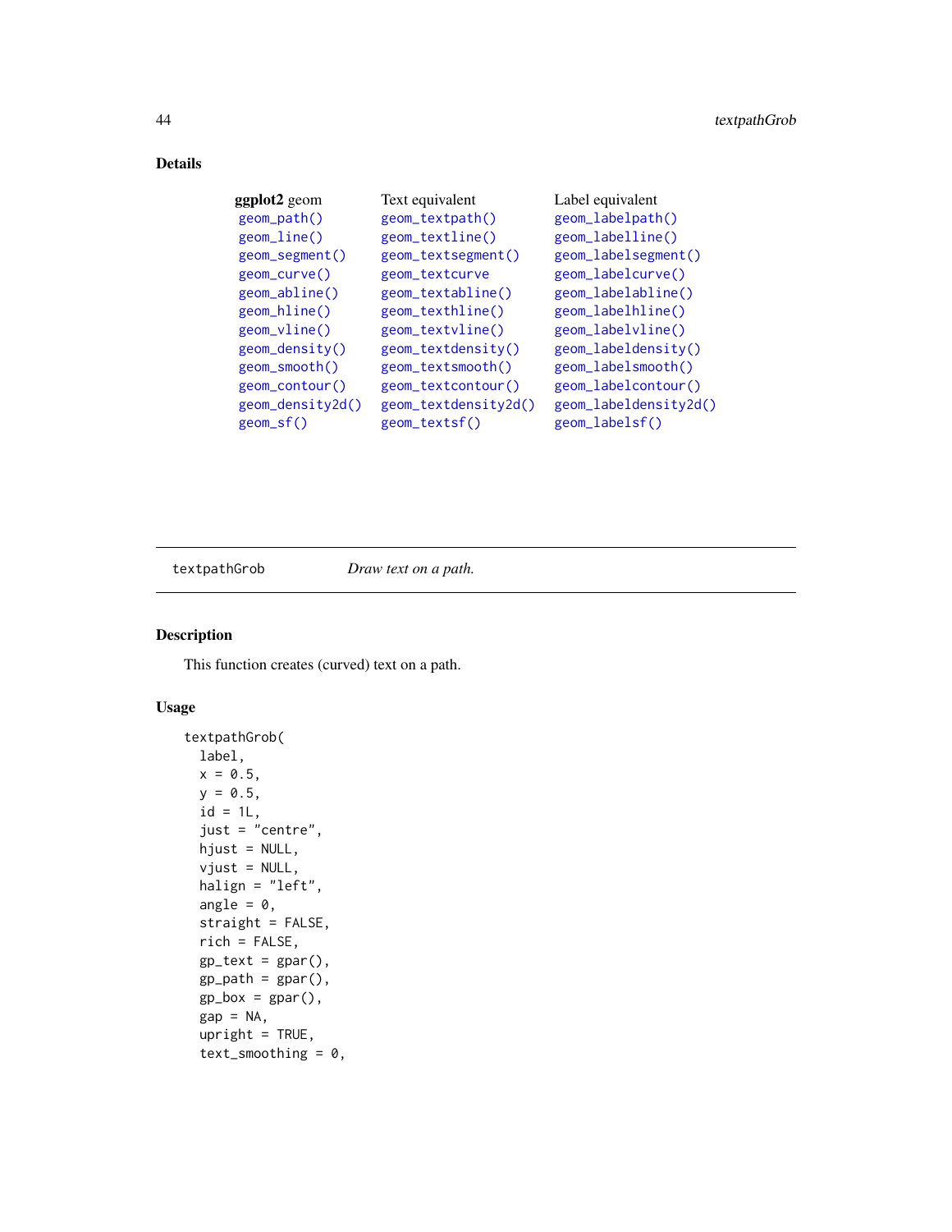### Details

| **ggplot2** geom | Text equivalent | Label equivalent |
|---|---|---|
| `geom_path()` | `geom_textpath()` | `geom_labelpath()` |
| `geom_line()` | `geom_textline()` | `geom_labelline()` |
| `geom_segment()` | `geom_textsegment()` | `geom_labelsegment()` |
| `geom_curve()` | `geom_textcurve` | `geom_labelcurve()` |
| `geom_abline()` | `geom_textabline()` | `geom_labelabline()` |
| `geom_hline()` | `geom_texthline()` | `geom_labelhline()` |
| `geom_vline()` | `geom_textvline()` | `geom_labelvline()` |
| `geom_density()` | `geom_textdensity()` | `geom_labeldensity()` |
| `geom_smooth()` | `geom_textsmooth()` | `geom_labelsmooth()` |
| `geom_contour()` | `geom_textcontour()` | `geom_labelcontour()` |
| `geom_density2d()` | `geom_textdensity2d()` | `geom_labeldensity2d()` |
| `geom_sf()` | `geom_textsf()` | `geom_labelsf()` |

---

## textpathGrob — *Draw text on a path.*

---

### Description

This function creates (curved) text on a path.

### Usage

```
textpathGrob(
  label,
  x = 0.5,
  y = 0.5,
  id = 1L,
  just = "centre",
  hjust = NULL,
  vjust = NULL,
  halign = "left",
  angle = 0,
  straight = FALSE,
  rich = FALSE,
  gp_text = gpar(),
  gp_path = gpar(),
  gp_box = gpar(),
  gap = NA,
  upright = TRUE,
  text_smoothing = 0,
```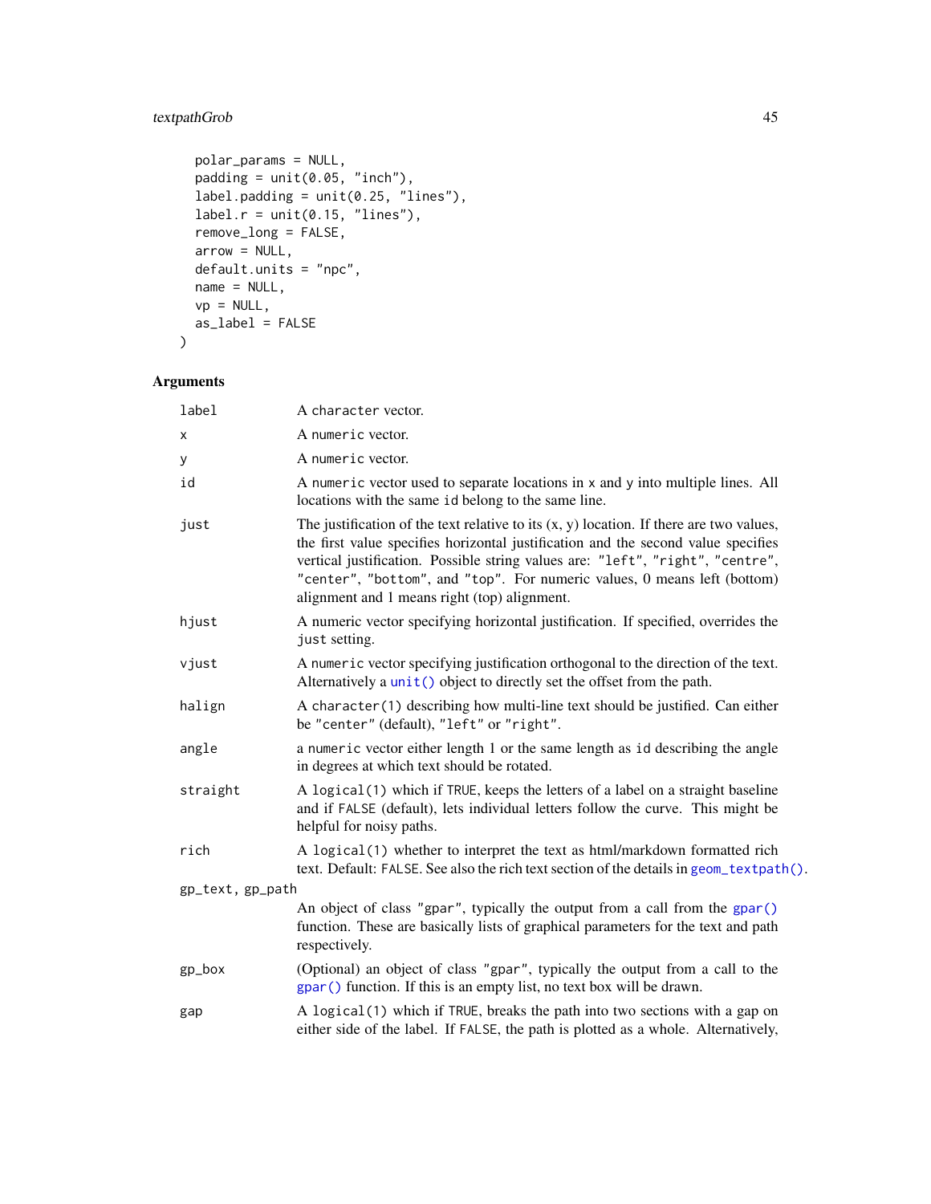```
  polar_params = NULL,
  padding = unit(0.05, "inch"),
  label.padding = unit(0.25, "lines"),
  label.r = unit(0.15, "lines"),
  remove_long = FALSE,
  arrow = NULL,
  default.units = "npc",
  name = NULL,
  vp = NULL,
  as_label = FALSE
)
```

## Arguments

| | |
|---|---|
| label | A character vector. |
| x | A numeric vector. |
| y | A numeric vector. |
| id | A numeric vector used to separate locations in x and y into multiple lines. All locations with the same id belong to the same line. |
| just | The justification of the text relative to its (x, y) location. If there are two values, the first value specifies horizontal justification and the second value specifies vertical justification. Possible string values are: "left", "right", "centre", "center", "bottom", and "top". For numeric values, 0 means left (bottom) alignment and 1 means right (top) alignment. |
| hjust | A numeric vector specifying horizontal justification. If specified, overrides the just setting. |
| vjust | A numeric vector specifying justification orthogonal to the direction of the text. Alternatively a unit() object to directly set the offset from the path. |
| halign | A character(1) describing how multi-line text should be justified. Can either be "center" (default), "left" or "right". |
| angle | a numeric vector either length 1 or the same length as id describing the angle in degrees at which text should be rotated. |
| straight | A logical(1) which if TRUE, keeps the letters of a label on a straight baseline and if FALSE (default), lets individual letters follow the curve. This might be helpful for noisy paths. |
| rich | A logical(1) whether to interpret the text as html/markdown formatted rich text. Default: FALSE. See also the rich text section of the details in geom_textpath(). |
| gp_text, gp_path | An object of class "gpar", typically the output from a call from the gpar() function. These are basically lists of graphical parameters for the text and path respectively. |
| gp_box | (Optional) an object of class "gpar", typically the output from a call to the gpar() function. If this is an empty list, no text box will be drawn. |
| gap | A logical(1) which if TRUE, breaks the path into two sections with a gap on either side of the label. If FALSE, the path is plotted as a whole. Alternatively, |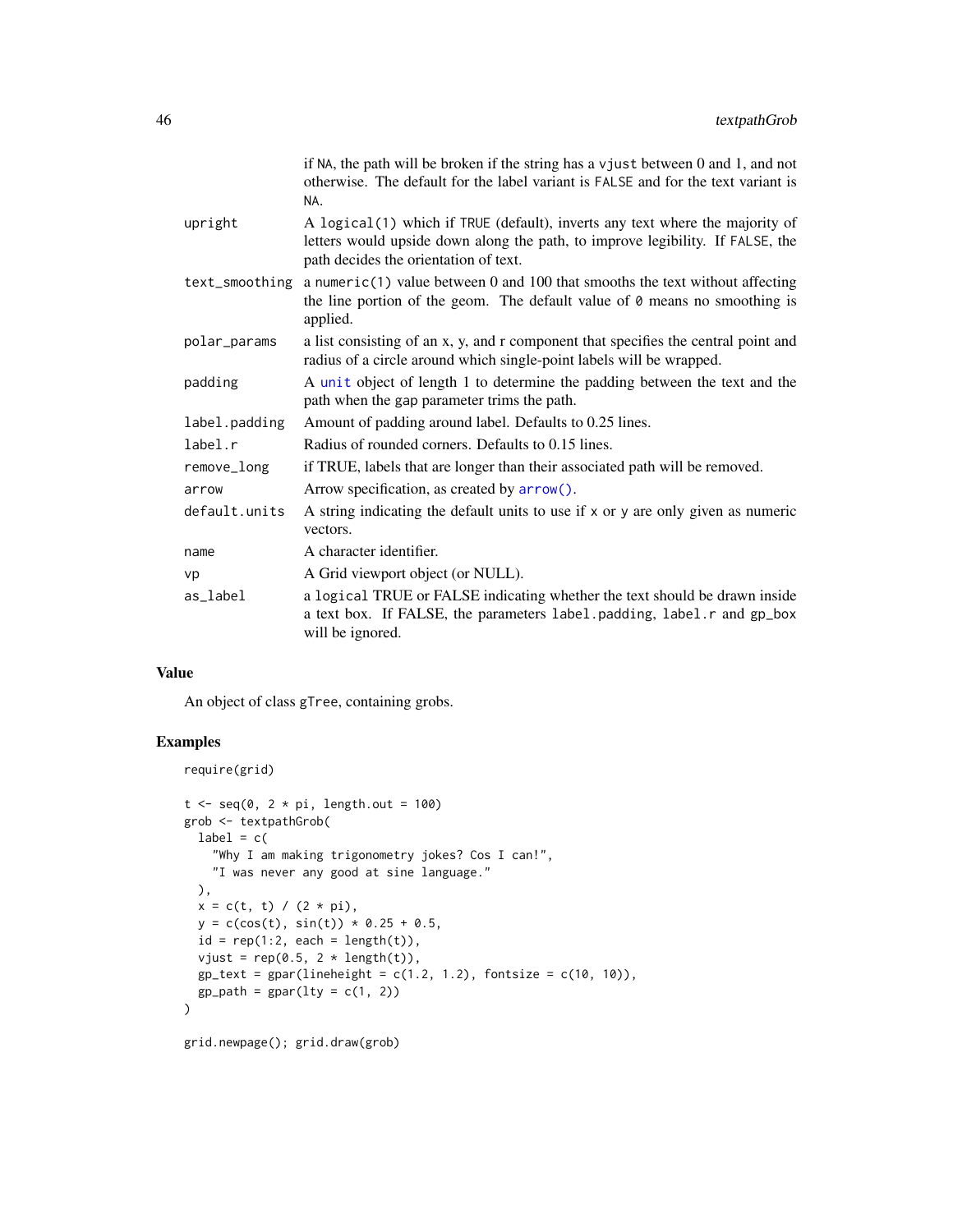| | |
|---|---|
| | if NA, the path will be broken if the string has a vjust between 0 and 1, and not otherwise. The default for the label variant is FALSE and for the text variant is NA. |
| upright | A logical(1) which if TRUE (default), inverts any text where the majority of letters would upside down along the path, to improve legibility. If FALSE, the path decides the orientation of text. |
| text_smoothing | a numeric(1) value between 0 and 100 that smooths the text without affecting the line portion of the geom. The default value of 0 means no smoothing is applied. |
| polar_params | a list consisting of an x, y, and r component that specifies the central point and radius of a circle around which single-point labels will be wrapped. |
| padding | A unit object of length 1 to determine the padding between the text and the path when the gap parameter trims the path. |
| label.padding | Amount of padding around label. Defaults to 0.25 lines. |
| label.r | Radius of rounded corners. Defaults to 0.15 lines. |
| remove_long | if TRUE, labels that are longer than their associated path will be removed. |
| arrow | Arrow specification, as created by arrow(). |
| default.units | A string indicating the default units to use if x or y are only given as numeric vectors. |
| name | A character identifier. |
| vp | A Grid viewport object (or NULL). |
| as_label | a logical TRUE or FALSE indicating whether the text should be drawn inside a text box. If FALSE, the parameters label.padding, label.r and gp_box will be ignored. |

## Value

An object of class gTree, containing grobs.

## Examples

```
require(grid)

t <- seq(0, 2 * pi, length.out = 100)
grob <- textpathGrob(
  label = c(
    "Why I am making trigonometry jokes? Cos I can!",
    "I was never any good at sine language."
  ),
  x = c(t, t) / (2 * pi),
  y = c(cos(t), sin(t)) * 0.25 + 0.5,
  id = rep(1:2, each = length(t)),
  vjust = rep(0.5, 2 * length(t)),
  gp_text = gpar(lineheight = c(1.2, 1.2), fontsize = c(10, 10)),
  gp_path = gpar(lty = c(1, 2))
)

grid.newpage(); grid.draw(grob)
```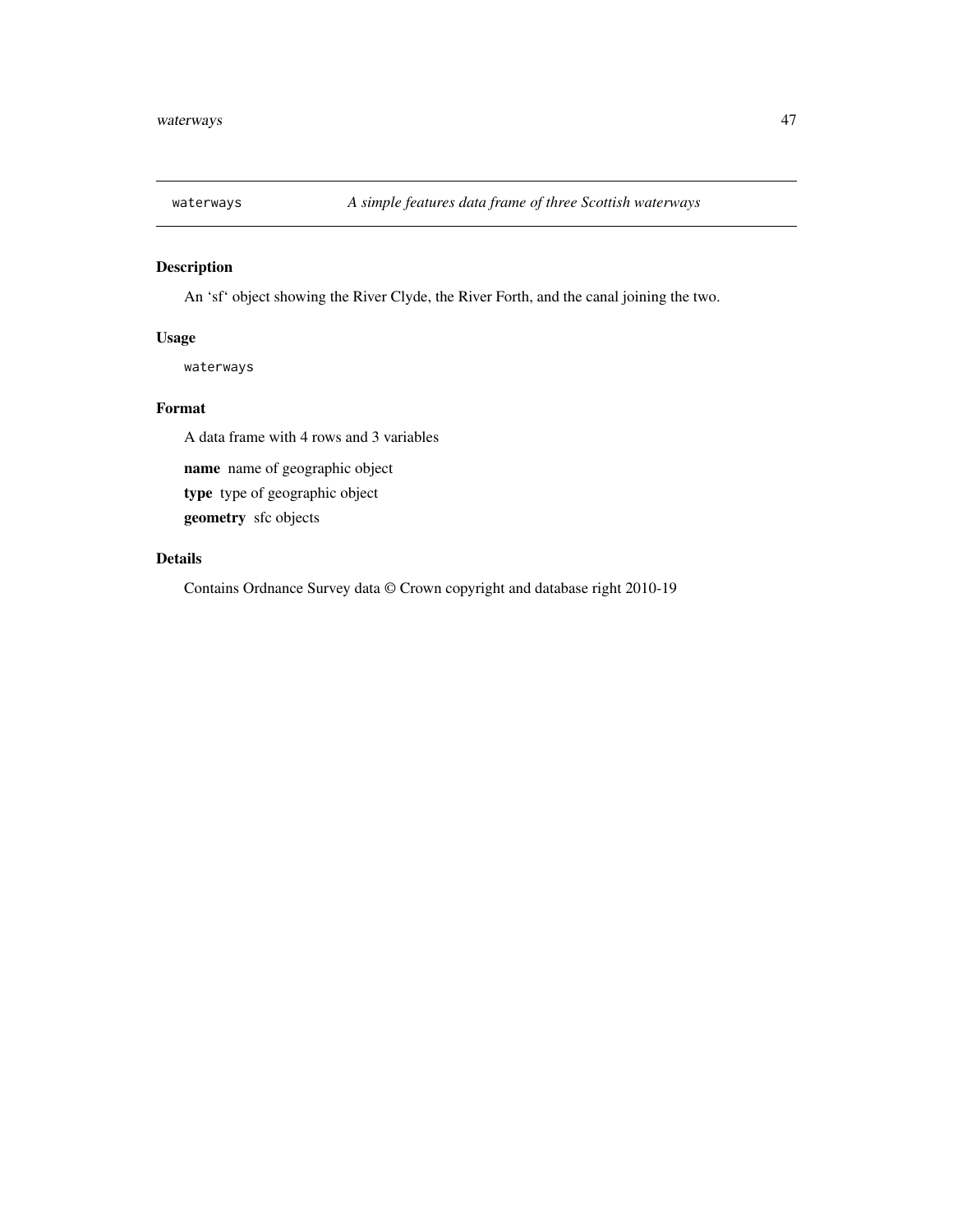`waterways` *A simple features data frame of three Scottish waterways*

## Description

An ‘sf‘ object showing the River Clyde, the River Forth, and the canal joining the two.

## Usage

```
waterways
```

## Format

A data frame with 4 rows and 3 variables

**name** name of geographic object

**type** type of geographic object

**geometry** sfc objects

## Details

Contains Ordnance Survey data © Crown copyright and database right 2010-19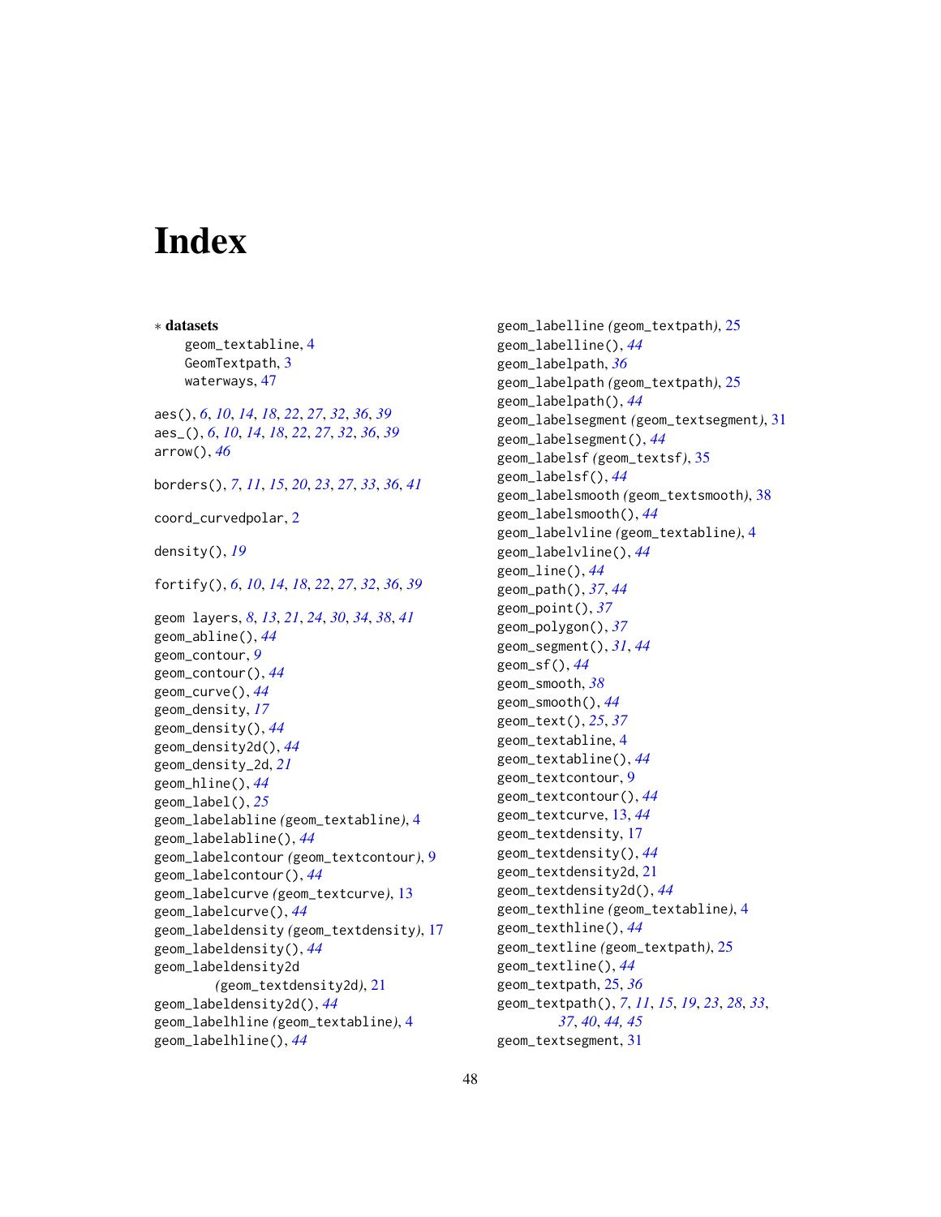# Index

∗ **datasets**

geom_textabline, 4
GeomTextpath, 3
waterways, 47

aes(), *6*, *10*, *14*, *18*, *22*, *27*, *32*, *36*, *39*
aes_(), *6*, *10*, *14*, *18*, *22*, *27*, *32*, *36*, *39*
arrow(), *46*

borders(), *7*, *11*, *15*, *20*, *23*, *27*, *33*, *36*, *41*

coord_curvedpolar, 2

density(), *19*

fortify(), *6*, *10*, *14*, *18*, *22*, *27*, *32*, *36*, *39*

geom layers, *8*, *13*, *21*, *24*, *30*, *34*, *38*, *41*
geom_abline(), *44*
geom_contour, *9*
geom_contour(), *44*
geom_curve(), *44*
geom_density, *17*
geom_density(), *44*
geom_density2d(), *44*
geom_density_2d, *21*
geom_hline(), *44*
geom_label(), *25*
geom_labelabline *(geom_textabline)*, 4
geom_labelabline(), *44*
geom_labelcontour *(geom_textcontour)*, 9
geom_labelcontour(), *44*
geom_labelcurve *(geom_textcurve)*, 13
geom_labelcurve(), *44*
geom_labeldensity *(geom_textdensity)*, 17
geom_labeldensity(), *44*
geom_labeldensity2d *(geom_textdensity2d)*, 21
geom_labeldensity2d(), *44*
geom_labelhline *(geom_textabline)*, 4
geom_labelhline(), *44*
geom_labelline *(geom_textpath)*, 25
geom_labelline(), *44*
geom_labelpath, *36*
geom_labelpath *(geom_textpath)*, 25
geom_labelpath(), *44*
geom_labelsegment *(geom_textsegment)*, 31
geom_labelsegment(), *44*
geom_labelsf *(geom_textsf)*, 35
geom_labelsf(), *44*
geom_labelsmooth *(geom_textsmooth)*, 38
geom_labelsmooth(), *44*
geom_labelvline *(geom_textabline)*, 4
geom_labelvline(), *44*
geom_line(), *44*
geom_path(), *37*, *44*
geom_point(), *37*
geom_polygon(), *37*
geom_segment(), *31*, *44*
geom_sf(), *44*
geom_smooth, *38*
geom_smooth(), *44*
geom_text(), *25*, *37*
geom_textabline, 4
geom_textabline(), *44*
geom_textcontour, 9
geom_textcontour(), *44*
geom_textcurve, 13, *44*
geom_textdensity, 17
geom_textdensity(), *44*
geom_textdensity2d, 21
geom_textdensity2d(), *44*
geom_texthline *(geom_textabline)*, 4
geom_texthline(), *44*
geom_textline *(geom_textpath)*, 25
geom_textline(), *44*
geom_textpath, 25, *36*
geom_textpath(), *7*, *11*, *15*, *19*, *23*, *28*, *33*, *37*, *40*, *44*, *45*
geom_textsegment, 31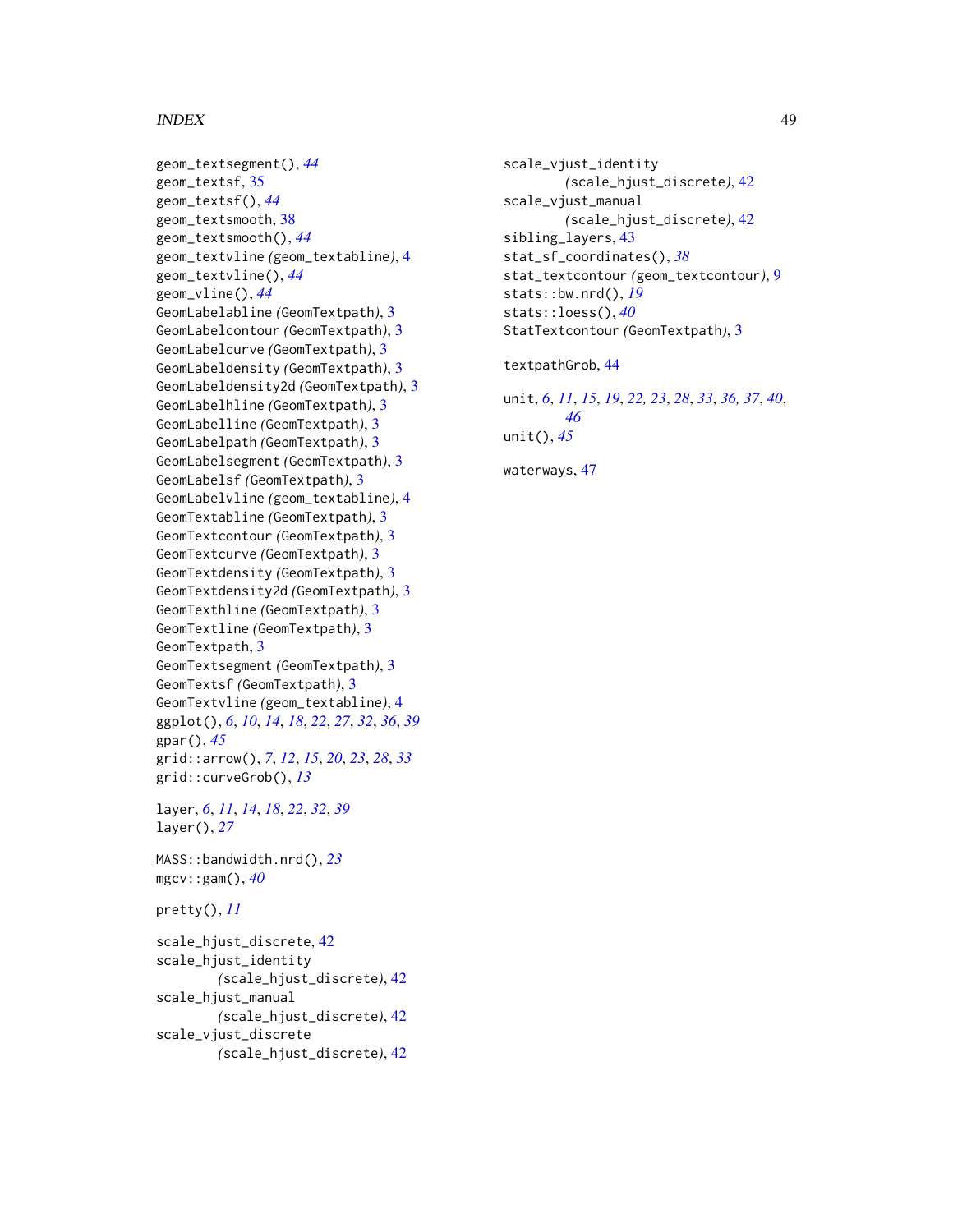geom_textsegment(), *44*
geom_textsf, 35
geom_textsf(), *44*
geom_textsmooth, 38
geom_textsmooth(), *44*
geom_textvline *(geom_textabline)*, 4
geom_textvline(), *44*
geom_vline(), *44*
GeomLabelabline *(GeomTextpath)*, 3
GeomLabelcontour *(GeomTextpath)*, 3
GeomLabelcurve *(GeomTextpath)*, 3
GeomLabeldensity *(GeomTextpath)*, 3
GeomLabeldensity2d *(GeomTextpath)*, 3
GeomLabelhline *(GeomTextpath)*, 3
GeomLabelline *(GeomTextpath)*, 3
GeomLabelpath *(GeomTextpath)*, 3
GeomLabelsegment *(GeomTextpath)*, 3
GeomLabelsf *(GeomTextpath)*, 3
GeomLabelvline *(geom_textabline)*, 4
GeomTextabline *(GeomTextpath)*, 3
GeomTextcontour *(GeomTextpath)*, 3
GeomTextcurve *(GeomTextpath)*, 3
GeomTextdensity *(GeomTextpath)*, 3
GeomTextdensity2d *(GeomTextpath)*, 3
GeomTexthline *(GeomTextpath)*, 3
GeomTextline *(GeomTextpath)*, 3
GeomTextpath, 3
GeomTextsegment *(GeomTextpath)*, 3
GeomTextsf *(GeomTextpath)*, 3
GeomTextvline *(geom_textabline)*, 4
ggplot(), *6*, *10*, *14*, *18*, *22*, *27*, *32*, *36*, *39*
gpar(), *45*
grid::arrow(), *7*, *12*, *15*, *20*, *23*, *28*, *33*
grid::curveGrob(), *13*

layer, *6*, *11*, *14*, *18*, *22*, *32*, *39*
layer(), *27*

MASS::bandwidth.nrd(), *23*
mgcv::gam(), *40*

pretty(), *11*

scale_hjust_discrete, 42
scale_hjust_identity *(scale_hjust_discrete)*, 42
scale_hjust_manual *(scale_hjust_discrete)*, 42
scale_vjust_discrete *(scale_hjust_discrete)*, 42
scale_vjust_identity *(scale_hjust_discrete)*, 42
scale_vjust_manual *(scale_hjust_discrete)*, 42
sibling_layers, 43
stat_sf_coordinates(), *38*
stat_textcontour *(geom_textcontour)*, 9
stats::bw.nrd(), *19*
stats::loess(), *40*
StatTextcontour *(GeomTextpath)*, 3

textpathGrob, 44

unit, *6*, *11*, *15*, *19*, *22, 23*, *28*, *33*, *36, 37*, *40*, *46*
unit(), *45*

waterways, 47